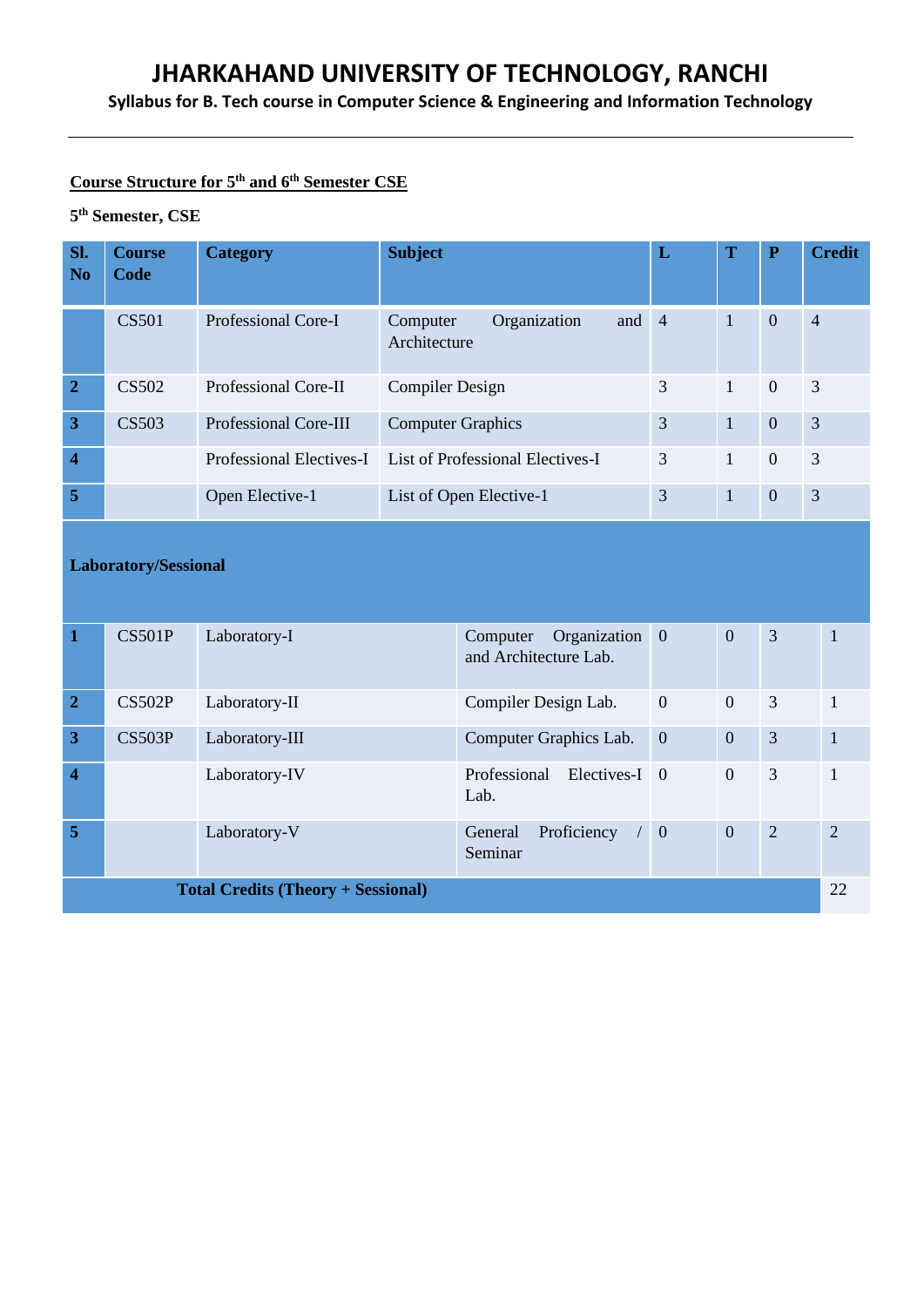# JHARKAHAND UNIVERSITY OF TECHNOLOGY, RANCHI

**Syllabus for B. Tech course in Computer Science & Engineering and Information Technology**

**Course Structure for 5th and 6th Semester CSE**

**5th Semester, CSE**

| Sl. No | Course Code | Category | Subject | L | T | P | Credit |
|---|---|---|---|---|---|---|---|
| | CS501 | Professional Core-I | Computer Organization and Architecture | 4 | 1 | 0 | 4 |
| 2 | CS502 | Professional Core-II | Compiler Design | 3 | 1 | 0 | 3 |
| 3 | CS503 | Professional Core-III | Computer Graphics | 3 | 1 | 0 | 3 |
| 4 | | Professional Electives-I | List of Professional Electives-I | 3 | 1 | 0 | 3 |
| 5 | | Open Elective-1 | List of Open Elective-1 | 3 | 1 | 0 | 3 |
| **Laboratory/Sessional** | | | | | | | |
| 1 | CS501P | Laboratory-I | Computer Organization and Architecture Lab. | 0 | 0 | 3 | 1 |
| 2 | CS502P | Laboratory-II | Compiler Design Lab. | 0 | 0 | 3 | 1 |
| 3 | CS503P | Laboratory-III | Computer Graphics Lab. | 0 | 0 | 3 | 1 |
| 4 | | Laboratory-IV | Professional Electives-I Lab. | 0 | 0 | 3 | 1 |
| 5 | | Laboratory-V | General Proficiency / Seminar | 0 | 0 | 2 | 2 |
| **Total Credits (Theory + Sessional)** | | | | | | | 22 |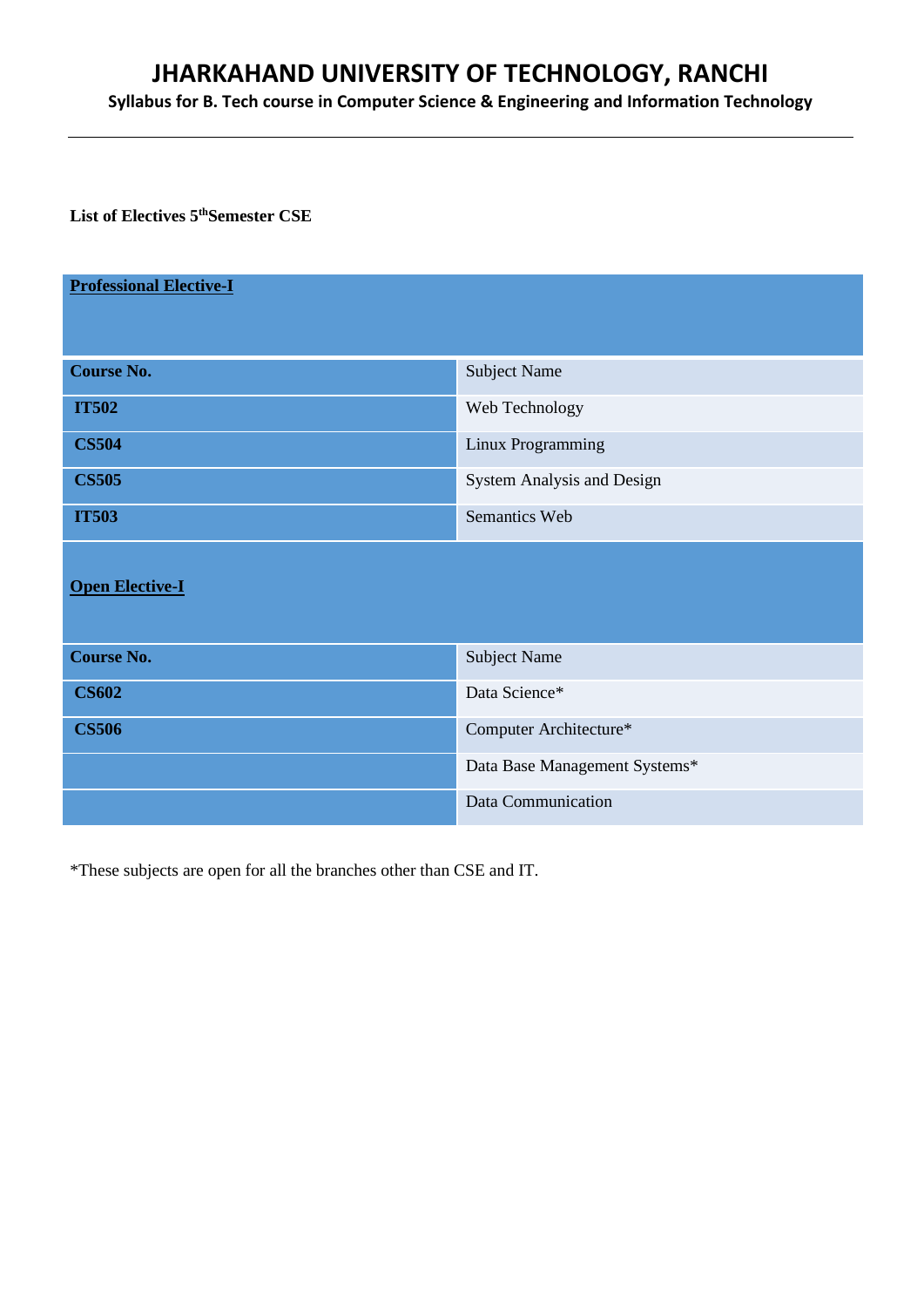**List of Electives 5th Semester CSE**

| **Professional Elective-I** | |
|---|---|
| **Course No.** | Subject Name |
| **IT502** | Web Technology |
| **CS504** | Linux Programming |
| **CS505** | System Analysis and Design |
| **IT503** | Semantics Web |

| **Open Elective-I** | |
|---|---|
| **Course No.** | Subject Name |
| **CS602** | Data Science* |
| **CS506** | Computer Architecture* |
| | Data Base Management Systems* |
| | Data Communication |

*These subjects are open for all the branches other than CSE and IT.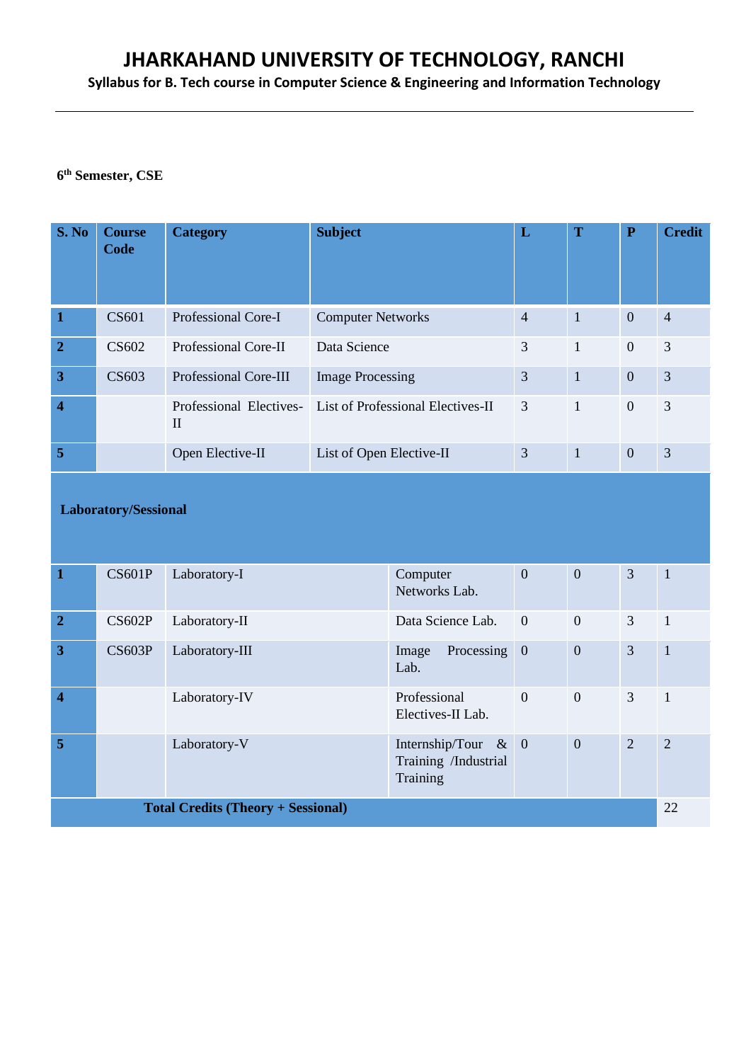# JHARKAHAND UNIVERSITY OF TECHNOLOGY, RANCHI

**Syllabus for B. Tech course in Computer Science & Engineering and Information Technology**

**6th Semester, CSE**

| S. No | Course Code | Category | Subject | L | T | P | Credit |
|---|---|---|---|---|---|---|---|
| 1 | CS601 | Professional Core-I | Computer Networks | 4 | 1 | 0 | 4 |
| 2 | CS602 | Professional Core-II | Data Science | 3 | 1 | 0 | 3 |
| 3 | CS603 | Professional Core-III | Image Processing | 3 | 1 | 0 | 3 |
| 4 | | Professional Electives-II | List of Professional Electives-II | 3 | 1 | 0 | 3 |
| 5 | | Open Elective-II | List of Open Elective-II | 3 | 1 | 0 | 3 |
| **Laboratory/Sessional** | | | | | | | |
| 1 | CS601P | Laboratory-I | Computer Networks Lab. | 0 | 0 | 3 | 1 |
| 2 | CS602P | Laboratory-II | Data Science Lab. | 0 | 0 | 3 | 1 |
| 3 | CS603P | Laboratory-III | Image Processing Lab. | 0 | 0 | 3 | 1 |
| 4 | | Laboratory-IV | Professional Electives-II Lab. | 0 | 0 | 3 | 1 |
| 5 | | Laboratory-V | Internship/Tour & Training /Industrial Training | 0 | 0 | 2 | 2 |
| **Total Credits (Theory + Sessional)** | | | | | | | 22 |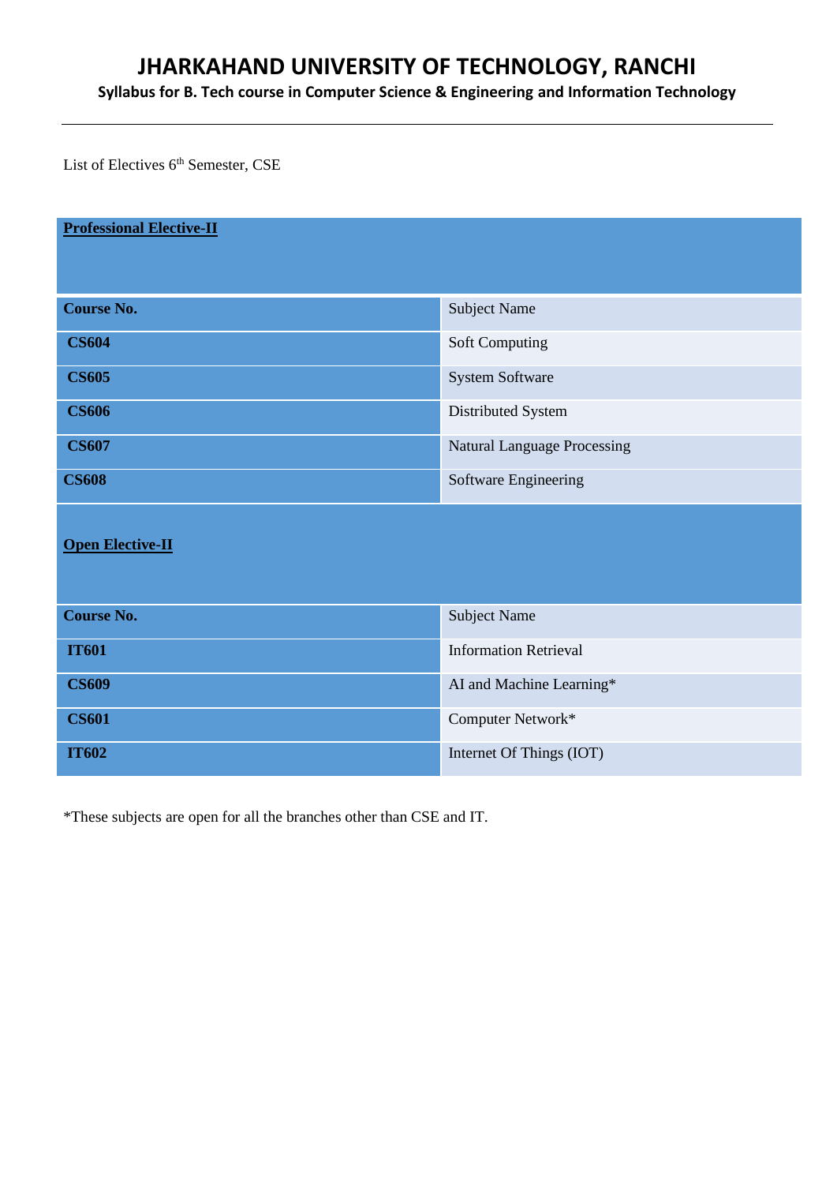List of Electives 6th Semester, CSE

| **Professional Elective-II** | |
|---|---|
| **Course No.** | Subject Name |
| **CS604** | Soft Computing |
| **CS605** | System Software |
| **CS606** | Distributed System |
| **CS607** | Natural Language Processing |
| **CS608** | Software Engineering |

| **Open Elective-II** | |
|---|---|
| **Course No.** | Subject Name |
| **IT601** | Information Retrieval |
| **CS609** | AI and Machine Learning* |
| **CS601** | Computer Network* |
| **IT602** | Internet Of Things (IOT) |

*These subjects are open for all the branches other than CSE and IT.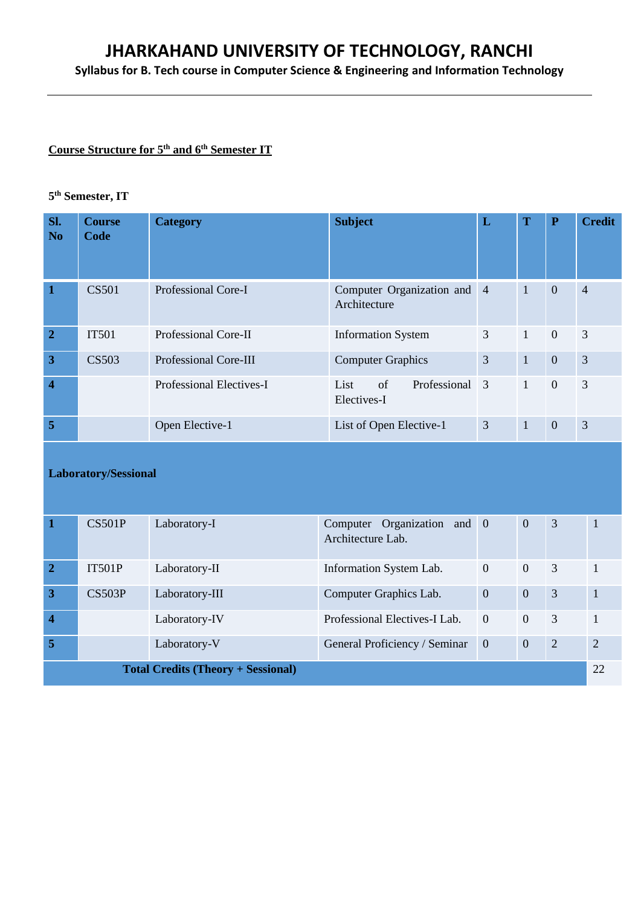# JHARKAHAND UNIVERSITY OF TECHNOLOGY, RANCHI

**Syllabus for B. Tech course in Computer Science & Engineering and Information Technology**

**Course Structure for 5th and 6th Semester IT**

**5th Semester, IT**

| Sl. No | Course Code | Category | Subject | L | T | P | Credit |
|---|---|---|---|---|---|---|---|
| 1 | CS501 | Professional Core-I | Computer Organization and Architecture | 4 | 1 | 0 | 4 |
| 2 | IT501 | Professional Core-II | Information System | 3 | 1 | 0 | 3 |
| 3 | CS503 | Professional Core-III | Computer Graphics | 3 | 1 | 0 | 3 |
| 4 | | Professional Electives-I | List of Professional Electives-I | 3 | 1 | 0 | 3 |
| 5 | | Open Elective-1 | List of Open Elective-1 | 3 | 1 | 0 | 3 |
| **Laboratory/Sessional** | | | | | | | |
| 1 | CS501P | Laboratory-I | Computer Organization and Architecture Lab. | 0 | 0 | 3 | 1 |
| 2 | IT501P | Laboratory-II | Information System Lab. | 0 | 0 | 3 | 1 |
| 3 | CS503P | Laboratory-III | Computer Graphics Lab. | 0 | 0 | 3 | 1 |
| 4 | | Laboratory-IV | Professional Electives-I Lab. | 0 | 0 | 3 | 1 |
| 5 | | Laboratory-V | General Proficiency / Seminar | 0 | 0 | 2 | 2 |
| **Total Credits (Theory + Sessional)** | | | | | | | 22 |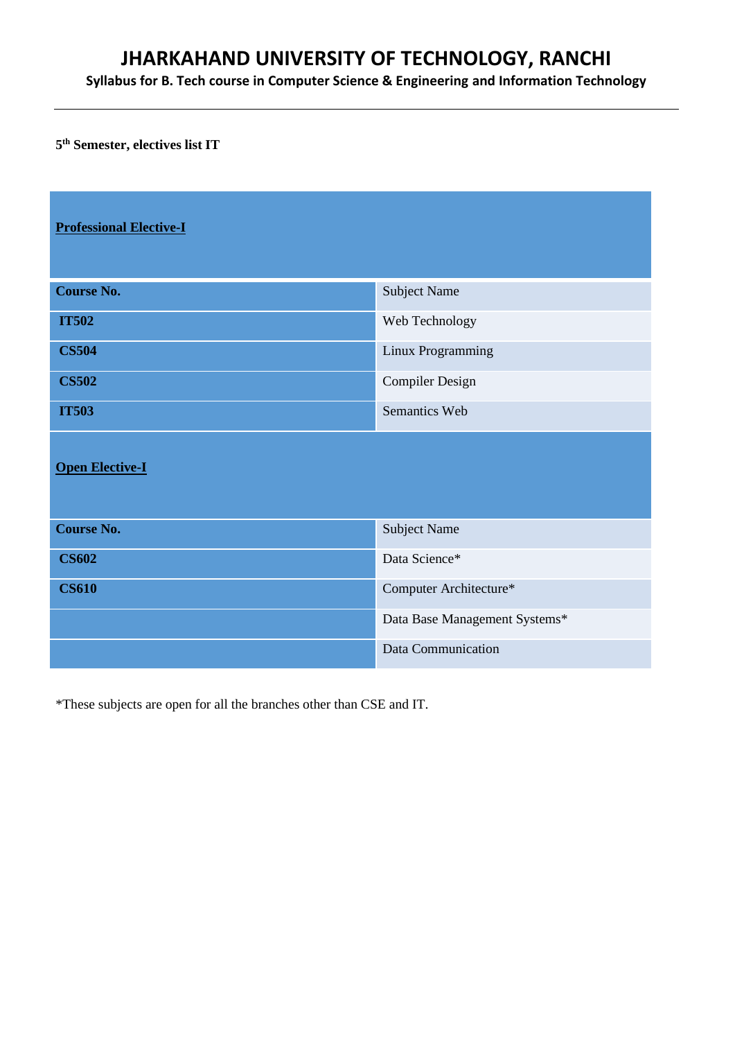**5th Semester, electives list IT**

**Professional Elective-I**

| Course No. | Subject Name |
|---|---|
| IT502 | Web Technology |
| CS504 | Linux Programming |
| CS502 | Compiler Design |
| IT503 | Semantics Web |

**Open Elective-I**

| Course No. | Subject Name |
|---|---|
| CS602 | Data Science* |
| CS610 | Computer Architecture* |
| | Data Base Management Systems* |
| | Data Communication |

*These subjects are open for all the branches other than CSE and IT.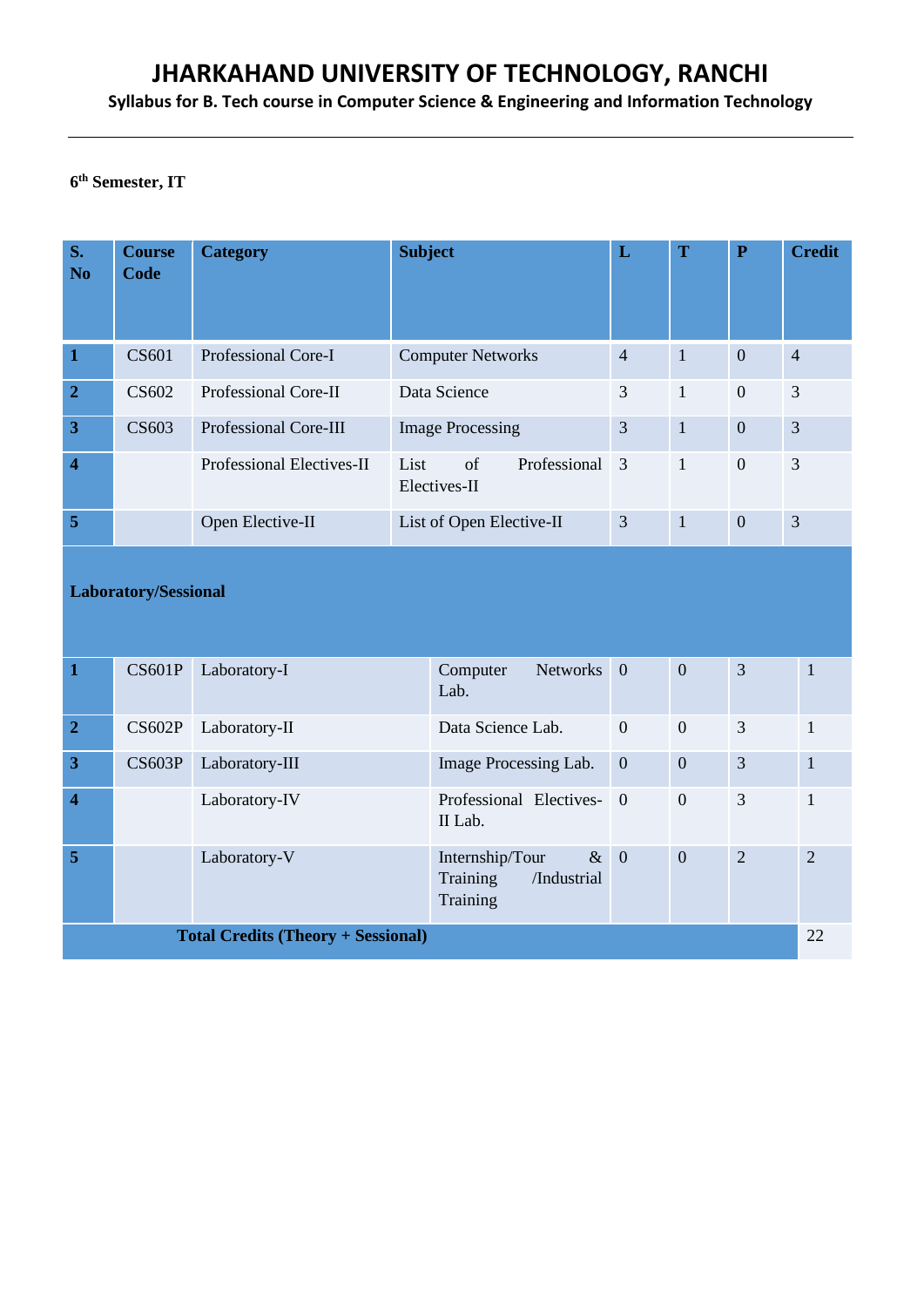# JHARKAHAND UNIVERSITY OF TECHNOLOGY, RANCHI

**Syllabus for B. Tech course in Computer Science & Engineering and Information Technology**

**6th Semester, IT**

| S. No | Course Code | Category | Subject | L | T | P | Credit |
|---|---|---|---|---|---|---|---|
| 1 | CS601 | Professional Core-I | Computer Networks | 4 | 1 | 0 | 4 |
| 2 | CS602 | Professional Core-II | Data Science | 3 | 1 | 0 | 3 |
| 3 | CS603 | Professional Core-III | Image Processing | 3 | 1 | 0 | 3 |
| 4 | | Professional Electives-II | List of Professional Electives-II | 3 | 1 | 0 | 3 |
| 5 | | Open Elective-II | List of Open Elective-II | 3 | 1 | 0 | 3 |
| **Laboratory/Sessional** | | | | | | | |
| 1 | CS601P | Laboratory-I | Computer Networks Lab. | 0 | 0 | 3 | 1 |
| 2 | CS602P | Laboratory-II | Data Science Lab. | 0 | 0 | 3 | 1 |
| 3 | CS603P | Laboratory-III | Image Processing Lab. | 0 | 0 | 3 | 1 |
| 4 | | Laboratory-IV | Professional Electives-II Lab. | 0 | 0 | 3 | 1 |
| 5 | | Laboratory-V | Internship/Tour & Training /Industrial Training | 0 | 0 | 2 | 2 |
| **Total Credits (Theory + Sessional)** | | | | | | | 22 |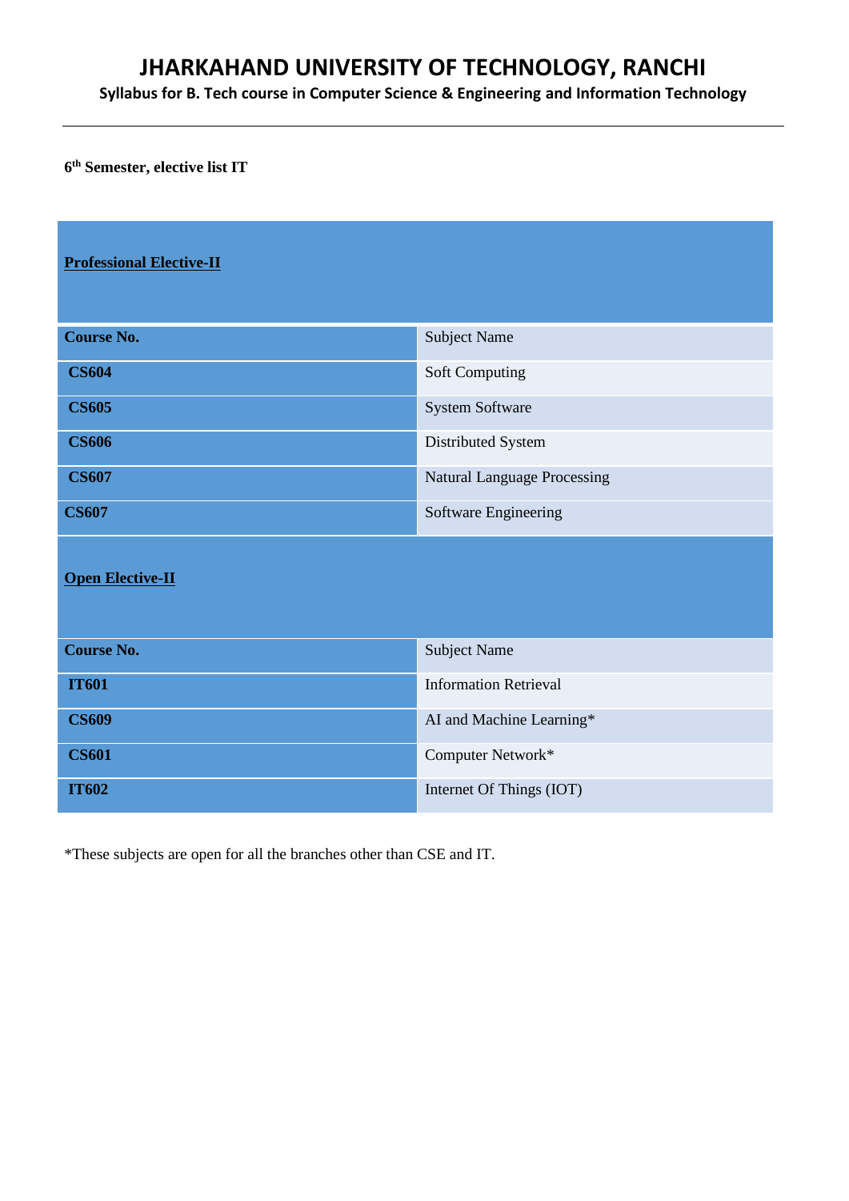**6th Semester, elective list IT**

| **Professional Elective-II** | |
|---|---|
| **Course No.** | Subject Name |
| **CS604** | Soft Computing |
| **CS605** | System Software |
| **CS606** | Distributed System |
| **CS607** | Natural Language Processing |
| **CS607** | Software Engineering |

| **Open Elective-II** | |
|---|---|
| **Course No.** | Subject Name |
| **IT601** | Information Retrieval |
| **CS609** | AI and Machine Learning* |
| **CS601** | Computer Network* |
| **IT602** | Internet Of Things (IOT) |

*These subjects are open for all the branches other than CSE and IT.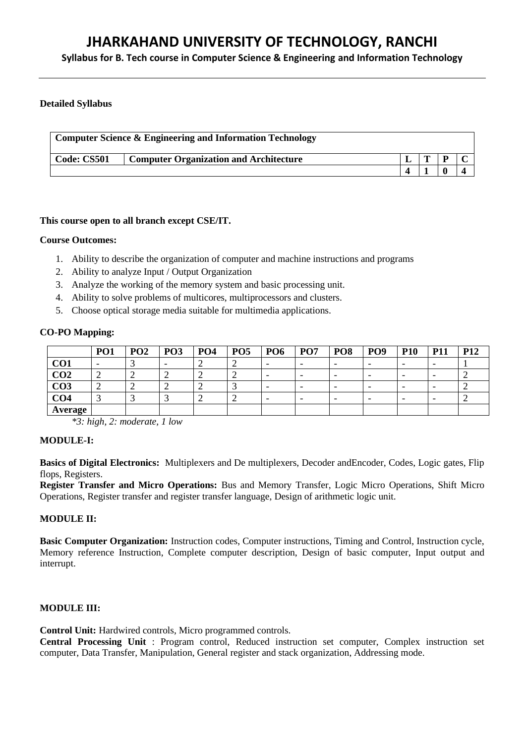**Detailed Syllabus**

| Computer Science & Engineering and Information Technology | | | | | |
|---|---|---|---|---|---|
| **Code: CS501** | **Computer Organization and Architecture** | **L** | **T** | **P** | **C** |
| | | **4** | **1** | **0** | **4** |

**This course open to all branch except CSE/IT.**

**Course Outcomes:**

1. Ability to describe the organization of computer and machine instructions and programs
2. Ability to analyze Input / Output Organization
3. Analyze the working of the memory system and basic processing unit.
4. Ability to solve problems of multicores, multiprocessors and clusters.
5. Choose optical storage media suitable for multimedia applications.

**CO-PO Mapping:**

| | PO1 | PO2 | PO3 | PO4 | PO5 | PO6 | PO7 | PO8 | PO9 | P10 | P11 | P12 |
|---|---|---|---|---|---|---|---|---|---|---|---|---|
| **CO1** | - | 3 | - | 2 | 2 | - | - | - | - | - | - | 1 |
| **CO2** | 2 | 2 | 2 | 2 | 2 | - | - | - | - | - | - | 2 |
| **CO3** | 2 | 2 | 2 | 2 | 3 | - | - | - | - | - | - | 2 |
| **CO4** | 3 | 3 | 3 | 2 | 2 | - | - | - | - | - | - | 2 |
| **Average** | | | | | | | | | | | | |

*\*3: high, 2: moderate, 1 low*

**MODULE-I:**

**Basics of Digital Electronics:** Multiplexers and De multiplexers, Decoder andEncoder, Codes, Logic gates, Flip flops, Registers.
**Register Transfer and Micro Operations:** Bus and Memory Transfer, Logic Micro Operations, Shift Micro Operations, Register transfer and register transfer language, Design of arithmetic logic unit.

**MODULE II:**

**Basic Computer Organization:** Instruction codes, Computer instructions, Timing and Control, Instruction cycle, Memory reference Instruction, Complete computer description, Design of basic computer, Input output and interrupt.

**MODULE III:**

**Control Unit:** Hardwired controls, Micro programmed controls.
**Central Processing Unit** : Program control, Reduced instruction set computer, Complex instruction set computer, Data Transfer, Manipulation, General register and stack organization, Addressing mode.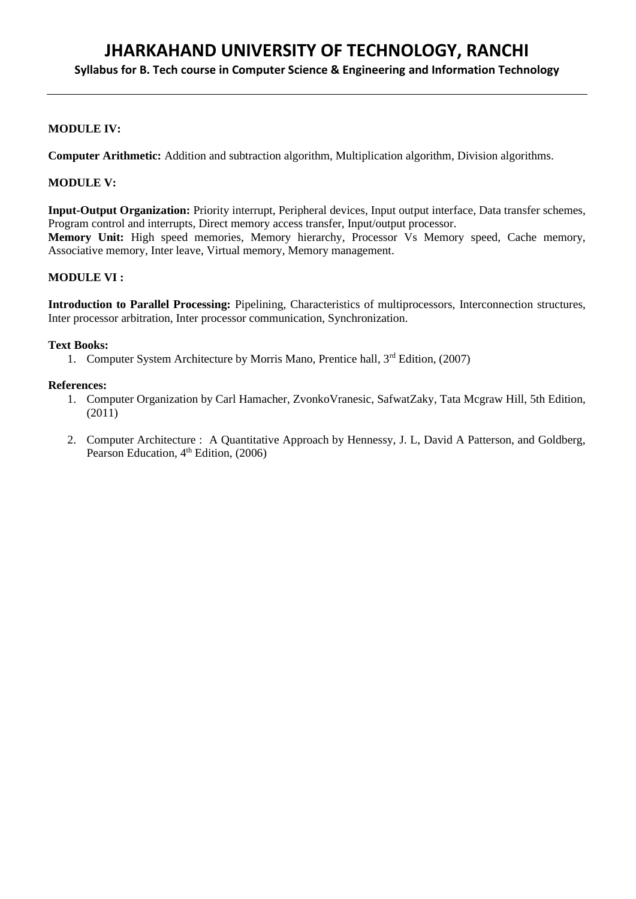**MODULE IV:**

**Computer Arithmetic:** Addition and subtraction algorithm, Multiplication algorithm, Division algorithms.

**MODULE V:**

**Input-Output Organization:** Priority interrupt, Peripheral devices, Input output interface, Data transfer schemes, Program control and interrupts, Direct memory access transfer, Input/output processor.
**Memory Unit:** High speed memories, Memory hierarchy, Processor Vs Memory speed, Cache memory, Associative memory, Inter leave, Virtual memory, Memory management.

**MODULE VI :**

**Introduction to Parallel Processing:** Pipelining, Characteristics of multiprocessors, Interconnection structures, Inter processor arbitration, Inter processor communication, Synchronization.

**Text Books:**

1. Computer System Architecture by Morris Mano, Prentice hall, 3rd Edition, (2007)

**References:**

1. Computer Organization by Carl Hamacher, ZvonkoVranesic, SafwatZaky, Tata Mcgraw Hill, 5th Edition, (2011)
2. Computer Architecture : A Quantitative Approach by Hennessy, J. L, David A Patterson, and Goldberg, Pearson Education, 4th Edition, (2006)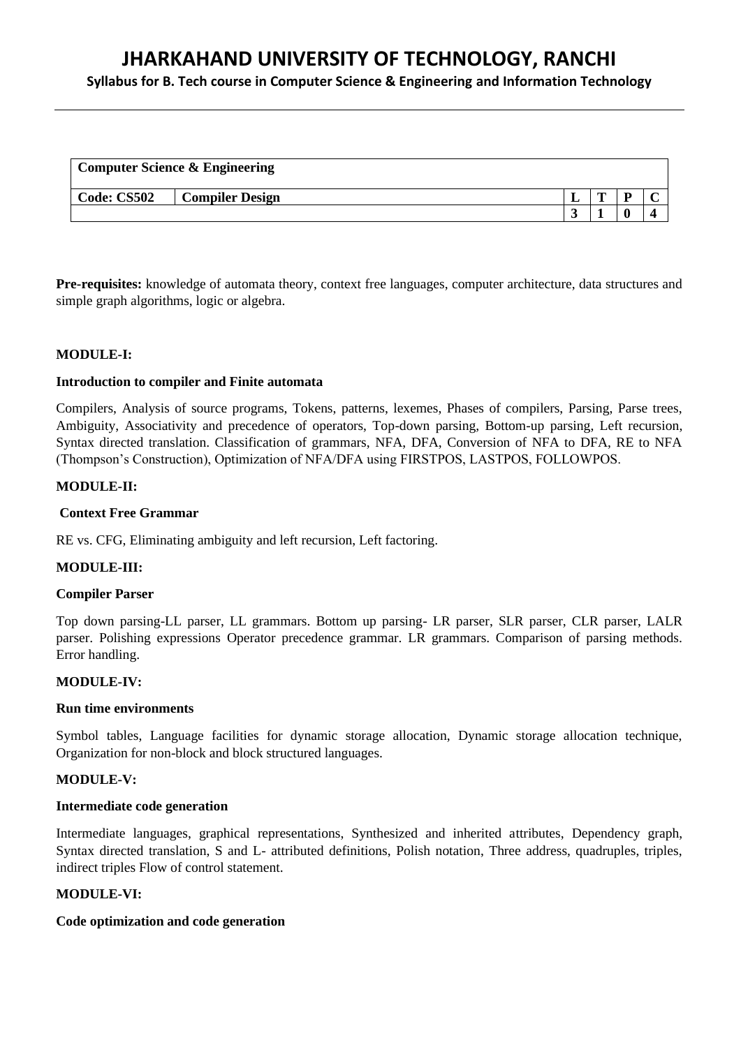| Computer Science & Engineering | | | | | |
|---|---|---|---|---|---|
| **Code: CS502** | **Compiler Design** | **L** | **T** | **P** | **C** |
| | | **3** | **1** | **0** | **4** |

**Pre-requisites:** knowledge of automata theory, context free languages, computer architecture, data structures and simple graph algorithms, logic or algebra.

**MODULE-I:**

**Introduction to compiler and Finite automata**

Compilers, Analysis of source programs, Tokens, patterns, lexemes, Phases of compilers, Parsing, Parse trees, Ambiguity, Associativity and precedence of operators, Top-down parsing, Bottom-up parsing, Left recursion, Syntax directed translation. Classification of grammars, NFA, DFA, Conversion of NFA to DFA, RE to NFA (Thompson's Construction), Optimization of NFA/DFA using FIRSTPOS, LASTPOS, FOLLOWPOS.

**MODULE-II:**

**Context Free Grammar**

RE vs. CFG, Eliminating ambiguity and left recursion, Left factoring.

**MODULE-III:**

**Compiler Parser**

Top down parsing-LL parser, LL grammars. Bottom up parsing- LR parser, SLR parser, CLR parser, LALR parser. Polishing expressions Operator precedence grammar. LR grammars. Comparison of parsing methods. Error handling.

**MODULE-IV:**

**Run time environments**

Symbol tables, Language facilities for dynamic storage allocation, Dynamic storage allocation technique, Organization for non-block and block structured languages.

**MODULE-V:**

**Intermediate code generation**

Intermediate languages, graphical representations, Synthesized and inherited attributes, Dependency graph, Syntax directed translation, S and L- attributed definitions, Polish notation, Three address, quadruples, triples, indirect triples Flow of control statement.

**MODULE-VI:**

**Code optimization and code generation**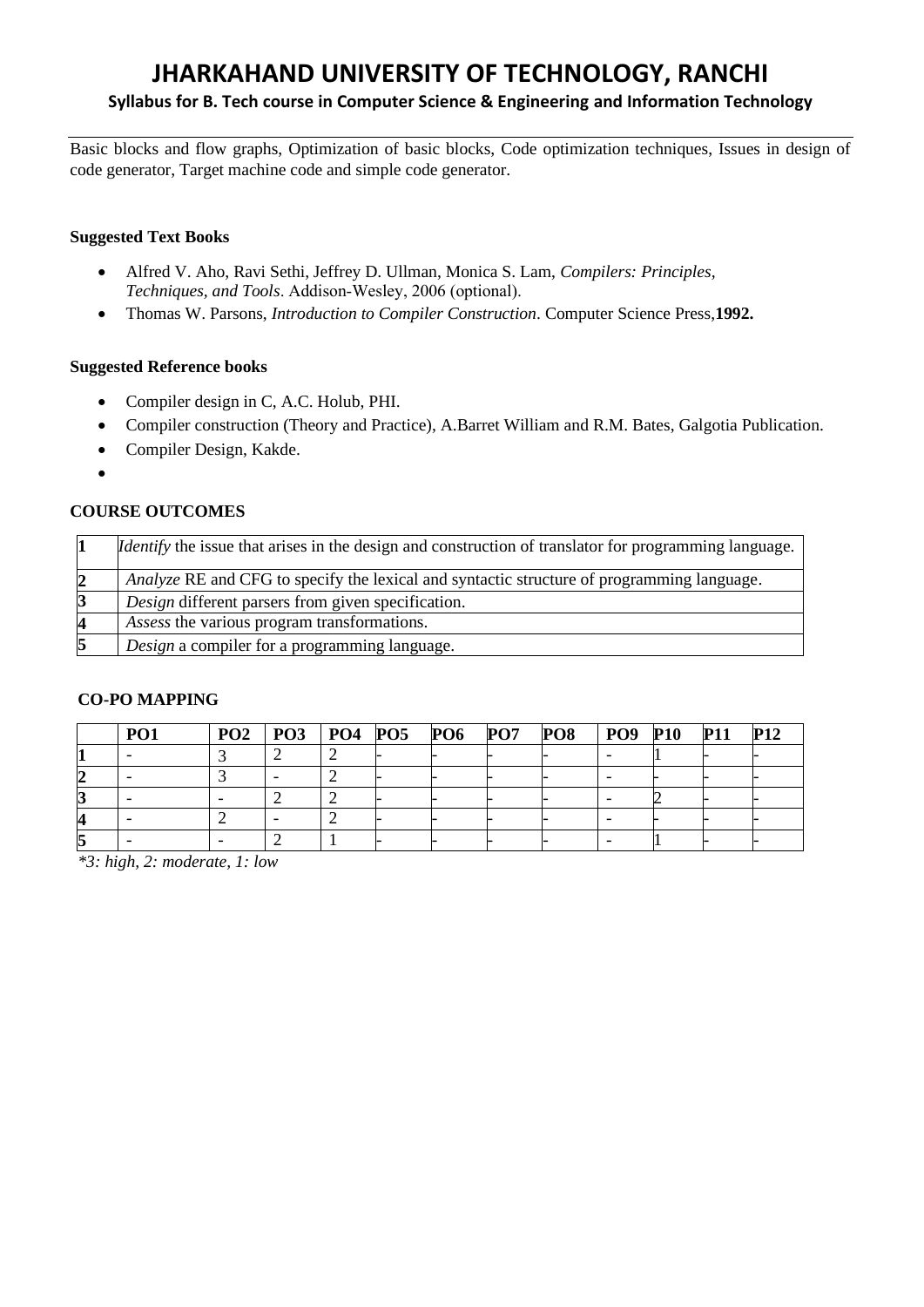Basic blocks and flow graphs, Optimization of basic blocks, Code optimization techniques, Issues in design of code generator, Target machine code and simple code generator.

**Suggested Text Books**

- Alfred V. Aho, Ravi Sethi, Jeffrey D. Ullman, Monica S. Lam, *Compilers: Principles, Techniques, and Tools*. Addison-Wesley, 2006 (optional).
- Thomas W. Parsons, *Introduction to Compiler Construction*. Computer Science Press,**1992.**

**Suggested Reference books**

- Compiler design in C, A.C. Holub, PHI.
- Compiler construction (Theory and Practice), A.Barret William and R.M. Bates, Galgotia Publication.
- Compiler Design, Kakde.

**COURSE OUTCOMES**

| | |
|---|---|
| **1** | *Identify* the issue that arises in the design and construction of translator for programming language. |
| **2** | *Analyze* RE and CFG to specify the lexical and syntactic structure of programming language. |
| **3** | *Design* different parsers from given specification. |
| **4** | *Assess* the various program transformations. |
| **5** | *Design* a compiler for a programming language. |

**CO-PO MAPPING**

| | PO1 | PO2 | PO3 | PO4 | PO5 | PO6 | PO7 | PO8 | PO9 | P10 | P11 | P12 |
|---|---|---|---|---|---|---|---|---|---|---|---|---|
| **1** | - | 3 | 2 | 2 | - | - | - | - | - | 1 | - | - |
| **2** | - | 3 | - | 2 | - | - | - | - | - | - | - | - |
| **3** | - | - | 2 | 2 | - | - | - | - | - | 2 | - | - |
| **4** | - | 2 | - | 2 | - | - | - | - | - | - | - | - |
| **5** | - | - | 2 | 1 | - | - | - | - | - | 1 | - | - |

*\*3: high, 2: moderate, 1: low*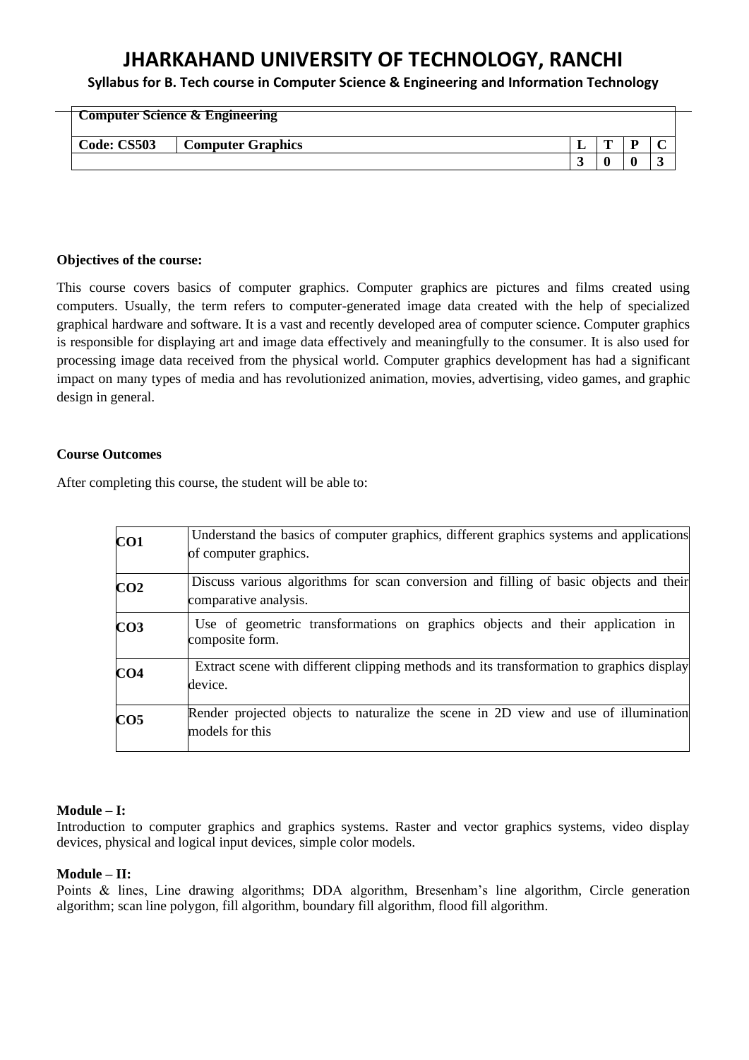# JHARKAHAND UNIVERSITY OF TECHNOLOGY, RANCHI

**Syllabus for B. Tech course in Computer Science & Engineering and Information Technology**

| **Computer Science & Engineering** | | | | | |
|---|---|---|---|---|---|
| **Code: CS503** | **Computer Graphics** | **L** | **T** | **P** | **C** |
| | | **3** | **0** | **0** | **3** |

**Objectives of the course:**

This course covers basics of computer graphics. Computer graphics are pictures and films created using computers. Usually, the term refers to computer-generated image data created with the help of specialized graphical hardware and software. It is a vast and recently developed area of computer science. Computer graphics is responsible for displaying art and image data effectively and meaningfully to the consumer. It is also used for processing image data received from the physical world. Computer graphics development has had a significant impact on many types of media and has revolutionized animation, movies, advertising, video games, and graphic design in general.

**Course Outcomes**

After completing this course, the student will be able to:

| | |
|---|---|
| **CO1** | Understand the basics of computer graphics, different graphics systems and applications of computer graphics. |
| **CO2** | Discuss various algorithms for scan conversion and filling of basic objects and their comparative analysis. |
| **CO3** | Use of geometric transformations on graphics objects and their application in composite form. |
| **CO4** | Extract scene with different clipping methods and its transformation to graphics display device. |
| **CO5** | Render projected objects to naturalize the scene in 2D view and use of illumination models for this |

**Module – I:**
Introduction to computer graphics and graphics systems. Raster and vector graphics systems, video display devices, physical and logical input devices, simple color models.

**Module – II:**
Points & lines, Line drawing algorithms; DDA algorithm, Bresenham's line algorithm, Circle generation algorithm; scan line polygon, fill algorithm, boundary fill algorithm, flood fill algorithm.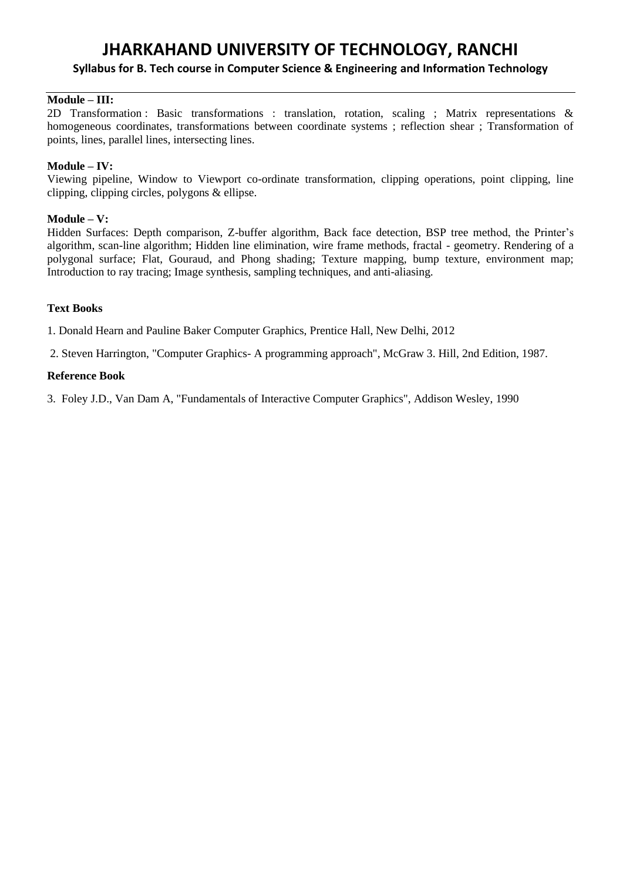**Module – III:**

2D Transformation : Basic transformations : translation, rotation, scaling ; Matrix representations & homogeneous coordinates, transformations between coordinate systems ; reflection shear ; Transformation of points, lines, parallel lines, intersecting lines.

**Module – IV:**

Viewing pipeline, Window to Viewport co-ordinate transformation, clipping operations, point clipping, line clipping, clipping circles, polygons & ellipse.

**Module – V:**

Hidden Surfaces: Depth comparison, Z-buffer algorithm, Back face detection, BSP tree method, the Printer's algorithm, scan-line algorithm; Hidden line elimination, wire frame methods, fractal - geometry. Rendering of a polygonal surface; Flat, Gouraud, and Phong shading; Texture mapping, bump texture, environment map; Introduction to ray tracing; Image synthesis, sampling techniques, and anti-aliasing.

**Text Books**

1. Donald Hearn and Pauline Baker Computer Graphics, Prentice Hall, New Delhi, 2012

2. Steven Harrington, "Computer Graphics- A programming approach", McGraw 3. Hill, 2nd Edition, 1987.

**Reference Book**

3. Foley J.D., Van Dam A, "Fundamentals of Interactive Computer Graphics", Addison Wesley, 1990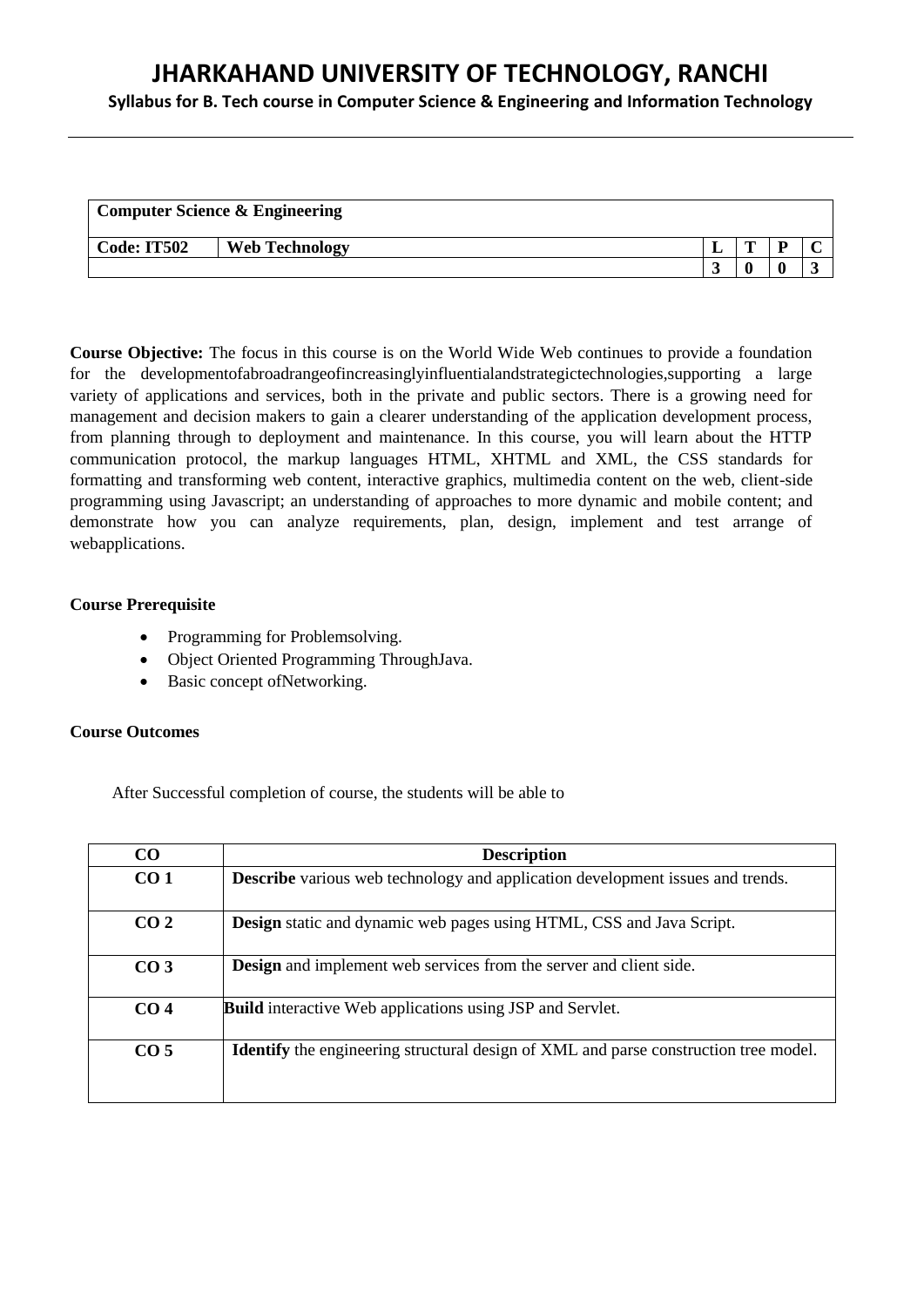# JHARKAHAND UNIVERSITY OF TECHNOLOGY, RANCHI

**Syllabus for B. Tech course in Computer Science & Engineering and Information Technology**

| **Computer Science & Engineering** | | | | | |
|---|---|---|---|---|---|
| **Code: IT502** | **Web Technology** | **L** | **T** | **P** | **C** |
| | | **3** | **0** | **0** | **3** |

**Course Objective:** The focus in this course is on the World Wide Web continues to provide a foundation for the developmentofabroadrangeofincreasinglyinfluentialandstrategictechnologies,supporting a large variety of applications and services, both in the private and public sectors. There is a growing need for management and decision makers to gain a clearer understanding of the application development process, from planning through to deployment and maintenance. In this course, you will learn about the HTTP communication protocol, the markup languages HTML, XHTML and XML, the CSS standards for formatting and transforming web content, interactive graphics, multimedia content on the web, client-side programming using Javascript; an understanding of approaches to more dynamic and mobile content; and demonstrate how you can analyze requirements, plan, design, implement and test arrange of webapplications.

**Course Prerequisite**

- Programming for Problemsolving.
- Object Oriented Programming ThroughJava.
- Basic concept ofNetworking.

**Course Outcomes**

After Successful completion of course, the students will be able to

| CO | Description |
|---|---|
| **CO 1** | **Describe** various web technology and application development issues and trends. |
| **CO 2** | **Design** static and dynamic web pages using HTML, CSS and Java Script. |
| **CO 3** | **Design** and implement web services from the server and client side. |
| **CO 4** | **Build** interactive Web applications using JSP and Servlet. |
| **CO 5** | **Identify** the engineering structural design of XML and parse construction tree model. |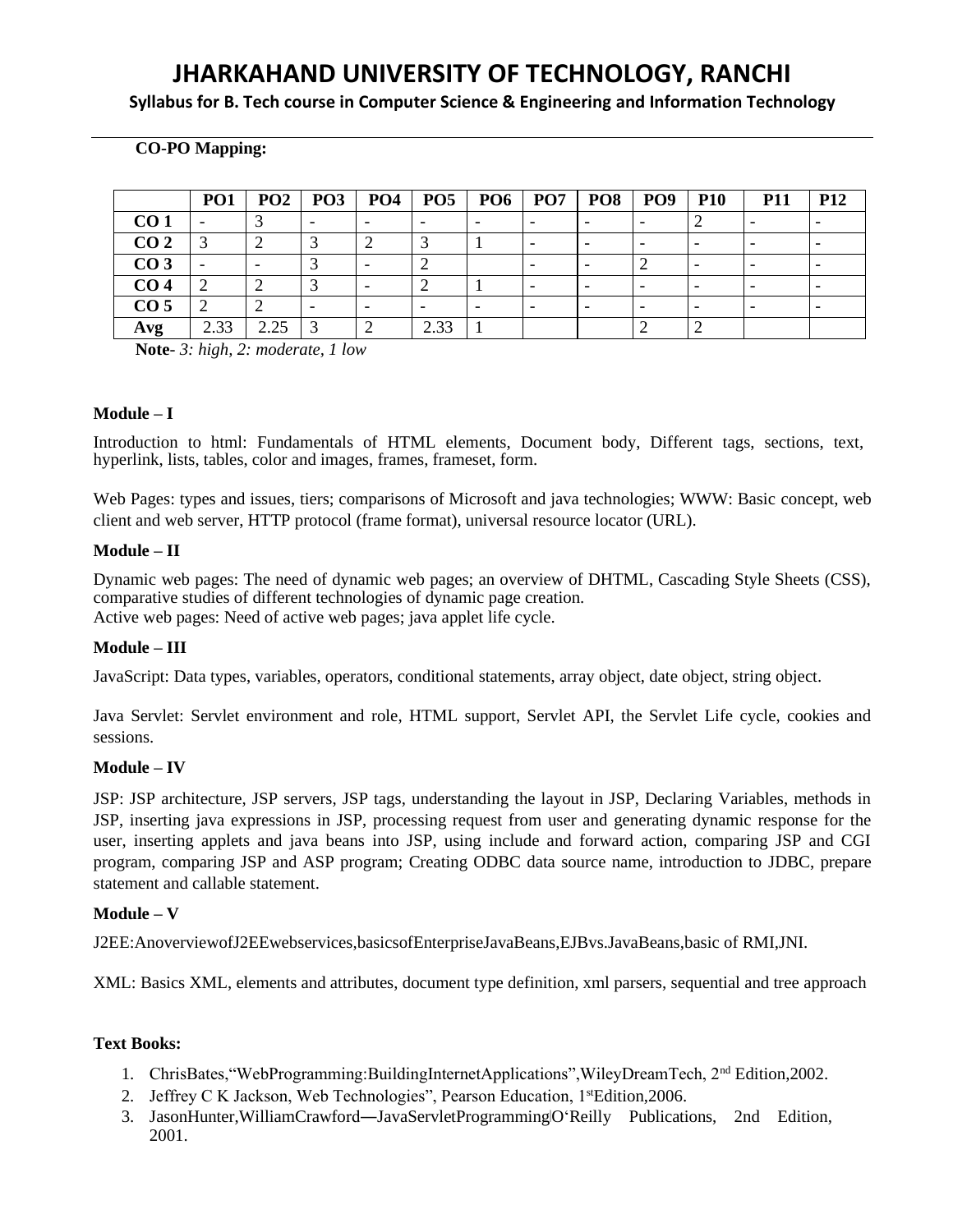**CO-PO Mapping:**

| | PO1 | PO2 | PO3 | PO4 | PO5 | PO6 | PO7 | PO8 | PO9 | P10 | P11 | P12 |
|---|---|---|---|---|---|---|---|---|---|---|---|---|
| **CO 1** | - | 3 | - | - | - | - | - | - | - | 2 | - | - |
| **CO 2** | 3 | 2 | 3 | 2 | 3 | 1 | - | - | - | - | - | - |
| **CO 3** | - | - | 3 | - | 2 | | - | - | 2 | - | - | - |
| **CO 4** | 2 | 2 | 3 | - | 2 | 1 | - | - | - | - | - | - |
| **CO 5** | 2 | 2 | - | - | - | - | - | - | - | - | - | - |
| **Avg** | 2.33 | 2.25 | 3 | 2 | 2.33 | 1 | | | 2 | 2 | | |

**Note**- *3: high, 2: moderate, 1 low*

**Module – I**

Introduction to html: Fundamentals of HTML elements, Document body, Different tags, sections, text, hyperlink, lists, tables, color and images, frames, frameset, form.

Web Pages: types and issues, tiers; comparisons of Microsoft and java technologies; WWW: Basic concept, web client and web server, HTTP protocol (frame format), universal resource locator (URL).

**Module – II**

Dynamic web pages: The need of dynamic web pages; an overview of DHTML, Cascading Style Sheets (CSS), comparative studies of different technologies of dynamic page creation.
Active web pages: Need of active web pages; java applet life cycle.

**Module – III**

JavaScript: Data types, variables, operators, conditional statements, array object, date object, string object.

Java Servlet: Servlet environment and role, HTML support, Servlet API, the Servlet Life cycle, cookies and sessions.

**Module – IV**

JSP: JSP architecture, JSP servers, JSP tags, understanding the layout in JSP, Declaring Variables, methods in JSP, inserting java expressions in JSP, processing request from user and generating dynamic response for the user, inserting applets and java beans into JSP, using include and forward action, comparing JSP and CGI program, comparing JSP and ASP program; Creating ODBC data source name, introduction to JDBC, prepare statement and callable statement.

**Module – V**

J2EE:AnoverviewofJ2EEwebservices,basicsofEnterpriseJavaBeans,EJBvs.JavaBeans,basic of RMI,JNI.

XML: Basics XML, elements and attributes, document type definition, xml parsers, sequential and tree approach

**Text Books:**

1. ChrisBates,"WebProgramming:BuildingInternetApplications",WileyDreamTech, 2nd Edition,2002.
2. Jeffrey C K Jackson, Web Technologies", Pearson Education, 1stEdition,2006.
3. JasonHunter,WilliamCrawford―JavaServletProgramming|O'Reilly Publications, 2nd Edition, 2001.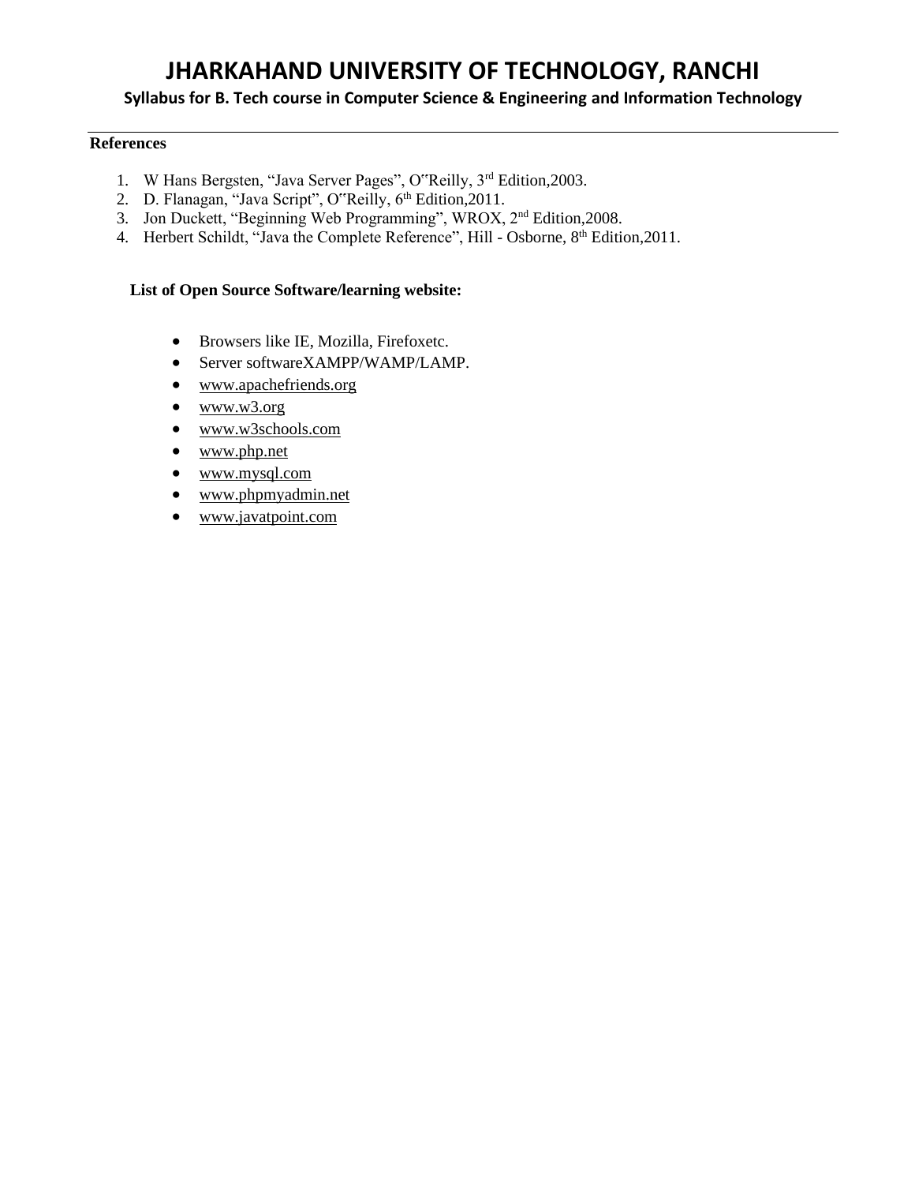**References**

1. W Hans Bergsten, "Java Server Pages", O"Reilly, 3rd Edition,2003.
2. D. Flanagan, "Java Script", O"Reilly, 6th Edition,2011.
3. Jon Duckett, "Beginning Web Programming", WROX, 2nd Edition,2008.
4. Herbert Schildt, "Java the Complete Reference", Hill - Osborne, 8th Edition,2011.

**List of Open Source Software/learning website:**

- Browsers like IE, Mozilla, Firefoxetc.
- Server softwareXAMPP/WAMP/LAMP.
- www.apachefriends.org
- www.w3.org
- www.w3schools.com
- www.php.net
- www.mysql.com
- www.phpmyadmin.net
- www.javatpoint.com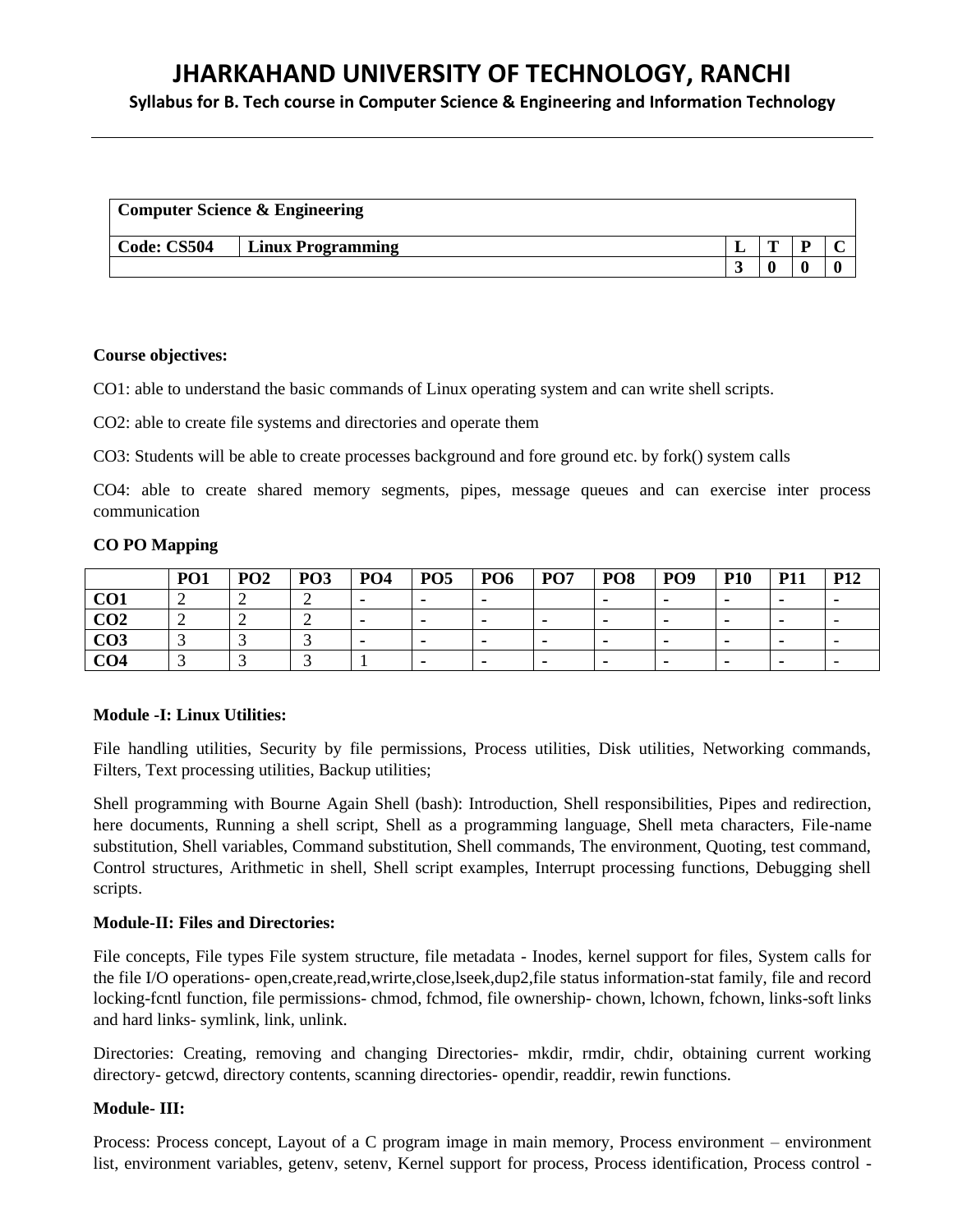# JHARKAHAND UNIVERSITY OF TECHNOLOGY, RANCHI

**Syllabus for B. Tech course in Computer Science & Engineering and Information Technology**

| **Computer Science & Engineering** | | | | | |
|---|---|---|---|---|---|
| **Code: CS504** | **Linux Programming** | **L** | **T** | **P** | **C** |
| | | **3** | **0** | **0** | **0** |

**Course objectives:**

CO1: able to understand the basic commands of Linux operating system and can write shell scripts.

CO2: able to create file systems and directories and operate them

CO3: Students will be able to create processes background and fore ground etc. by fork() system calls

CO4: able to create shared memory segments, pipes, message queues and can exercise inter process communication

**CO PO Mapping**

| | PO1 | PO2 | PO3 | PO4 | PO5 | PO6 | PO7 | PO8 | PO9 | P10 | P11 | P12 |
|---|---|---|---|---|---|---|---|---|---|---|---|---|
| **CO1** | 2 | 2 | 2 | - | - | - | | - | - | - | - | - |
| **CO2** | 2 | 2 | 2 | - | - | - | - | - | - | - | - | - |
| **CO3** | 3 | 3 | 3 | - | - | - | - | - | - | - | - | - |
| **CO4** | 3 | 3 | 3 | 1 | - | - | - | - | - | - | - | - |

**Module -I: Linux Utilities:**

File handling utilities, Security by file permissions, Process utilities, Disk utilities, Networking commands, Filters, Text processing utilities, Backup utilities;

Shell programming with Bourne Again Shell (bash): Introduction, Shell responsibilities, Pipes and redirection, here documents, Running a shell script, Shell as a programming language, Shell meta characters, File-name substitution, Shell variables, Command substitution, Shell commands, The environment, Quoting, test command, Control structures, Arithmetic in shell, Shell script examples, Interrupt processing functions, Debugging shell scripts.

**Module-II: Files and Directories:**

File concepts, File types File system structure, file metadata - Inodes, kernel support for files, System calls for the file I/O operations- open,create,read,wrirte,close,lseek,dup2,file status information-stat family, file and record locking-fcntl function, file permissions- chmod, fchmod, file ownership- chown, lchown, fchown, links-soft links and hard links- symlink, link, unlink.

Directories: Creating, removing and changing Directories- mkdir, rmdir, chdir, obtaining current working directory- getcwd, directory contents, scanning directories- opendir, readdir, rewin functions.

**Module- III:**

Process: Process concept, Layout of a C program image in main memory, Process environment – environment list, environment variables, getenv, setenv, Kernel support for process, Process identification, Process control -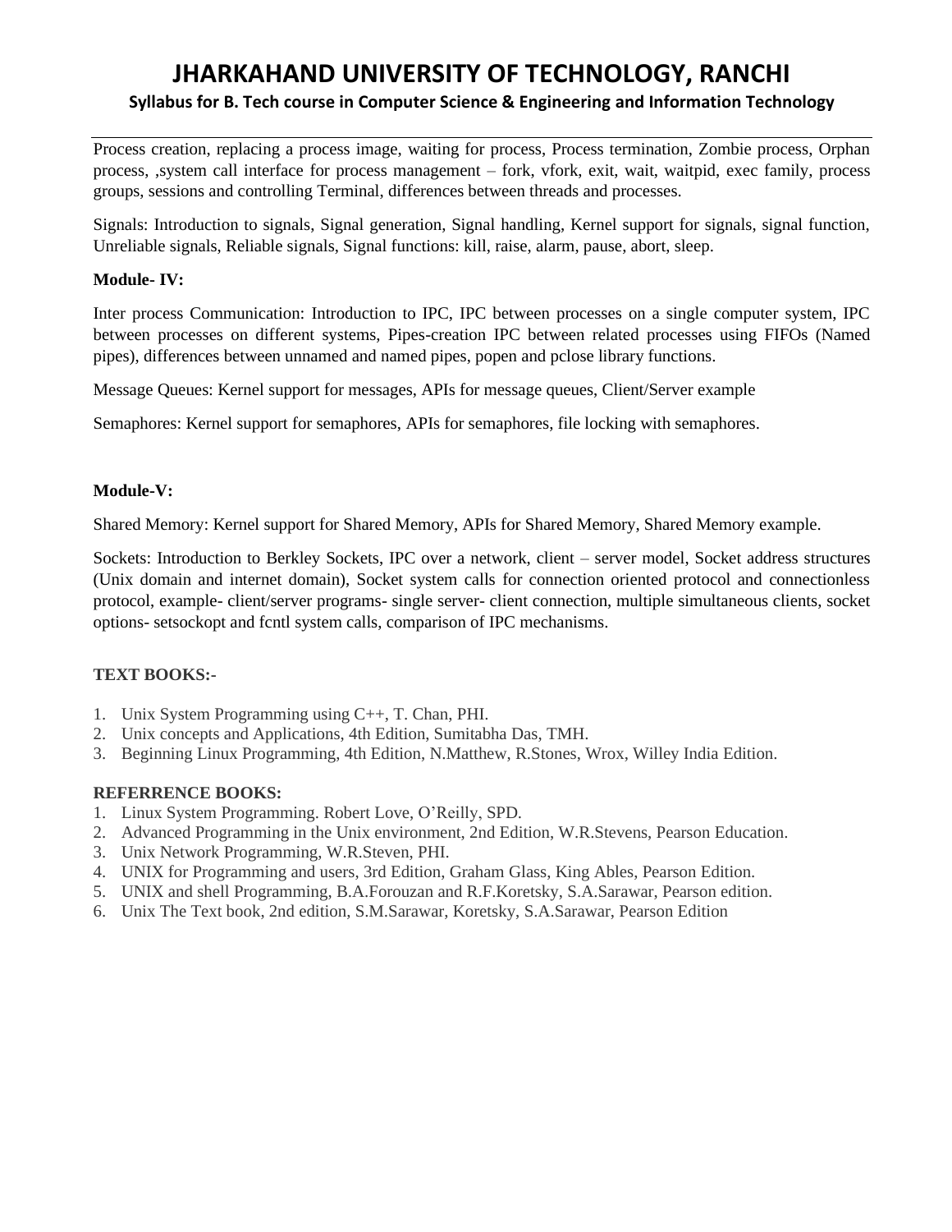Process creation, replacing a process image, waiting for process, Process termination, Zombie process, Orphan process, ,system call interface for process management – fork, vfork, exit, wait, waitpid, exec family, process groups, sessions and controlling Terminal, differences between threads and processes.

Signals: Introduction to signals, Signal generation, Signal handling, Kernel support for signals, signal function, Unreliable signals, Reliable signals, Signal functions: kill, raise, alarm, pause, abort, sleep.

**Module- IV:**

Inter process Communication: Introduction to IPC, IPC between processes on a single computer system, IPC between processes on different systems, Pipes-creation IPC between related processes using FIFOs (Named pipes), differences between unnamed and named pipes, popen and pclose library functions.

Message Queues: Kernel support for messages, APIs for message queues, Client/Server example

Semaphores: Kernel support for semaphores, APIs for semaphores, file locking with semaphores.

**Module-V:**

Shared Memory: Kernel support for Shared Memory, APIs for Shared Memory, Shared Memory example.

Sockets: Introduction to Berkley Sockets, IPC over a network, client – server model, Socket address structures (Unix domain and internet domain), Socket system calls for connection oriented protocol and connectionless protocol, example- client/server programs- single server- client connection, multiple simultaneous clients, socket options- setsockopt and fcntl system calls, comparison of IPC mechanisms.

**TEXT BOOKS:-**

1. Unix System Programming using C++, T. Chan, PHI.
2. Unix concepts and Applications, 4th Edition, Sumitabha Das, TMH.
3. Beginning Linux Programming, 4th Edition, N.Matthew, R.Stones, Wrox, Willey India Edition.

**REFERRENCE BOOKS:**

1. Linux System Programming. Robert Love, O'Reilly, SPD.
2. Advanced Programming in the Unix environment, 2nd Edition, W.R.Stevens, Pearson Education.
3. Unix Network Programming, W.R.Steven, PHI.
4. UNIX for Programming and users, 3rd Edition, Graham Glass, King Ables, Pearson Edition.
5. UNIX and shell Programming, B.A.Forouzan and R.F.Koretsky, S.A.Sarawar, Pearson edition.
6. Unix The Text book, 2nd edition, S.M.Sarawar, Koretsky, S.A.Sarawar, Pearson Edition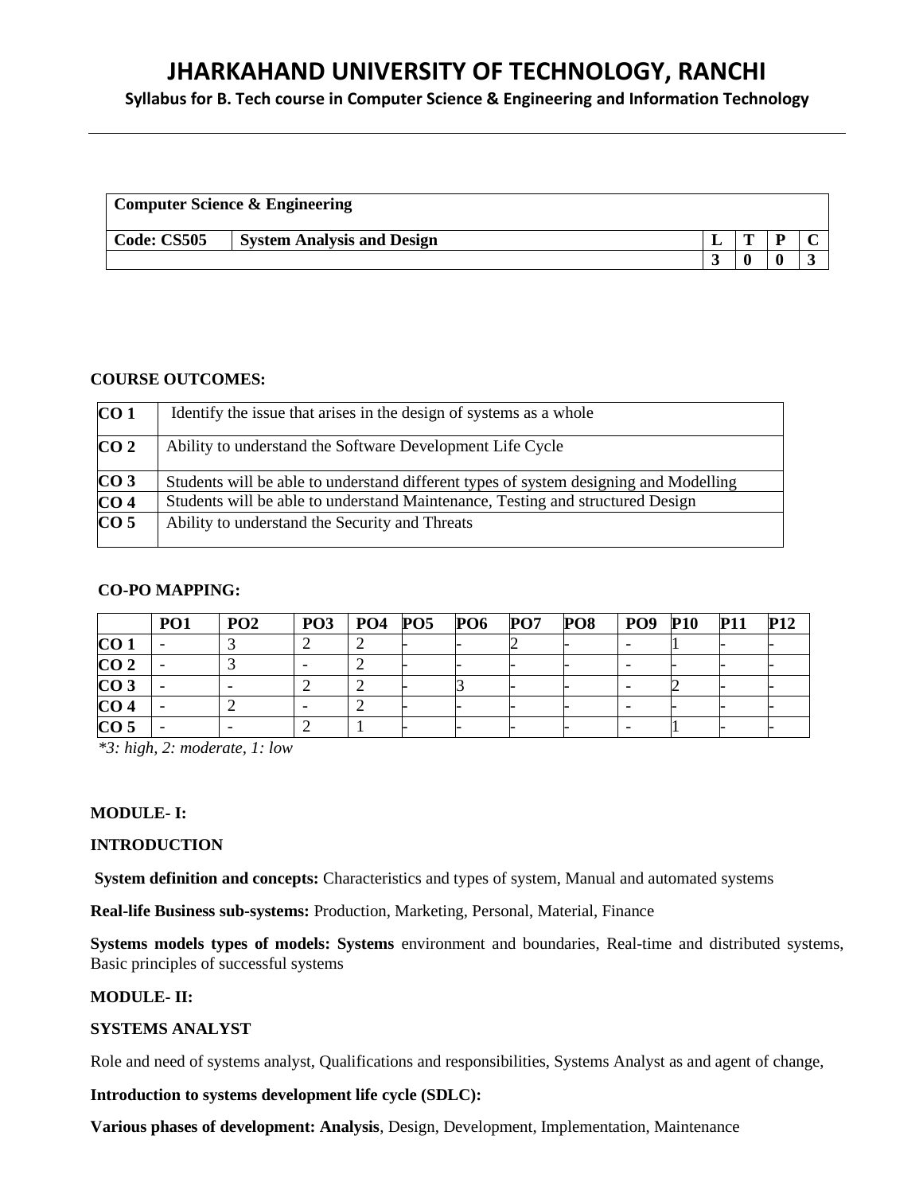# JHARKAHAND UNIVERSITY OF TECHNOLOGY, RANCHI

**Syllabus for B. Tech course in Computer Science & Engineering and Information Technology**

| **Computer Science & Engineering** | | | | | |
|---|---|---|---|---|---|
| **Code: CS505** | **System Analysis and Design** | **L** | **T** | **P** | **C** |
| | | **3** | **0** | **0** | **3** |

**COURSE OUTCOMES:**

| | |
|---|---|
| **CO 1** | Identify the issue that arises in the design of systems as a whole |
| **CO 2** | Ability to understand the Software Development Life Cycle |
| **CO 3** | Students will be able to understand different types of system designing and Modelling |
| **CO 4** | Students will be able to understand Maintenance, Testing and structured Design |
| **CO 5** | Ability to understand the Security and Threats |

**CO-PO MAPPING:**

| | PO1 | PO2 | PO3 | PO4 | PO5 | PO6 | PO7 | PO8 | PO9 | P10 | P11 | P12 |
|---|---|---|---|---|---|---|---|---|---|---|---|---|
| **CO 1** | - | 3 | 2 | 2 | - | - | 2 | - | - | 1 | - | - |
| **CO 2** | - | 3 | - | 2 | - | - | - | - | - | - | - | - |
| **CO 3** | - | - | 2 | 2 | - | 3 | - | - | - | 2 | - | - |
| **CO 4** | - | 2 | - | 2 | - | - | - | - | - | - | - | - |
| **CO 5** | - | - | 2 | 1 | - | - | - | - | - | 1 | - | - |

*\*3: high, 2: moderate, 1: low*

**MODULE- I:**

**INTRODUCTION**

**System definition and concepts:** Characteristics and types of system, Manual and automated systems

**Real-life Business sub-systems:** Production, Marketing, Personal, Material, Finance

**Systems models types of models: Systems** environment and boundaries, Real-time and distributed systems, Basic principles of successful systems

**MODULE- II:**

**SYSTEMS ANALYST**

Role and need of systems analyst, Qualifications and responsibilities, Systems Analyst as and agent of change,

**Introduction to systems development life cycle (SDLC):**

**Various phases of development: Analysis**, Design, Development, Implementation, Maintenance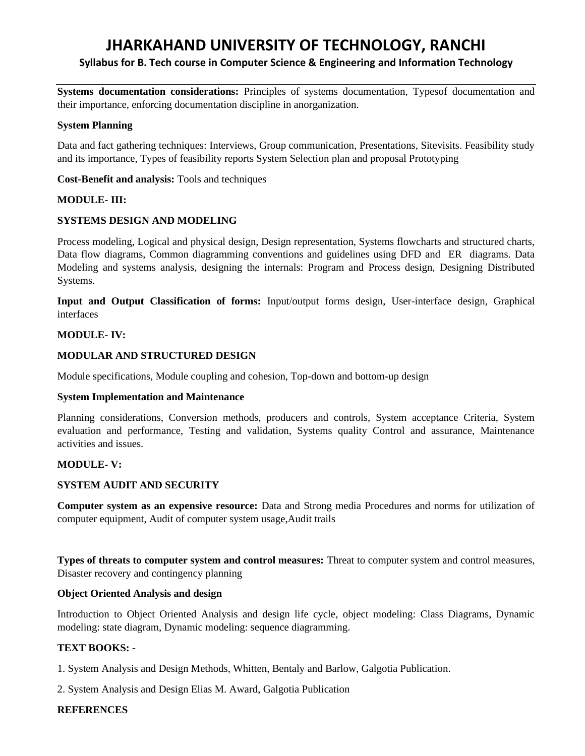**Systems documentation considerations:** Principles of systems documentation, Typesof documentation and their importance, enforcing documentation discipline in anorganization.

**System Planning**

Data and fact gathering techniques: Interviews, Group communication, Presentations, Sitevisits. Feasibility study and its importance, Types of feasibility reports System Selection plan and proposal Prototyping

**Cost-Benefit and analysis:** Tools and techniques

**MODULE- III:**

**SYSTEMS DESIGN AND MODELING**

Process modeling, Logical and physical design, Design representation, Systems flowcharts and structured charts, Data flow diagrams, Common diagramming conventions and guidelines using DFD and ER diagrams. Data Modeling and systems analysis, designing the internals: Program and Process design, Designing Distributed Systems.

**Input and Output Classification of forms:** Input/output forms design, User-interface design, Graphical interfaces

**MODULE- IV:**

**MODULAR AND STRUCTURED DESIGN**

Module specifications, Module coupling and cohesion, Top-down and bottom-up design

**System Implementation and Maintenance**

Planning considerations, Conversion methods, producers and controls, System acceptance Criteria, System evaluation and performance, Testing and validation, Systems quality Control and assurance, Maintenance activities and issues.

**MODULE- V:**

**SYSTEM AUDIT AND SECURITY**

**Computer system as an expensive resource:** Data and Strong media Procedures and norms for utilization of computer equipment, Audit of computer system usage,Audit trails

**Types of threats to computer system and control measures:** Threat to computer system and control measures, Disaster recovery and contingency planning

**Object Oriented Analysis and design**

Introduction to Object Oriented Analysis and design life cycle, object modeling: Class Diagrams, Dynamic modeling: state diagram, Dynamic modeling: sequence diagramming.

**TEXT BOOKS: -**

1. System Analysis and Design Methods, Whitten, Bentaly and Barlow, Galgotia Publication.

2. System Analysis and Design Elias M. Award, Galgotia Publication

**REFERENCES**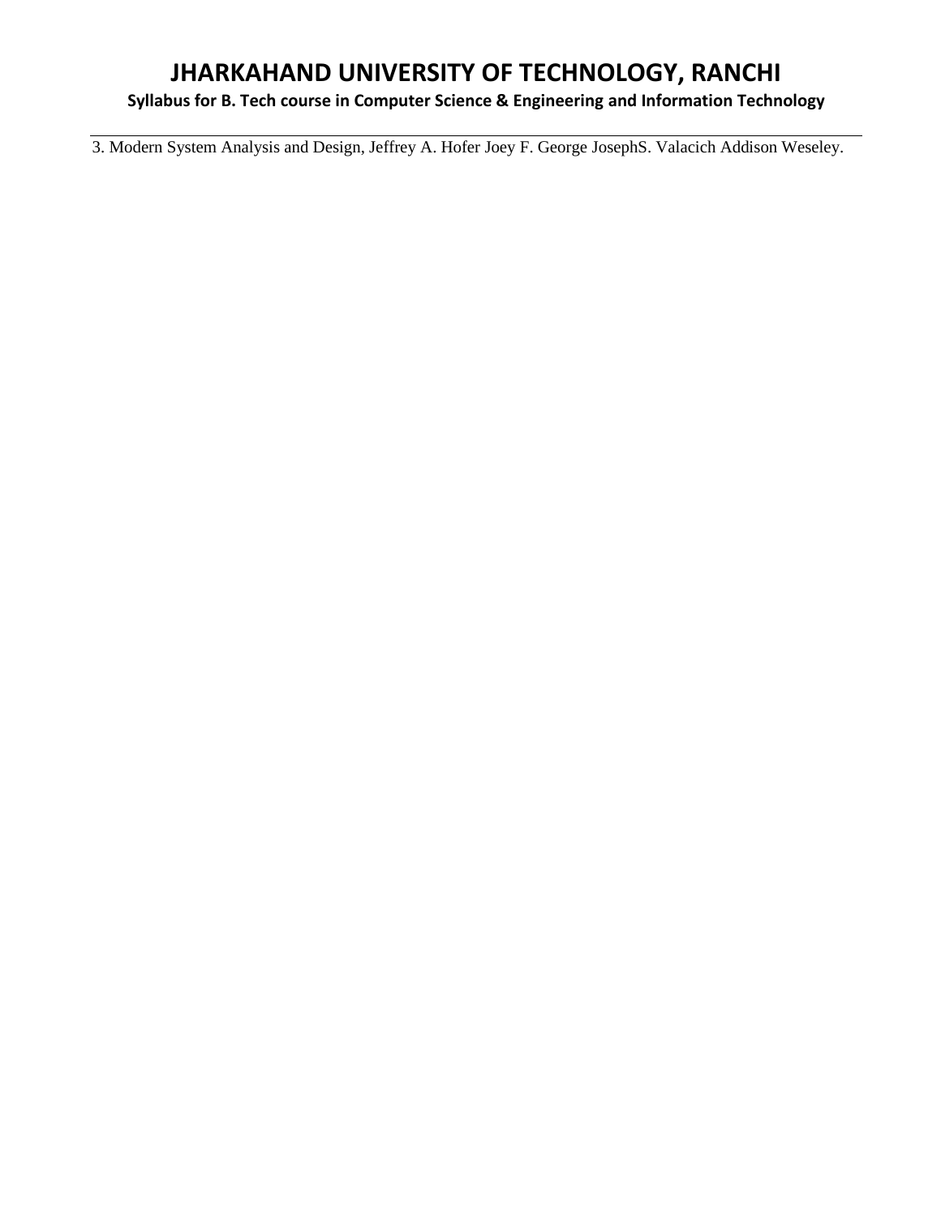3. Modern System Analysis and Design, Jeffrey A. Hofer Joey F. George JosephS. Valacich Addison Weseley.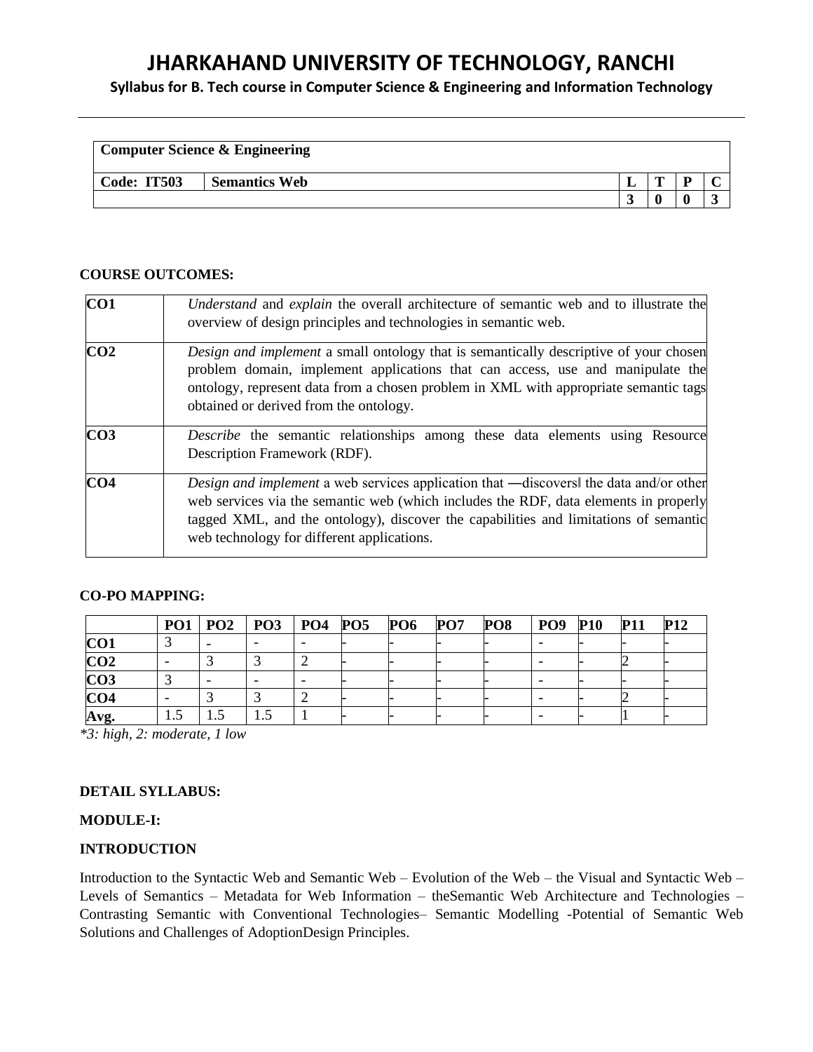// JHARKAHAND UNIVERSITY OF TECHNOLOGY, RANCHI
**Syllabus for B. Tech course in Computer Science & Engineering and Information Technology**

| Computer Science & Engineering | | | | | |
|---|---|---|---|---|---|
| **Code: IT503** | **Semantics Web** | **L** | **T** | **P** | **C** |
| | | **3** | **0** | **0** | **3** |

**COURSE OUTCOMES:**

| | |
|---|---|
| **CO1** | *Understand* and *explain* the overall architecture of semantic web and to illustrate the overview of design principles and technologies in semantic web. |
| **CO2** | *Design and implement* a small ontology that is semantically descriptive of your chosen problem domain, implement applications that can access, use and manipulate the ontology, represent data from a chosen problem in XML with appropriate semantic tags obtained or derived from the ontology. |
| **CO3** | *Describe* the semantic relationships among these data elements using Resource Description Framework (RDF). |
| **CO4** | *Design and implement* a web services application that ―discovers‖ the data and/or other web services via the semantic web (which includes the RDF, data elements in properly tagged XML, and the ontology), discover the capabilities and limitations of semantic web technology for different applications. |

**CO-PO MAPPING:**

| | PO1 | PO2 | PO3 | PO4 | PO5 | PO6 | PO7 | PO8 | PO9 | P10 | P11 | P12 |
|---|---|---|---|---|---|---|---|---|---|---|---|---|
| **CO1** | 3 | - | - | - | - | - | - | - | - | - | - | - |
| **CO2** | - | 3 | 3 | 2 | - | - | - | - | - | - | 2 | - |
| **CO3** | 3 | - | - | - | - | - | - | - | - | - | - | - |
| **CO4** | - | 3 | 3 | 2 | - | - | - | - | - | - | 2 | - |
| **Avg.** | 1.5 | 1.5 | 1.5 | 1 | - | - | - | - | - | - | 1 | - |

*\*3: high, 2: moderate, 1 low*

**DETAIL SYLLABUS:**

**MODULE-I:**

**INTRODUCTION**

Introduction to the Syntactic Web and Semantic Web – Evolution of the Web – the Visual and Syntactic Web – Levels of Semantics – Metadata for Web Information – theSemantic Web Architecture and Technologies – Contrasting Semantic with Conventional Technologies– Semantic Modelling -Potential of Semantic Web Solutions and Challenges of AdoptionDesign Principles.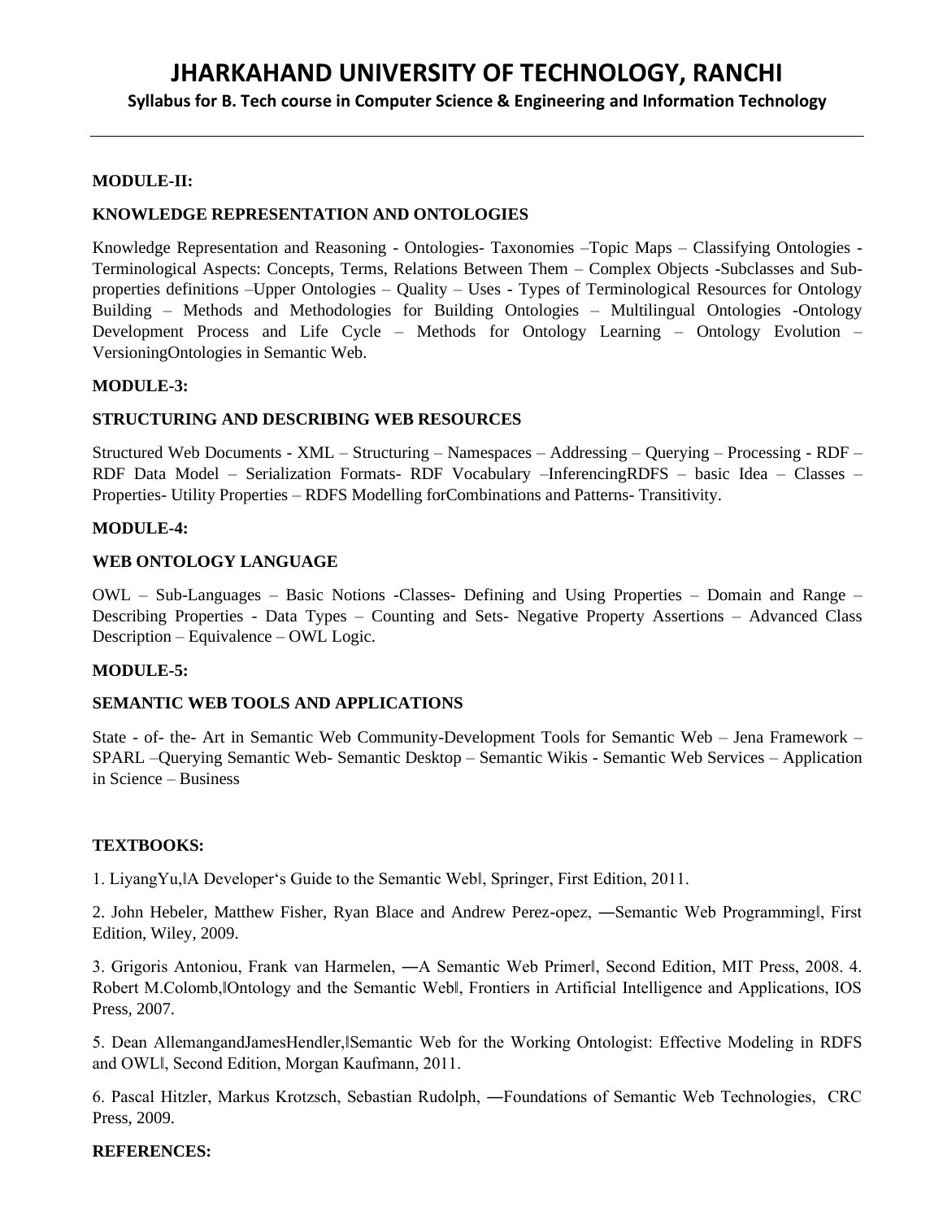**MODULE-II:**

**KNOWLEDGE REPRESENTATION AND ONTOLOGIES**

Knowledge Representation and Reasoning - Ontologies- Taxonomies –Topic Maps – Classifying Ontologies - Terminological Aspects: Concepts, Terms, Relations Between Them – Complex Objects -Subclasses and Sub-properties definitions –Upper Ontologies – Quality – Uses - Types of Terminological Resources for Ontology Building – Methods and Methodologies for Building Ontologies – Multilingual Ontologies -Ontology Development Process and Life Cycle – Methods for Ontology Learning – Ontology Evolution – VersioningOntologies in Semantic Web.

**MODULE-3:**

**STRUCTURING AND DESCRIBING WEB RESOURCES**

Structured Web Documents - XML – Structuring – Namespaces – Addressing – Querying – Processing - RDF – RDF Data Model – Serialization Formats- RDF Vocabulary –InferencingRDFS – basic Idea – Classes – Properties- Utility Properties – RDFS Modelling forCombinations and Patterns- Transitivity.

**MODULE-4:**

**WEB ONTOLOGY LANGUAGE**

OWL – Sub-Languages – Basic Notions -Classes- Defining and Using Properties – Domain and Range – Describing Properties - Data Types – Counting and Sets- Negative Property Assertions – Advanced Class Description – Equivalence – OWL Logic.

**MODULE-5:**

**SEMANTIC WEB TOOLS AND APPLICATIONS**

State - of- the- Art in Semantic Web Community-Development Tools for Semantic Web – Jena Framework – SPARL –Querying Semantic Web- Semantic Desktop – Semantic Wikis - Semantic Web Services – Application in Science – Business

**TEXTBOOKS:**

1. LiyangYu,‖A Developer‗s Guide to the Semantic Web‖, Springer, First Edition, 2011.

2. John Hebeler, Matthew Fisher, Ryan Blace and Andrew Perez-opez, ―Semantic Web Programming‖, First Edition, Wiley, 2009.

3. Grigoris Antoniou, Frank van Harmelen, ―A Semantic Web Primer‖, Second Edition, MIT Press, 2008. 4. Robert M.Colomb,‖Ontology and the Semantic Web‖, Frontiers in Artificial Intelligence and Applications, IOS Press, 2007.

5. Dean AllemangandJamesHendler,‖Semantic Web for the Working Ontologist: Effective Modeling in RDFS and OWL‖, Second Edition, Morgan Kaufmann, 2011.

6. Pascal Hitzler, Markus Krotzsch, Sebastian Rudolph, ―Foundations of Semantic Web Technologies, CRC Press, 2009.

**REFERENCES:**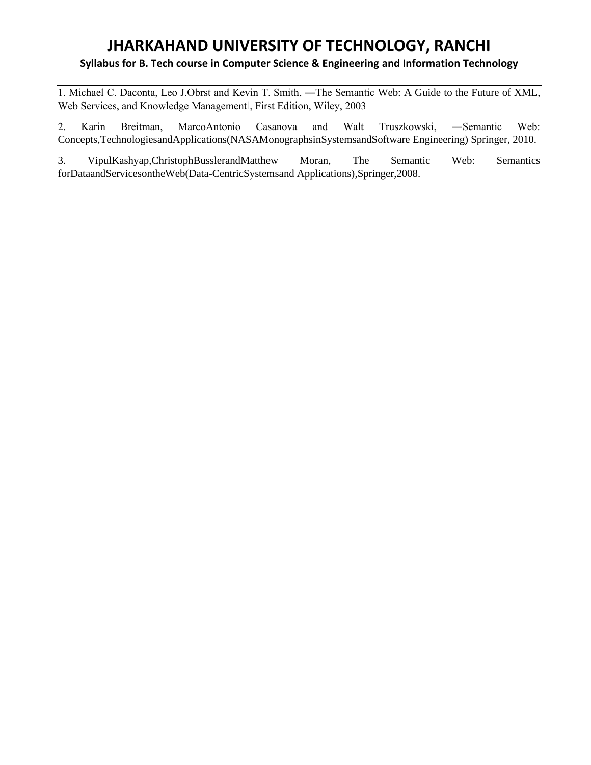1. Michael C. Daconta, Leo J.Obrst and Kevin T. Smith, ―The Semantic Web: A Guide to the Future of XML, Web Services, and Knowledge Management‖, First Edition, Wiley, 2003

2. Karin Breitman, MarcoAntonio Casanova and Walt Truszkowski, ―Semantic Web: Concepts,TechnologiesandApplications(NASAMonographsinSystemsandSoftware Engineering) Springer, 2010.

3. VipulKashyap,ChristophBusslerandMatthew Moran, The Semantic Web: Semantics forDataandServicesontheWeb(Data-CentricSystemsand Applications),Springer,2008.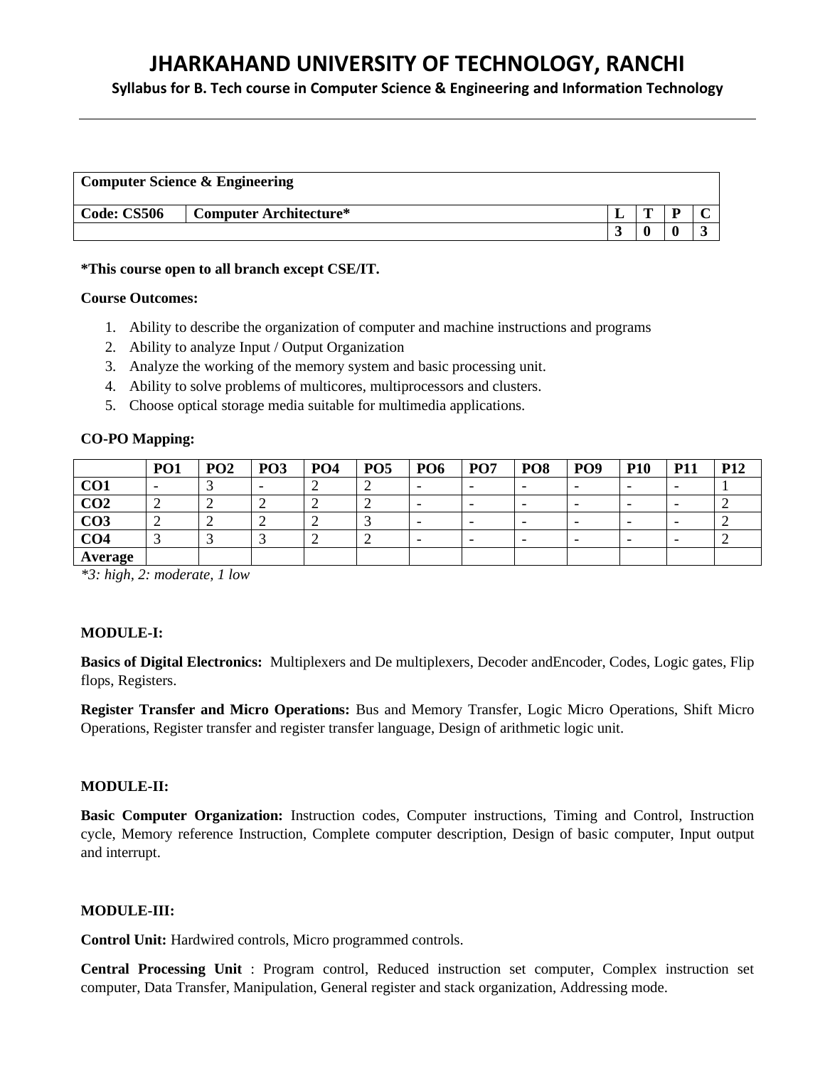# JHARKAHAND UNIVERSITY OF TECHNOLOGY, RANCHI

**Syllabus for B. Tech course in Computer Science & Engineering and Information Technology**

| **Computer Science & Engineering** | | | | | |
|---|---|---|---|---|---|
| **Code: CS506** | **Computer Architecture*** | **L** | **T** | **P** | **C** |
| | | **3** | **0** | **0** | **3** |

***This course open to all branch except CSE/IT.**

**Course Outcomes:**

1. Ability to describe the organization of computer and machine instructions and programs
2. Ability to analyze Input / Output Organization
3. Analyze the working of the memory system and basic processing unit.
4. Ability to solve problems of multicores, multiprocessors and clusters.
5. Choose optical storage media suitable for multimedia applications.

**CO-PO Mapping:**

| | **PO1** | **PO2** | **PO3** | **PO4** | **PO5** | **PO6** | **PO7** | **PO8** | **PO9** | **P10** | **P11** | **P12** |
|---|---|---|---|---|---|---|---|---|---|---|---|---|
| **CO1** | - | 3 | - | 2 | 2 | - | - | - | - | - | - | 1 |
| **CO2** | 2 | 2 | 2 | 2 | 2 | - | - | - | - | - | - | 2 |
| **CO3** | 2 | 2 | 2 | 2 | 3 | - | - | - | - | - | - | 2 |
| **CO4** | 3 | 3 | 3 | 2 | 2 | - | - | - | - | - | - | 2 |
| **Average** | | | | | | | | | | | | |

*\*3: high, 2: moderate, 1 low*

**MODULE-I:**

**Basics of Digital Electronics:** Multiplexers and De multiplexers, Decoder andEncoder, Codes, Logic gates, Flip flops, Registers.

**Register Transfer and Micro Operations:** Bus and Memory Transfer, Logic Micro Operations, Shift Micro Operations, Register transfer and register transfer language, Design of arithmetic logic unit.

**MODULE-II:**

**Basic Computer Organization:** Instruction codes, Computer instructions, Timing and Control, Instruction cycle, Memory reference Instruction, Complete computer description, Design of basic computer, Input output and interrupt.

**MODULE-III:**

**Control Unit:** Hardwired controls, Micro programmed controls.

**Central Processing Unit** : Program control, Reduced instruction set computer, Complex instruction set computer, Data Transfer, Manipulation, General register and stack organization, Addressing mode.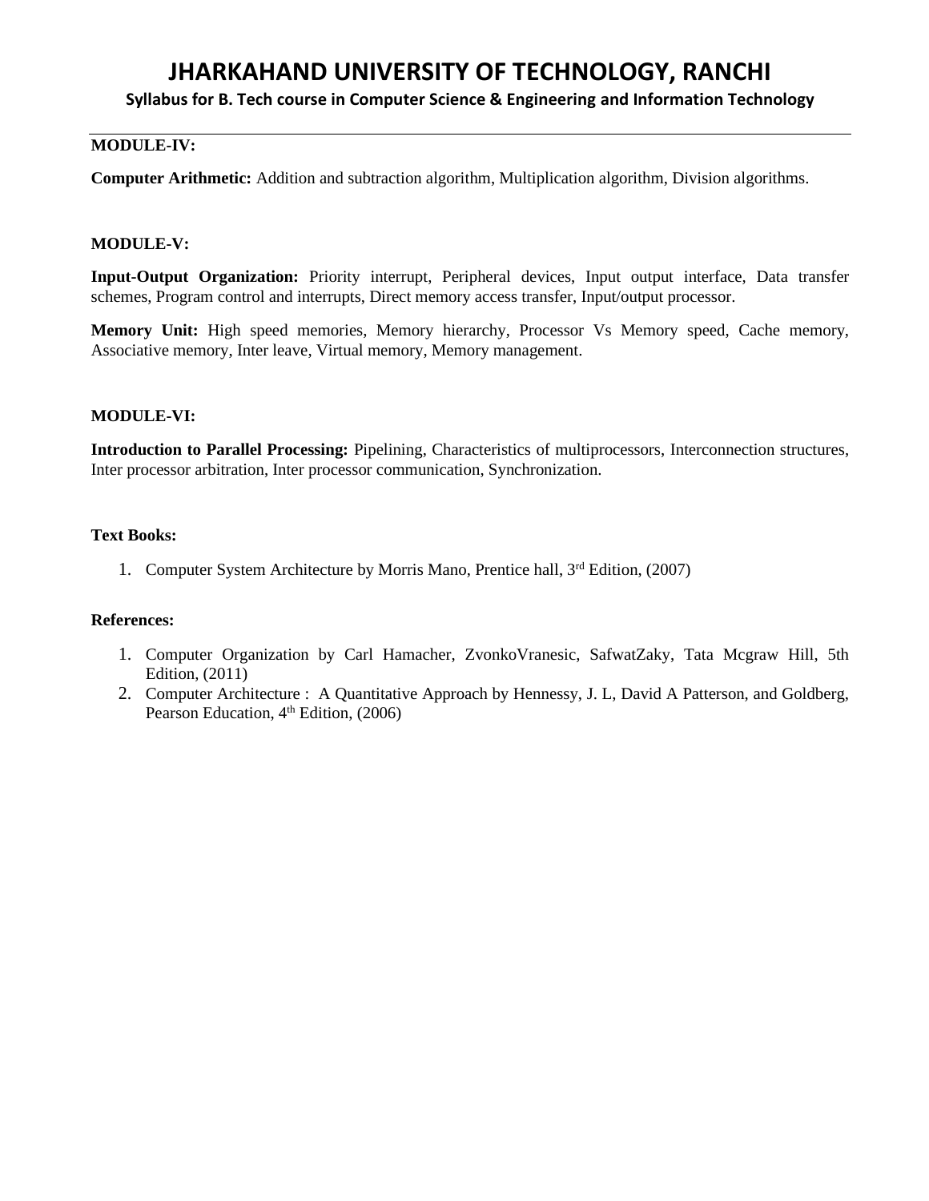**MODULE-IV:**

**Computer Arithmetic:** Addition and subtraction algorithm, Multiplication algorithm, Division algorithms.

**MODULE-V:**

**Input-Output Organization:** Priority interrupt, Peripheral devices, Input output interface, Data transfer schemes, Program control and interrupts, Direct memory access transfer, Input/output processor.

**Memory Unit:** High speed memories, Memory hierarchy, Processor Vs Memory speed, Cache memory, Associative memory, Inter leave, Virtual memory, Memory management.

**MODULE-VI:**

**Introduction to Parallel Processing:** Pipelining, Characteristics of multiprocessors, Interconnection structures, Inter processor arbitration, Inter processor communication, Synchronization.

**Text Books:**

1. Computer System Architecture by Morris Mano, Prentice hall, 3rd Edition, (2007)

**References:**

1. Computer Organization by Carl Hamacher, ZvonkoVranesic, SafwatZaky, Tata Mcgraw Hill, 5th Edition, (2011)
2. Computer Architecture : A Quantitative Approach by Hennessy, J. L, David A Patterson, and Goldberg, Pearson Education, 4th Edition, (2006)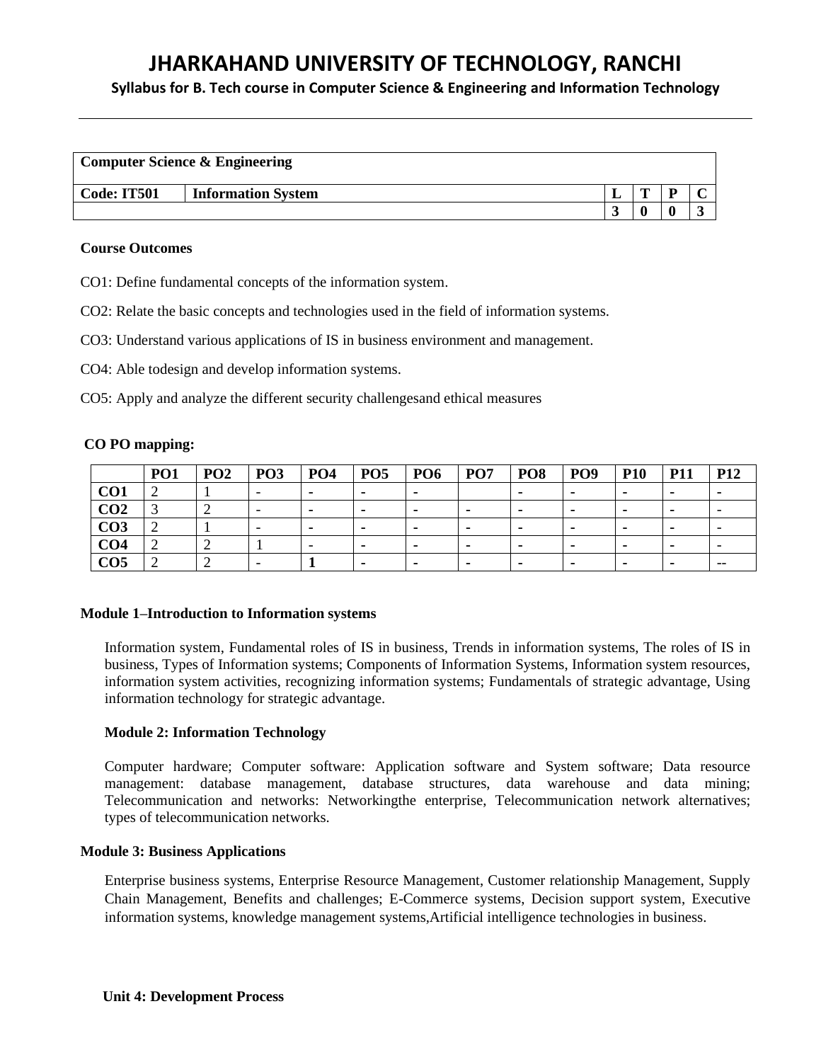# JHARKAHAND UNIVERSITY OF TECHNOLOGY, RANCHI

**Syllabus for B. Tech course in Computer Science & Engineering and Information Technology**

| **Computer Science & Engineering** | | | | | |
|---|---|---|---|---|---|
| **Code: IT501** | **Information System** | **L** | **T** | **P** | **C** |
| | | **3** | **0** | **0** | **3** |

**Course Outcomes**

CO1: Define fundamental concepts of the information system.

CO2: Relate the basic concepts and technologies used in the field of information systems.

CO3: Understand various applications of IS in business environment and management.

CO4: Able todesign and develop information systems.

CO5: Apply and analyze the different security challengesand ethical measures

**CO PO mapping:**

| | **PO1** | **PO2** | **PO3** | **PO4** | **PO5** | **PO6** | **PO7** | **PO8** | **PO9** | **P10** | **P11** | **P12** |
|---|---|---|---|---|---|---|---|---|---|---|---|---|
| **CO1** | 2 | 1 | - | - | - | - | | - | - | - | - | - |
| **CO2** | 3 | 2 | - | - | - | - | - | - | - | - | - | - |
| **CO3** | 2 | 1 | - | - | - | - | - | - | - | - | - | - |
| **CO4** | 2 | 2 | 1 | - | - | - | - | - | - | - | - | - |
| **CO5** | 2 | 2 | - | **1** | - | - | - | - | - | - | - | -- |

**Module 1–Introduction to Information systems**

Information system, Fundamental roles of IS in business, Trends in information systems, The roles of IS in business, Types of Information systems; Components of Information Systems, Information system resources, information system activities, recognizing information systems; Fundamentals of strategic advantage, Using information technology for strategic advantage.

**Module 2: Information Technology**

Computer hardware; Computer software: Application software and System software; Data resource management: database management, database structures, data warehouse and data mining; Telecommunication and networks: Networkingthe enterprise, Telecommunication network alternatives; types of telecommunication networks.

**Module 3: Business Applications**

Enterprise business systems, Enterprise Resource Management, Customer relationship Management, Supply Chain Management, Benefits and challenges; E-Commerce systems, Decision support system, Executive information systems, knowledge management systems,Artificial intelligence technologies in business.

**Unit 4: Development Process**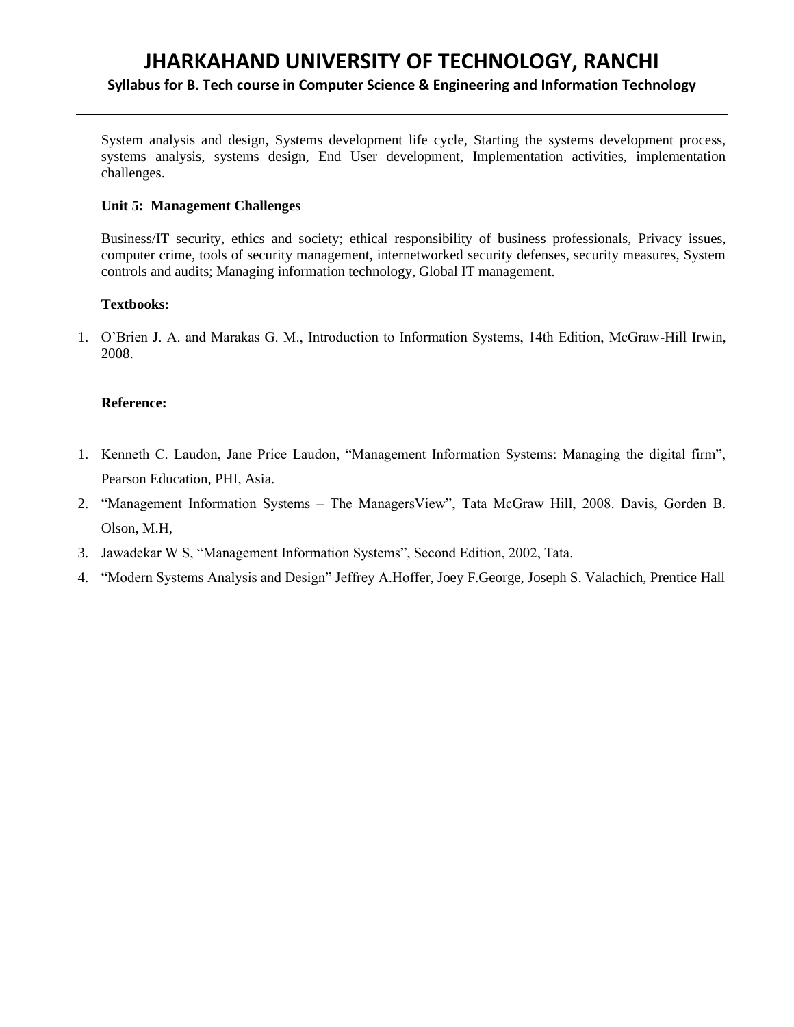System analysis and design, Systems development life cycle, Starting the systems development process, systems analysis, systems design, End User development, Implementation activities, implementation challenges.

**Unit 5: Management Challenges**

Business/IT security, ethics and society; ethical responsibility of business professionals, Privacy issues, computer crime, tools of security management, internetworked security defenses, security measures, System controls and audits; Managing information technology, Global IT management.

**Textbooks:**

1. O'Brien J. A. and Marakas G. M., Introduction to Information Systems, 14th Edition, McGraw-Hill Irwin, 2008.

**Reference:**

1. Kenneth C. Laudon, Jane Price Laudon, "Management Information Systems: Managing the digital firm", Pearson Education, PHI, Asia.
2. "Management Information Systems – The ManagersView", Tata McGraw Hill, 2008. Davis, Gorden B. Olson, M.H,
3. Jawadekar W S, "Management Information Systems", Second Edition, 2002, Tata.
4. "Modern Systems Analysis and Design" Jeffrey A.Hoffer, Joey F.George, Joseph S. Valachich, Prentice Hall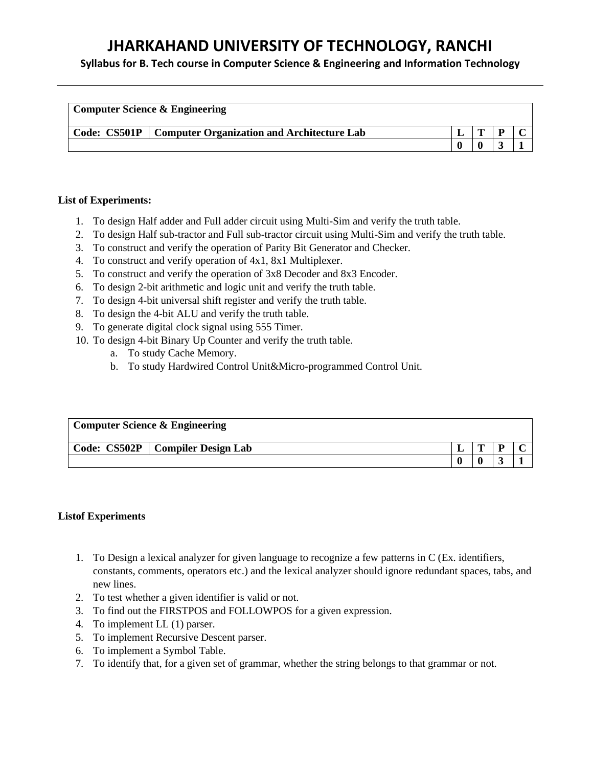| Computer Science & Engineering | | | | | |
|---|---|---|---|---|---|
| **Code: CS501P** | **Computer Organization and Architecture Lab** | **L** | **T** | **P** | **C** |
| | | **0** | **0** | **3** | **1** |

**List of Experiments:**

1. To design Half adder and Full adder circuit using Multi-Sim and verify the truth table.
2. To design Half sub-tractor and Full sub-tractor circuit using Multi-Sim and verify the truth table.
3. To construct and verify the operation of Parity Bit Generator and Checker.
4. To construct and verify operation of 4x1, 8x1 Multiplexer.
5. To construct and verify the operation of 3x8 Decoder and 8x3 Encoder.
6. To design 2-bit arithmetic and logic unit and verify the truth table.
7. To design 4-bit universal shift register and verify the truth table.
8. To design the 4-bit ALU and verify the truth table.
9. To generate digital clock signal using 555 Timer.
10. To design 4-bit Binary Up Counter and verify the truth table.
    a. To study Cache Memory.
    b. To study Hardwired Control Unit&Micro-programmed Control Unit.

| Computer Science & Engineering | | | | | |
|---|---|---|---|---|---|
| **Code: CS502P** | **Compiler Design Lab** | **L** | **T** | **P** | **C** |
| | | **0** | **0** | **3** | **1** |

**Listof Experiments**

1. To Design a lexical analyzer for given language to recognize a few patterns in C (Ex. identifiers, constants, comments, operators etc.) and the lexical analyzer should ignore redundant spaces, tabs, and new lines.
2. To test whether a given identifier is valid or not.
3. To find out the FIRSTPOS and FOLLOWPOS for a given expression.
4. To implement LL (1) parser.
5. To implement Recursive Descent parser.
6. To implement a Symbol Table.
7. To identify that, for a given set of grammar, whether the string belongs to that grammar or not.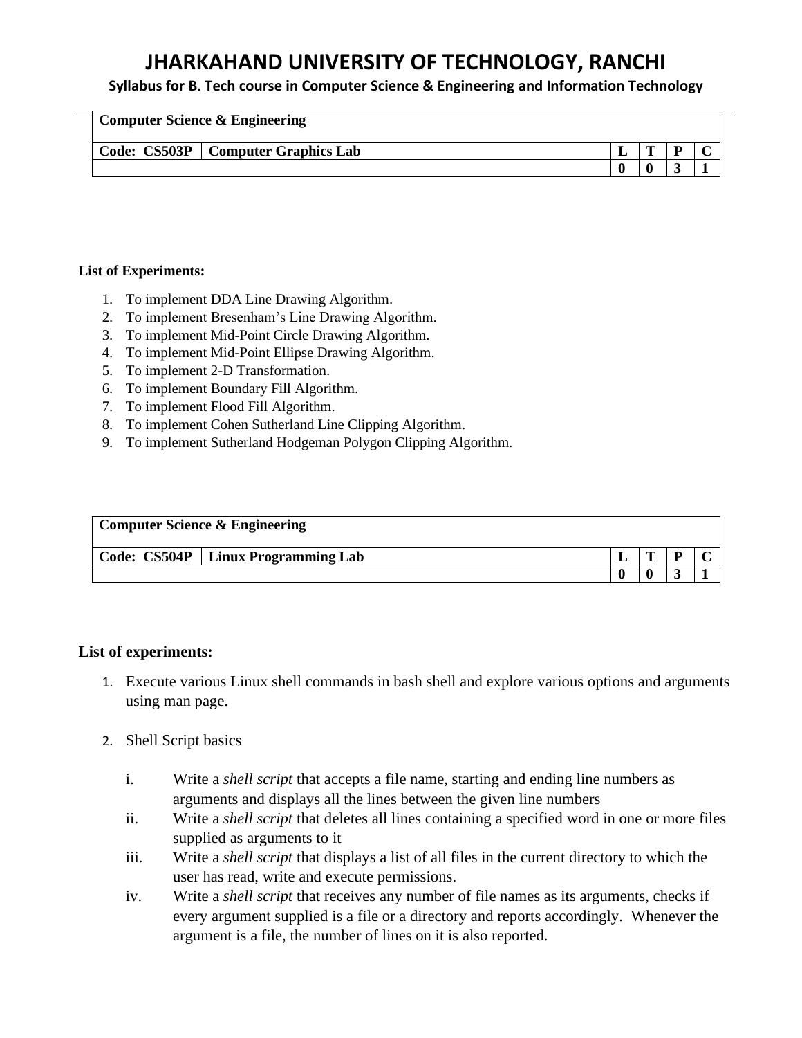# JHARKAHAND UNIVERSITY OF TECHNOLOGY, RANCHI

**Syllabus for B. Tech course in Computer Science & Engineering and Information Technology**

| **Computer Science & Engineering** | | | | | |
|---|---|---|---|---|---|
| **Code: CS503P** | **Computer Graphics Lab** | **L** | **T** | **P** | **C** |
| | | **0** | **0** | **3** | **1** |

**List of Experiments:**

1. To implement DDA Line Drawing Algorithm.
2. To implement Bresenham's Line Drawing Algorithm.
3. To implement Mid-Point Circle Drawing Algorithm.
4. To implement Mid-Point Ellipse Drawing Algorithm.
5. To implement 2-D Transformation.
6. To implement Boundary Fill Algorithm.
7. To implement Flood Fill Algorithm.
8. To implement Cohen Sutherland Line Clipping Algorithm.
9. To implement Sutherland Hodgeman Polygon Clipping Algorithm.

| **Computer Science & Engineering** | | | | | |
|---|---|---|---|---|---|
| **Code: CS504P** | **Linux Programming Lab** | **L** | **T** | **P** | **C** |
| | | **0** | **0** | **3** | **1** |

**List of experiments:**

1. Execute various Linux shell commands in bash shell and explore various options and arguments using man page.

2. Shell Script basics

   i. Write a *shell script* that accepts a file name, starting and ending line numbers as arguments and displays all the lines between the given line numbers
   
   ii. Write a *shell script* that deletes all lines containing a specified word in one or more files supplied as arguments to it
   
   iii. Write a *shell script* that displays a list of all files in the current directory to which the user has read, write and execute permissions.
   
   iv. Write a *shell script* that receives any number of file names as its arguments, checks if every argument supplied is a file or a directory and reports accordingly. Whenever the argument is a file, the number of lines on it is also reported.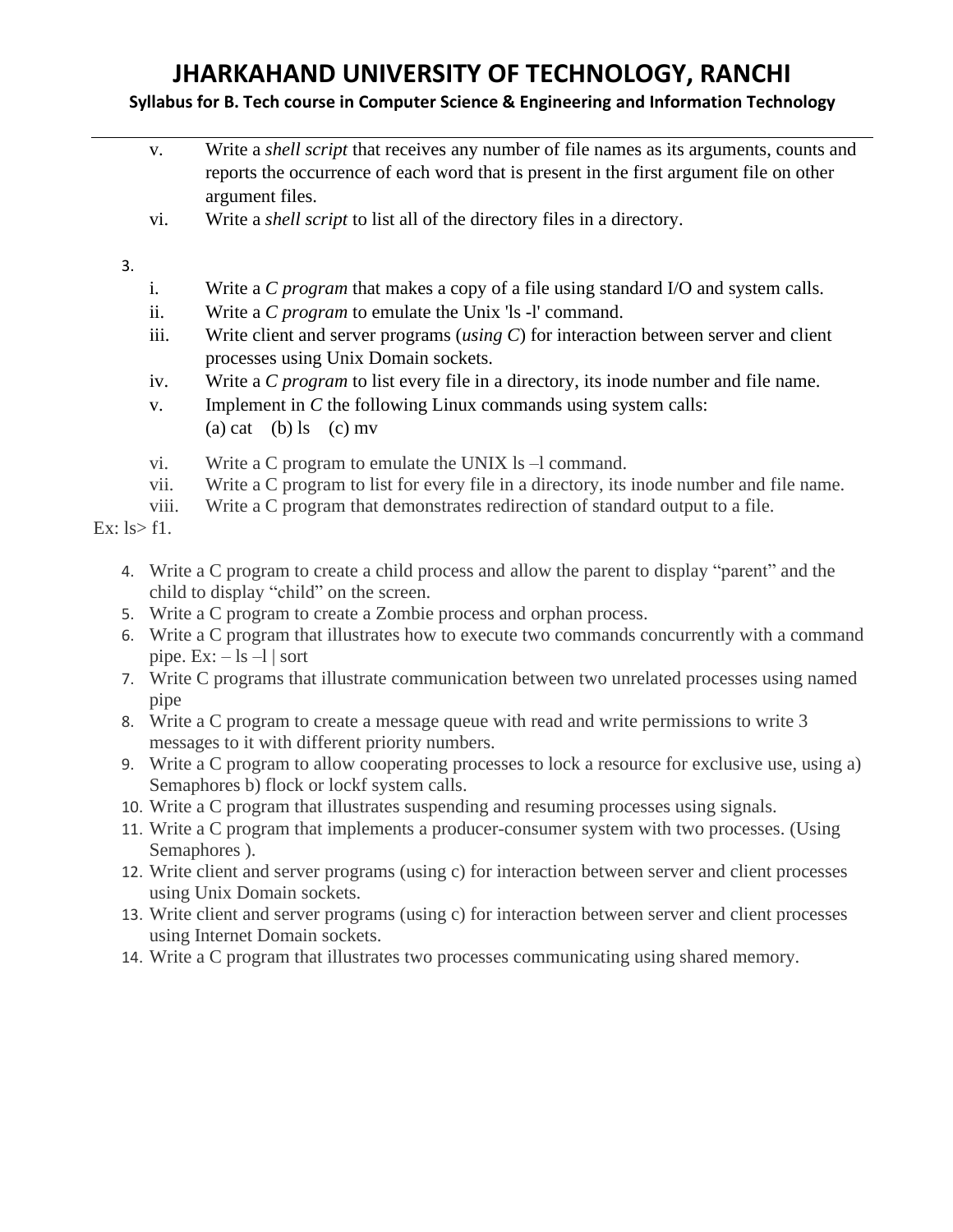v. Write a *shell script* that receives any number of file names as its arguments, counts and reports the occurrence of each word that is present in the first argument file on other argument files.

vi. Write a *shell script* to list all of the directory files in a directory.

3.

i. Write a *C program* that makes a copy of a file using standard I/O and system calls.

ii. Write a *C program* to emulate the Unix 'ls -l' command.

iii. Write client and server programs (*using C*) for interaction between server and client processes using Unix Domain sockets.

iv. Write a *C program* to list every file in a directory, its inode number and file name.

v. Implement in *C* the following Linux commands using system calls:
(a) cat (b) ls (c) mv

vi. Write a C program to emulate the UNIX ls –l command.

vii. Write a C program to list for every file in a directory, its inode number and file name.

viii. Write a C program that demonstrates redirection of standard output to a file.

Ex: ls> f1.

4. Write a C program to create a child process and allow the parent to display “parent” and the child to display “child” on the screen.
5. Write a C program to create a Zombie process and orphan process.
6. Write a C program that illustrates how to execute two commands concurrently with a command pipe. Ex: – ls –l | sort
7. Write C programs that illustrate communication between two unrelated processes using named pipe
8. Write a C program to create a message queue with read and write permissions to write 3 messages to it with different priority numbers.
9. Write a C program to allow cooperating processes to lock a resource for exclusive use, using a) Semaphores b) flock or lockf system calls.
10. Write a C program that illustrates suspending and resuming processes using signals.
11. Write a C program that implements a producer-consumer system with two processes. (Using Semaphores ).
12. Write client and server programs (using c) for interaction between server and client processes using Unix Domain sockets.
13. Write client and server programs (using c) for interaction between server and client processes using Internet Domain sockets.
14. Write a C program that illustrates two processes communicating using shared memory.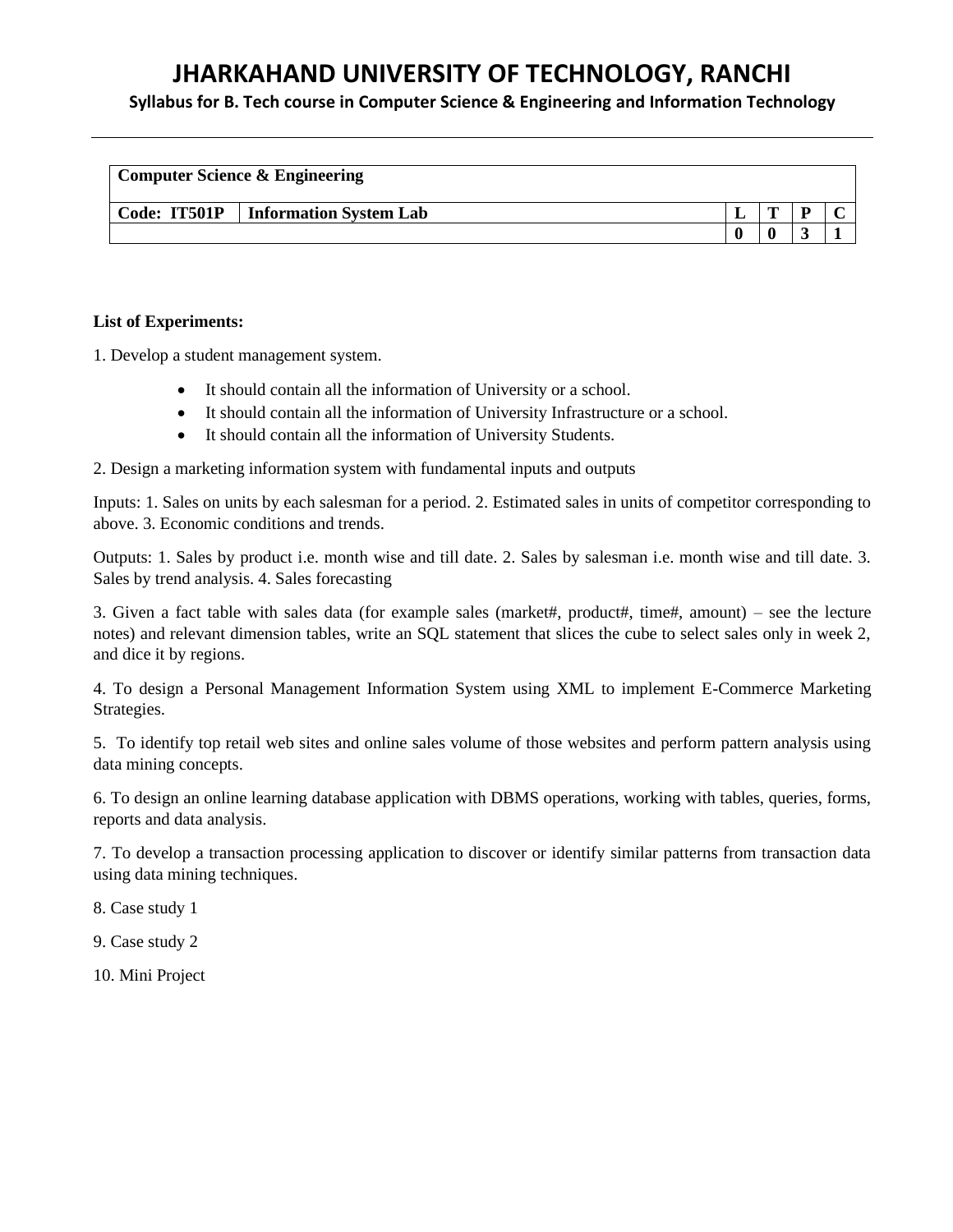| Computer Science & Engineering | | | | | |
|---|---|---|---|---|---|
| **Code: IT501P** | **Information System Lab** | **L** | **T** | **P** | **C** |
| | | **0** | **0** | **3** | **1** |

**List of Experiments:**

1. Develop a student management system.

   - It should contain all the information of University or a school.
   - It should contain all the information of University Infrastructure or a school.
   - It should contain all the information of University Students.

2. Design a marketing information system with fundamental inputs and outputs

Inputs: 1. Sales on units by each salesman for a period. 2. Estimated sales in units of competitor corresponding to above. 3. Economic conditions and trends.

Outputs: 1. Sales by product i.e. month wise and till date. 2. Sales by salesman i.e. month wise and till date. 3. Sales by trend analysis. 4. Sales forecasting

3. Given a fact table with sales data (for example sales (market#, product#, time#, amount) – see the lecture notes) and relevant dimension tables, write an SQL statement that slices the cube to select sales only in week 2, and dice it by regions.

4. To design a Personal Management Information System using XML to implement E-Commerce Marketing Strategies.

5. To identify top retail web sites and online sales volume of those websites and perform pattern analysis using data mining concepts.

6. To design an online learning database application with DBMS operations, working with tables, queries, forms, reports and data analysis.

7. To develop a transaction processing application to discover or identify similar patterns from transaction data using data mining techniques.

8. Case study 1

9. Case study 2

10. Mini Project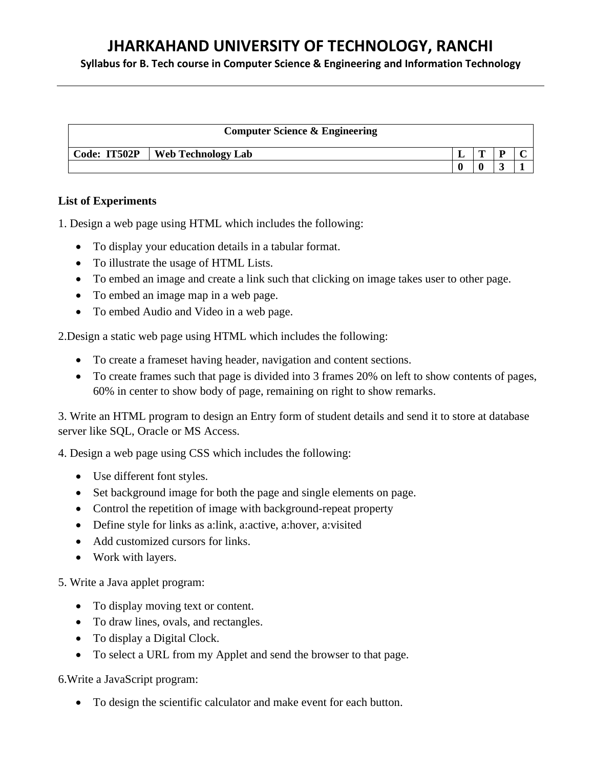# JHARKAHAND UNIVERSITY OF TECHNOLOGY, RANCHI

**Syllabus for B. Tech course in Computer Science & Engineering and Information Technology**

| Computer Science & Engineering | | | | | |
|---|---|---|---|---|---|
| **Code: IT502P** | **Web Technology Lab** | **L** | **T** | **P** | **C** |
| | | **0** | **0** | **3** | **1** |

**List of Experiments**

1. Design a web page using HTML which includes the following:

- To display your education details in a tabular format.
- To illustrate the usage of HTML Lists.
- To embed an image and create a link such that clicking on image takes user to other page.
- To embed an image map in a web page.
- To embed Audio and Video in a web page.

2.Design a static web page using HTML which includes the following:

- To create a frameset having header, navigation and content sections.
- To create frames such that page is divided into 3 frames 20% on left to show contents of pages, 60% in center to show body of page, remaining on right to show remarks.

3. Write an HTML program to design an Entry form of student details and send it to store at database server like SQL, Oracle or MS Access.

4. Design a web page using CSS which includes the following:

- Use different font styles.
- Set background image for both the page and single elements on page.
- Control the repetition of image with background-repeat property
- Define style for links as a:link, a:active, a:hover, a:visited
- Add customized cursors for links.
- Work with layers.

5. Write a Java applet program:

- To display moving text or content.
- To draw lines, ovals, and rectangles.
- To display a Digital Clock.
- To select a URL from my Applet and send the browser to that page.

6.Write a JavaScript program:

- To design the scientific calculator and make event for each button.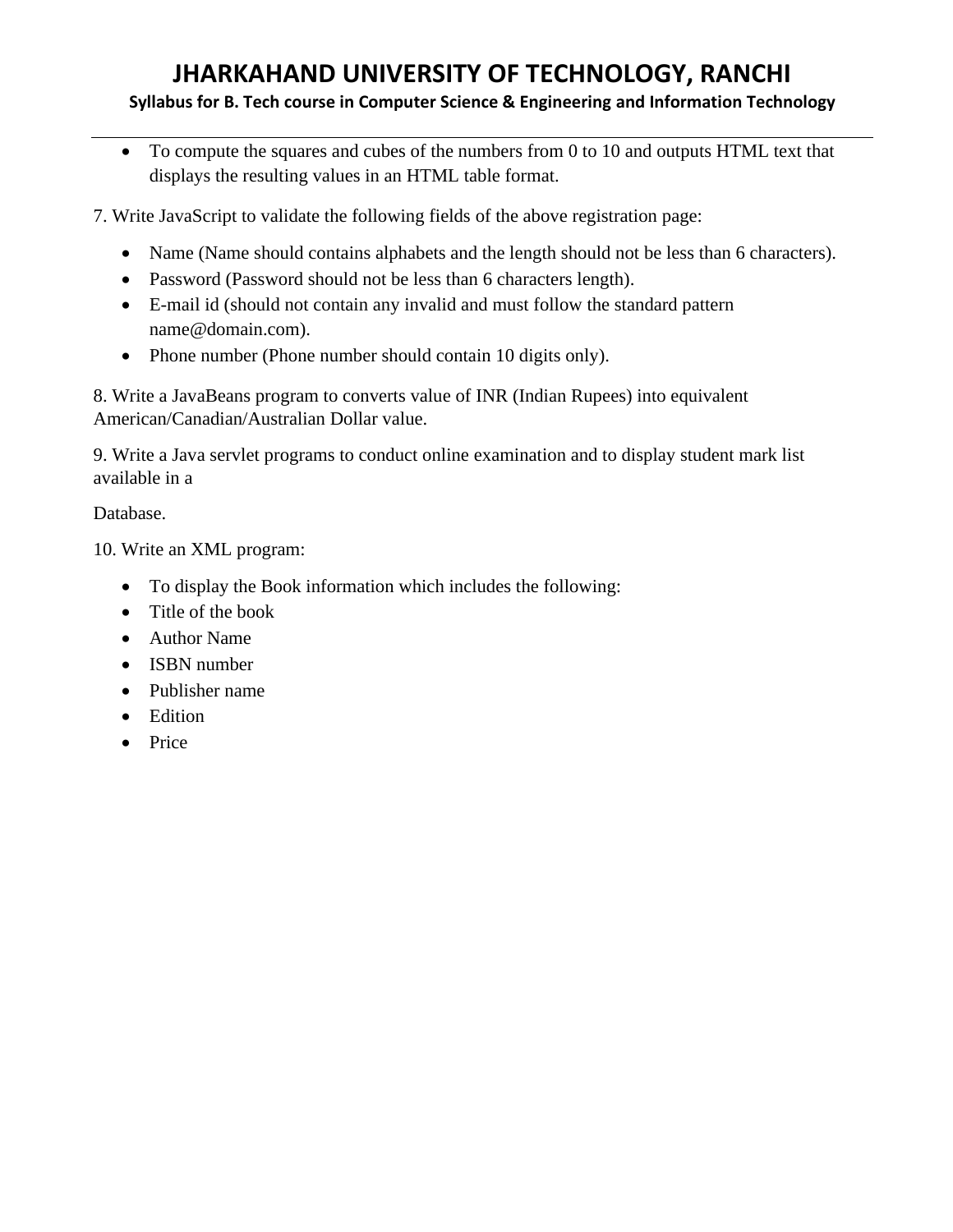- To compute the squares and cubes of the numbers from 0 to 10 and outputs HTML text that displays the resulting values in an HTML table format.

7. Write JavaScript to validate the following fields of the above registration page:

- Name (Name should contains alphabets and the length should not be less than 6 characters).
- Password (Password should not be less than 6 characters length).
- E-mail id (should not contain any invalid and must follow the standard pattern name@domain.com).
- Phone number (Phone number should contain 10 digits only).

8. Write a JavaBeans program to converts value of INR (Indian Rupees) into equivalent American/Canadian/Australian Dollar value.

9. Write a Java servlet programs to conduct online examination and to display student mark list available in a

Database.

10. Write an XML program:

- To display the Book information which includes the following:
- Title of the book
- Author Name
- ISBN number
- Publisher name
- Edition
- Price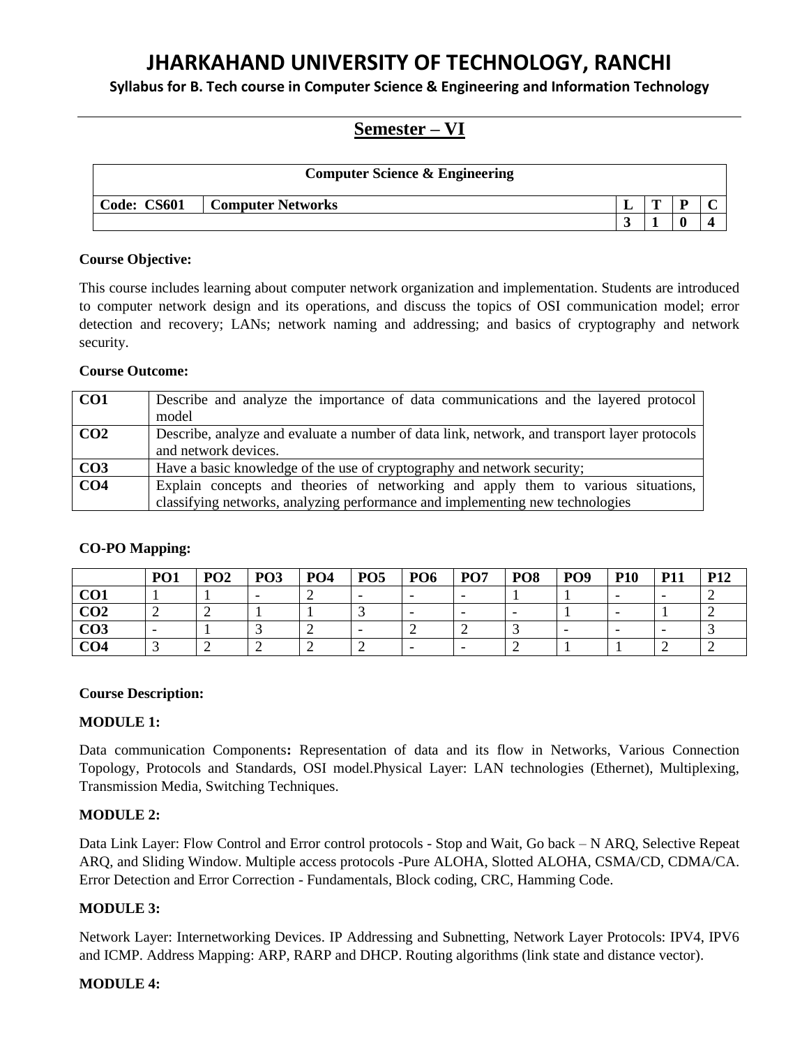# JHARKAHAND UNIVERSITY OF TECHNOLOGY, RANCHI

**Syllabus for B. Tech course in Computer Science & Engineering and Information Technology**

## Semester – VI

| Computer Science & Engineering | | | | | |
|---|---|---|---|---|---|
| **Code: CS601** | **Computer Networks** | **L** | **T** | **P** | **C** |
| | | **3** | **1** | **0** | **4** |

**Course Objective:**

This course includes learning about computer network organization and implementation. Students are introduced to computer network design and its operations, and discuss the topics of OSI communication model; error detection and recovery; LANs; network naming and addressing; and basics of cryptography and network security.

**Course Outcome:**

| | |
|---|---|
| **CO1** | Describe and analyze the importance of data communications and the layered protocol model |
| **CO2** | Describe, analyze and evaluate a number of data link, network, and transport layer protocols and network devices. |
| **CO3** | Have a basic knowledge of the use of cryptography and network security; |
| **CO4** | Explain concepts and theories of networking and apply them to various situations, classifying networks, analyzing performance and implementing new technologies |

**CO-PO Mapping:**

| | PO1 | PO2 | PO3 | PO4 | PO5 | PO6 | PO7 | PO8 | PO9 | P10 | P11 | P12 |
|---|---|---|---|---|---|---|---|---|---|---|---|---|
| **CO1** | 1 | 1 | - | 2 | - | - | - | 1 | 1 | - | - | 2 |
| **CO2** | 2 | 2 | 1 | 1 | 3 | - | - | - | 1 | - | 1 | 2 |
| **CO3** | - | 1 | 3 | 2 | - | 2 | 2 | 3 | - | - | - | 3 |
| **CO4** | 3 | 2 | 2 | 2 | 2 | - | - | 2 | 1 | 1 | 2 | 2 |

**Course Description:**

**MODULE 1:**

Data communication Components**:** Representation of data and its flow in Networks, Various Connection Topology, Protocols and Standards, OSI model.Physical Layer: LAN technologies (Ethernet), Multiplexing, Transmission Media, Switching Techniques.

**MODULE 2:**

Data Link Layer: Flow Control and Error control protocols - Stop and Wait, Go back – N ARQ, Selective Repeat ARQ, and Sliding Window. Multiple access protocols -Pure ALOHA, Slotted ALOHA, CSMA/CD, CDMA/CA. Error Detection and Error Correction - Fundamentals, Block coding, CRC, Hamming Code.

**MODULE 3:**

Network Layer: Internetworking Devices. IP Addressing and Subnetting, Network Layer Protocols: IPV4, IPV6 and ICMP. Address Mapping: ARP, RARP and DHCP. Routing algorithms (link state and distance vector).

**MODULE 4:**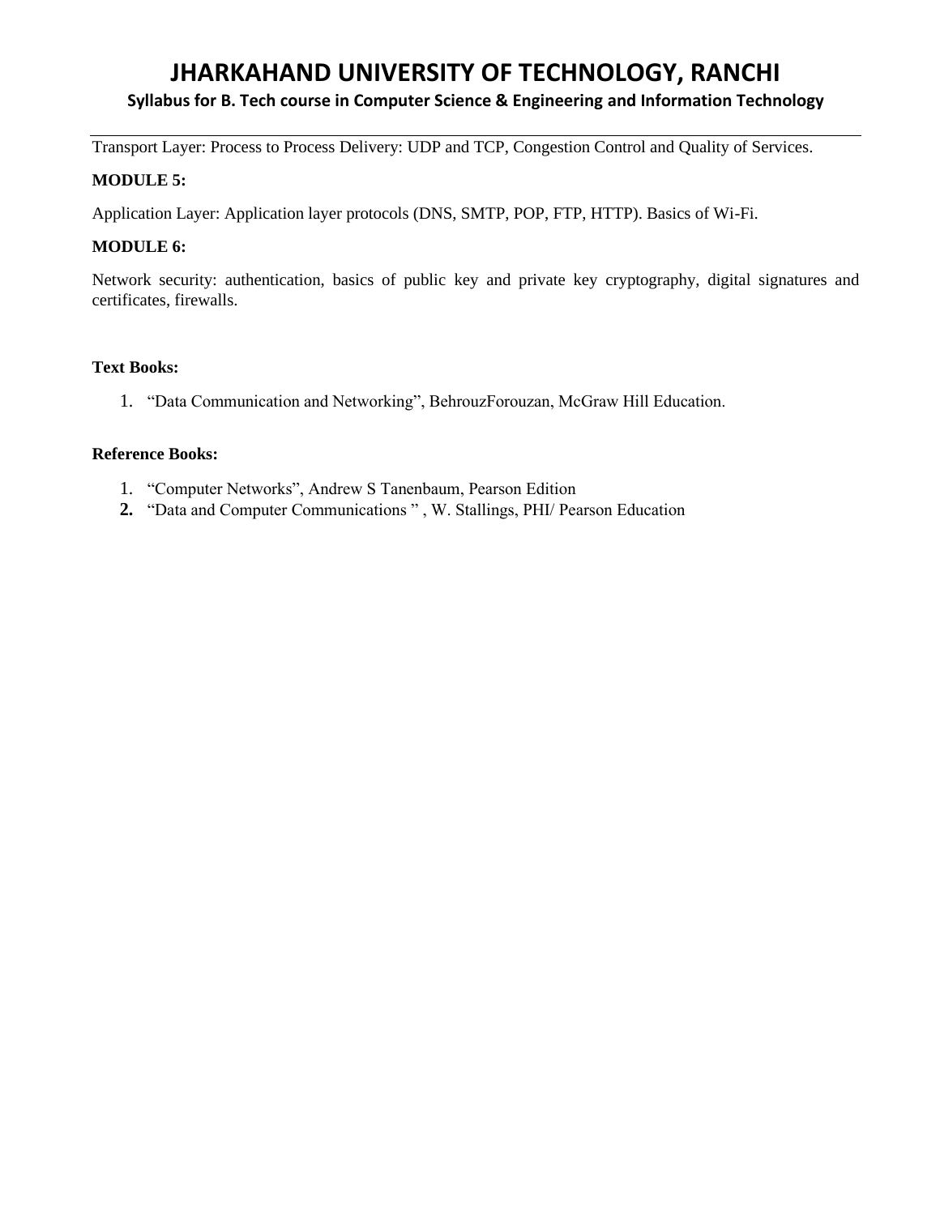Transport Layer: Process to Process Delivery: UDP and TCP, Congestion Control and Quality of Services.

**MODULE 5:**

Application Layer: Application layer protocols (DNS, SMTP, POP, FTP, HTTP). Basics of Wi-Fi.

**MODULE 6:**

Network security: authentication, basics of public key and private key cryptography, digital signatures and certificates, firewalls.

**Text Books:**

1. "Data Communication and Networking", BehrouzForouzan, McGraw Hill Education.

**Reference Books:**

1. "Computer Networks", Andrew S Tanenbaum, Pearson Edition
2. "Data and Computer Communications " , W. Stallings, PHI/ Pearson Education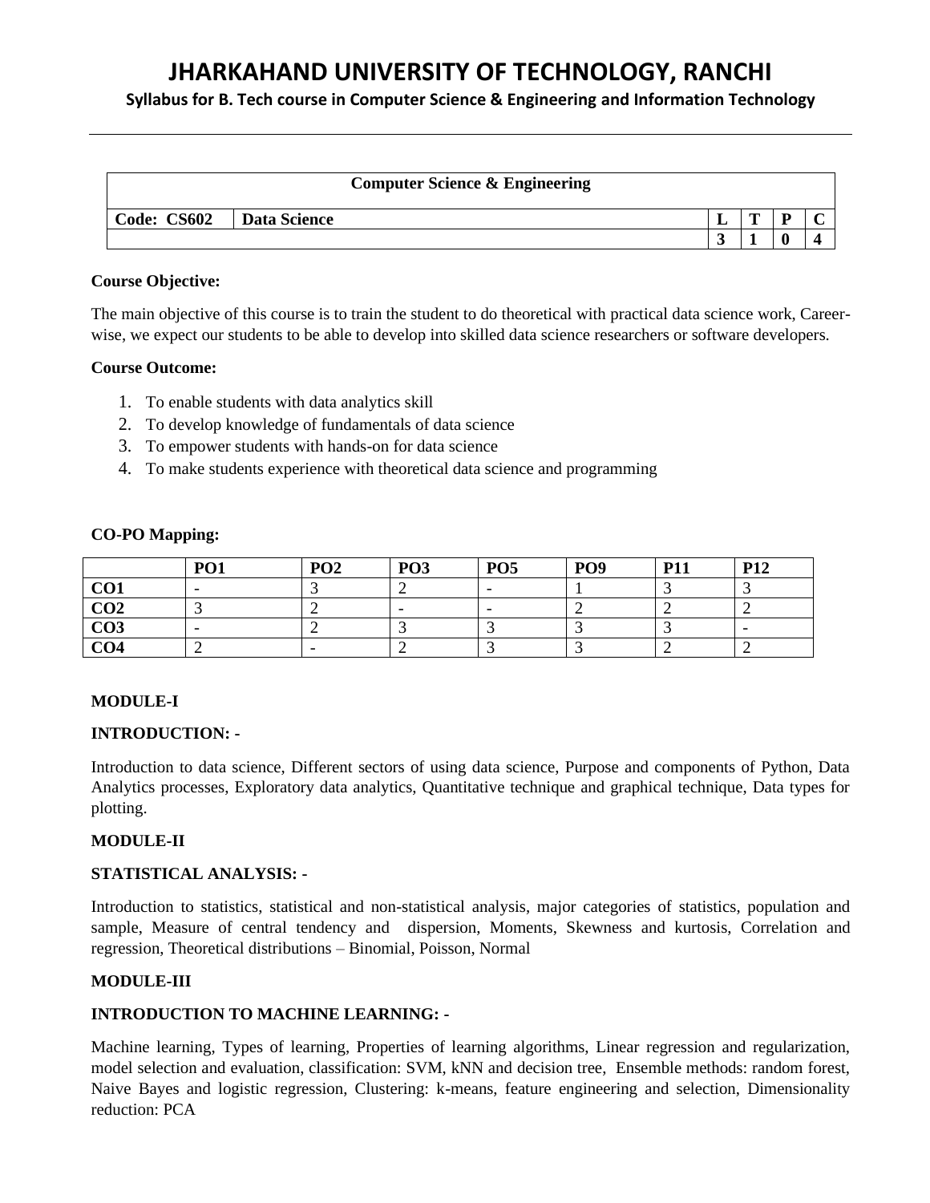# JHARKAHAND UNIVERSITY OF TECHNOLOGY, RANCHI

**Syllabus for B. Tech course in Computer Science & Engineering and Information Technology**

| Computer Science & Engineering | | | | | |
|---|---|---|---|---|---|
| **Code: CS602** | **Data Science** | **L** | **T** | **P** | **C** |
| | | **3** | **1** | **0** | **4** |

**Course Objective:**

The main objective of this course is to train the student to do theoretical with practical data science work, Career-wise, we expect our students to be able to develop into skilled data science researchers or software developers.

**Course Outcome:**

1. To enable students with data analytics skill
2. To develop knowledge of fundamentals of data science
3. To empower students with hands-on for data science
4. To make students experience with theoretical data science and programming

**CO-PO Mapping:**

| | PO1 | PO2 | PO3 | PO5 | PO9 | P11 | P12 |
|---|---|---|---|---|---|---|---|
| **CO1** | - | 3 | 2 | - | 1 | 3 | 3 |
| **CO2** | 3 | 2 | - | - | 2 | 2 | 2 |
| **CO3** | - | 2 | 3 | 3 | 3 | 3 | - |
| **CO4** | 2 | - | 2 | 3 | 3 | 2 | 2 |

**MODULE-I**

**INTRODUCTION: -**

Introduction to data science, Different sectors of using data science, Purpose and components of Python, Data Analytics processes, Exploratory data analytics, Quantitative technique and graphical technique, Data types for plotting.

**MODULE-II**

**STATISTICAL ANALYSIS: -**

Introduction to statistics, statistical and non-statistical analysis, major categories of statistics, population and sample, Measure of central tendency and dispersion, Moments, Skewness and kurtosis, Correlation and regression, Theoretical distributions – Binomial, Poisson, Normal

**MODULE-III**

**INTRODUCTION TO MACHINE LEARNING: -**

Machine learning, Types of learning, Properties of learning algorithms, Linear regression and regularization, model selection and evaluation, classification: SVM, kNN and decision tree, Ensemble methods: random forest, Naive Bayes and logistic regression, Clustering: k-means, feature engineering and selection, Dimensionality reduction: PCA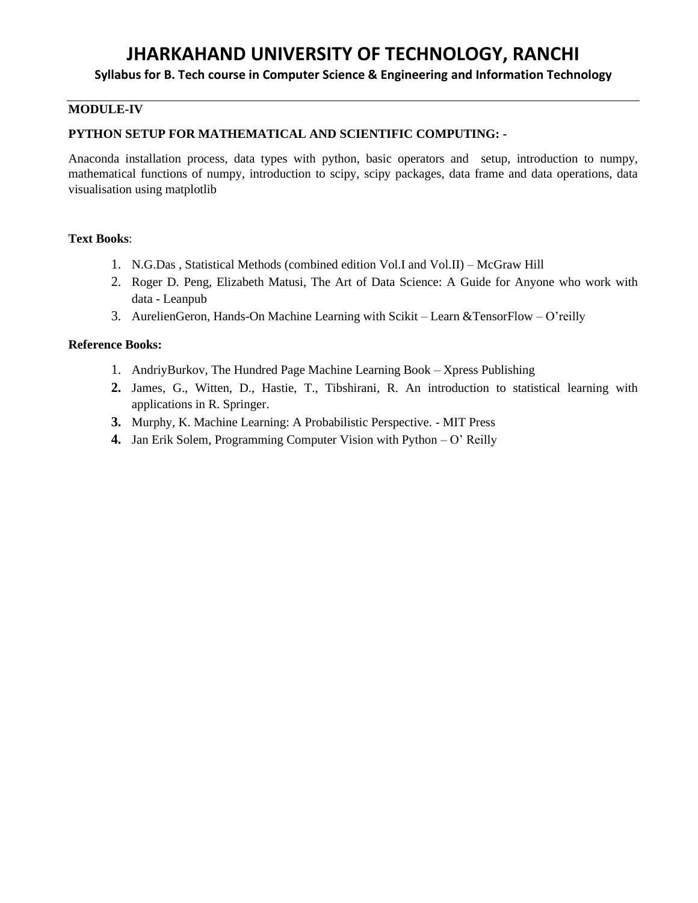**MODULE-IV**

**PYTHON SETUP FOR MATHEMATICAL AND SCIENTIFIC COMPUTING: -**

Anaconda installation process, data types with python, basic operators and setup, introduction to numpy, mathematical functions of numpy, introduction to scipy, scipy packages, data frame and data operations, data visualisation using matplotlib

**Text Books**:

1. N.G.Das , Statistical Methods (combined edition Vol.I and Vol.II) – McGraw Hill
2. Roger D. Peng, Elizabeth Matusi, The Art of Data Science: A Guide for Anyone who work with data - Leanpub
3. AurelienGeron, Hands-On Machine Learning with Scikit – Learn &TensorFlow – O'reilly

**Reference Books:**

1. AndriyBurkov, The Hundred Page Machine Learning Book – Xpress Publishing
2. James, G., Witten, D., Hastie, T., Tibshirani, R. An introduction to statistical learning with applications in R. Springer.
3. Murphy, K. Machine Learning: A Probabilistic Perspective. - MIT Press
4. Jan Erik Solem, Programming Computer Vision with Python – O' Reilly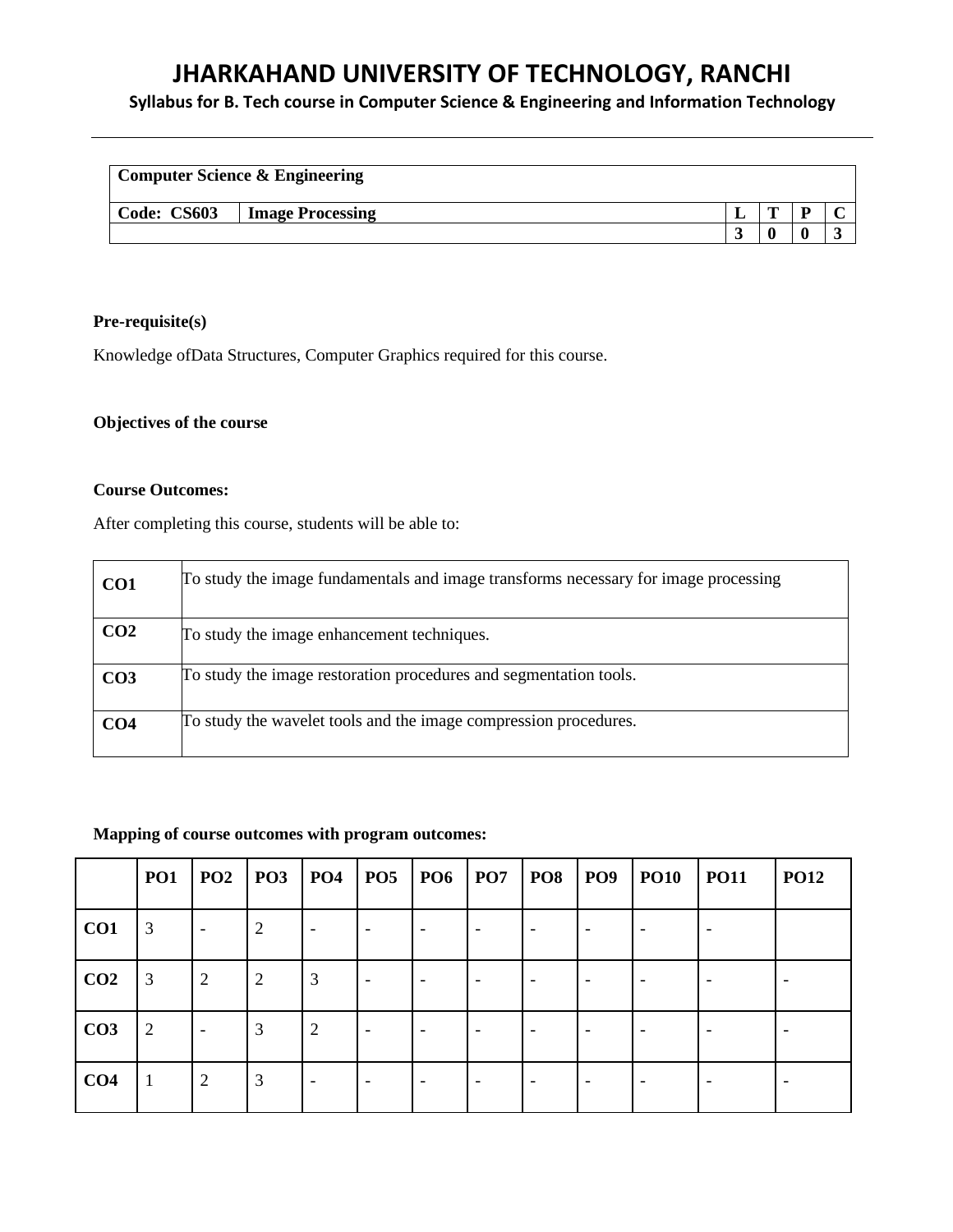# JHARKAHAND UNIVERSITY OF TECHNOLOGY, RANCHI

**Syllabus for B. Tech course in Computer Science & Engineering and Information Technology**

| **Computer Science & Engineering** | | | | | |
|---|---|---|---|---|---|
| **Code: CS603** | **Image Processing** | **L** | **T** | **P** | **C** |
| | | **3** | **0** | **0** | **3** |

**Pre-requisite(s)**

Knowledge ofData Structures, Computer Graphics required for this course.

**Objectives of the course**

**Course Outcomes:**

After completing this course, students will be able to:

| | |
|---|---|
| **CO1** | To study the image fundamentals and image transforms necessary for image processing |
| **CO2** | To study the image enhancement techniques. |
| **CO3** | To study the image restoration procedures and segmentation tools. |
| **CO4** | To study the wavelet tools and the image compression procedures. |

**Mapping of course outcomes with program outcomes:**

| | **PO1** | **PO2** | **PO3** | **PO4** | **PO5** | **PO6** | **PO7** | **PO8** | **PO9** | **PO10** | **PO11** | **PO12** |
|---|---|---|---|---|---|---|---|---|---|---|---|---|
| **CO1** | 3 | - | 2 | - | - | - | - | - | - | - | - | |
| **CO2** | 3 | 2 | 2 | 3 | - | - | - | - | - | - | - | - |
| **CO3** | 2 | - | 3 | 2 | - | - | - | - | - | - | - | - |
| **CO4** | 1 | 2 | 3 | - | - | - | - | - | - | - | - | - |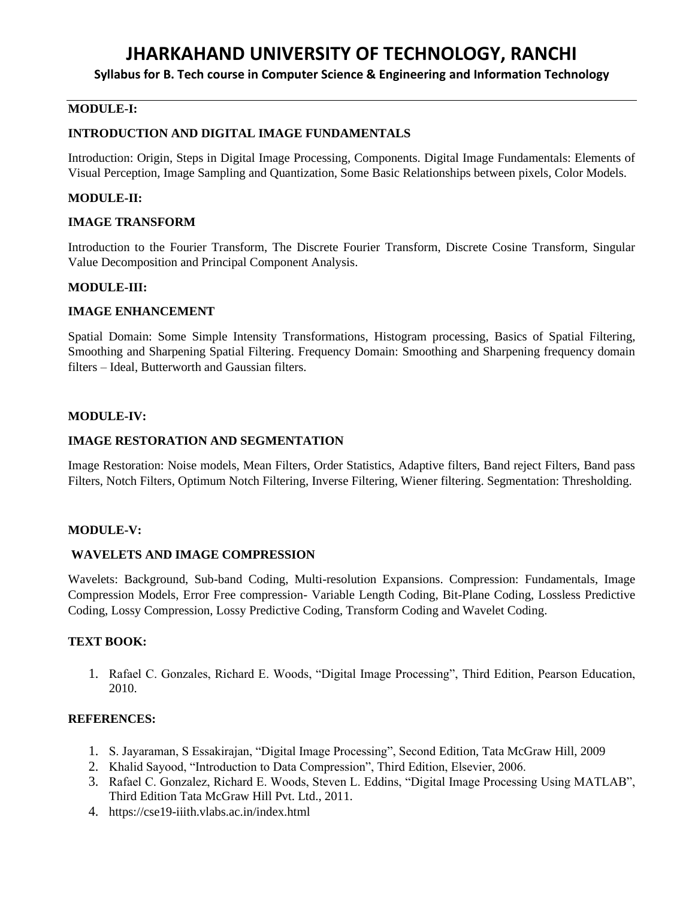**MODULE-I:**

**INTRODUCTION AND DIGITAL IMAGE FUNDAMENTALS**

Introduction: Origin, Steps in Digital Image Processing, Components. Digital Image Fundamentals: Elements of Visual Perception, Image Sampling and Quantization, Some Basic Relationships between pixels, Color Models.

**MODULE-II:**

**IMAGE TRANSFORM**

Introduction to the Fourier Transform, The Discrete Fourier Transform, Discrete Cosine Transform, Singular Value Decomposition and Principal Component Analysis.

**MODULE-III:**

**IMAGE ENHANCEMENT**

Spatial Domain: Some Simple Intensity Transformations, Histogram processing, Basics of Spatial Filtering, Smoothing and Sharpening Spatial Filtering. Frequency Domain: Smoothing and Sharpening frequency domain filters – Ideal, Butterworth and Gaussian filters.

**MODULE-IV:**

**IMAGE RESTORATION AND SEGMENTATION**

Image Restoration: Noise models, Mean Filters, Order Statistics, Adaptive filters, Band reject Filters, Band pass Filters, Notch Filters, Optimum Notch Filtering, Inverse Filtering, Wiener filtering. Segmentation: Thresholding.

**MODULE-V:**

**WAVELETS AND IMAGE COMPRESSION**

Wavelets: Background, Sub-band Coding, Multi-resolution Expansions. Compression: Fundamentals, Image Compression Models, Error Free compression- Variable Length Coding, Bit-Plane Coding, Lossless Predictive Coding, Lossy Compression, Lossy Predictive Coding, Transform Coding and Wavelet Coding.

**TEXT BOOK:**

1. Rafael C. Gonzales, Richard E. Woods, "Digital Image Processing", Third Edition, Pearson Education, 2010.

**REFERENCES:**

1. S. Jayaraman, S Essakirajan, "Digital Image Processing", Second Edition, Tata McGraw Hill, 2009
2. Khalid Sayood, "Introduction to Data Compression", Third Edition, Elsevier, 2006.
3. Rafael C. Gonzalez, Richard E. Woods, Steven L. Eddins, "Digital Image Processing Using MATLAB", Third Edition Tata McGraw Hill Pvt. Ltd., 2011.
4. https://cse19-iiith.vlabs.ac.in/index.html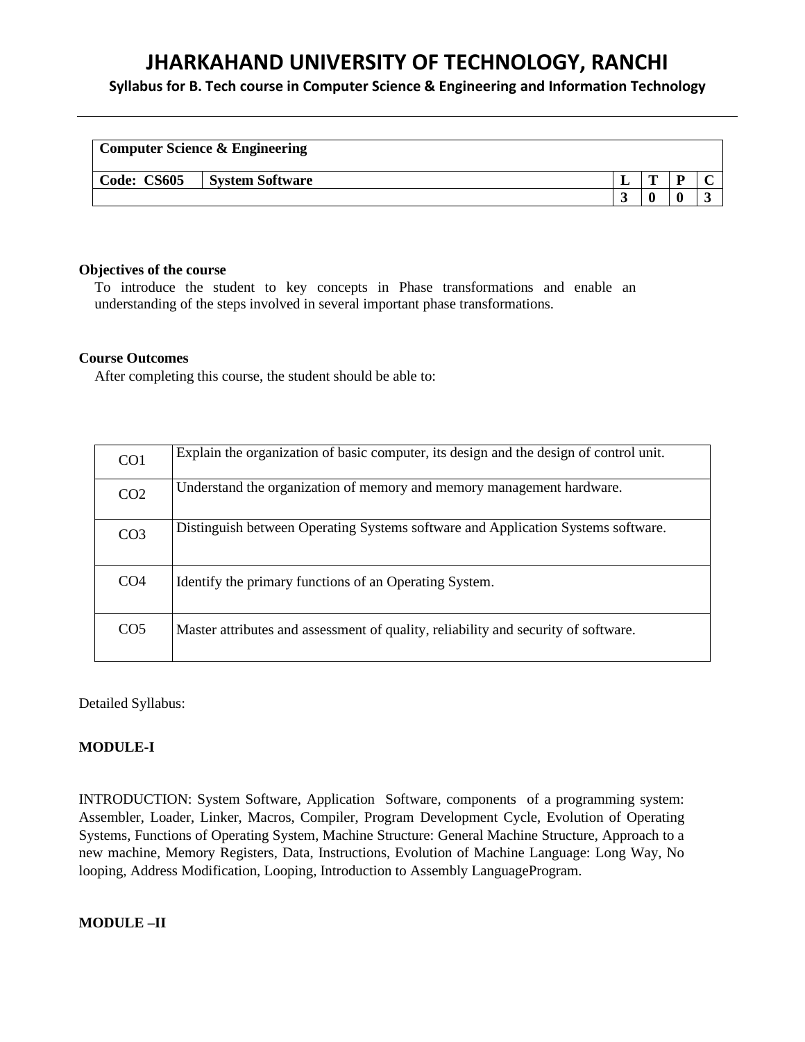| Computer Science & Engineering | | | | | |
|---|---|---|---|---|---|
| **Code: CS605** | **System Software** | **L** | **T** | **P** | **C** |
| | | **3** | **0** | **0** | **3** |

**Objectives of the course**

To introduce the student to key concepts in Phase transformations and enable an understanding of the steps involved in several important phase transformations.

**Course Outcomes**

After completing this course, the student should be able to:

| | |
|---|---|
| CO1 | Explain the organization of basic computer, its design and the design of control unit. |
| CO2 | Understand the organization of memory and memory management hardware. |
| CO3 | Distinguish between Operating Systems software and Application Systems software. |
| CO4 | Identify the primary functions of an Operating System. |
| CO5 | Master attributes and assessment of quality, reliability and security of software. |

Detailed Syllabus:

**MODULE-I**

INTRODUCTION: System Software, Application Software, components of a programming system: Assembler, Loader, Linker, Macros, Compiler, Program Development Cycle, Evolution of Operating Systems, Functions of Operating System, Machine Structure: General Machine Structure, Approach to a new machine, Memory Registers, Data, Instructions, Evolution of Machine Language: Long Way, No looping, Address Modification, Looping, Introduction to Assembly LanguageProgram.

**MODULE –II**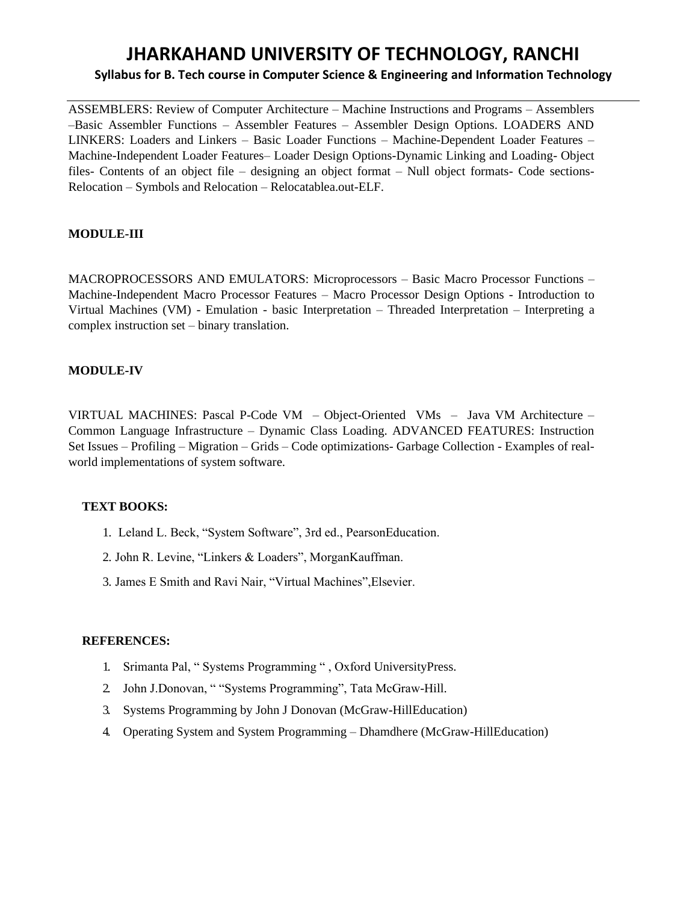ASSEMBLERS: Review of Computer Architecture – Machine Instructions and Programs – Assemblers –Basic Assembler Functions – Assembler Features – Assembler Design Options. LOADERS AND LINKERS: Loaders and Linkers – Basic Loader Functions – Machine-Dependent Loader Features – Machine-Independent Loader Features– Loader Design Options-Dynamic Linking and Loading- Object files- Contents of an object file – designing an object format – Null object formats- Code sections- Relocation – Symbols and Relocation – Relocatablea.out-ELF.

**MODULE-III**

MACROPROCESSORS AND EMULATORS: Microprocessors – Basic Macro Processor Functions – Machine-Independent Macro Processor Features – Macro Processor Design Options - Introduction to Virtual Machines (VM) - Emulation - basic Interpretation – Threaded Interpretation – Interpreting a complex instruction set – binary translation.

**MODULE-IV**

VIRTUAL MACHINES: Pascal P-Code VM – Object-Oriented VMs – Java VM Architecture – Common Language Infrastructure – Dynamic Class Loading. ADVANCED FEATURES: Instruction Set Issues – Profiling – Migration – Grids – Code optimizations- Garbage Collection - Examples of real-world implementations of system software.

**TEXT BOOKS:**

1. Leland L. Beck, "System Software", 3rd ed., PearsonEducation.
2. John R. Levine, "Linkers & Loaders", MorganKauffman.
3. James E Smith and Ravi Nair, "Virtual Machines",Elsevier.

**REFERENCES:**

1. Srimanta Pal, " Systems Programming " , Oxford UniversityPress.
2. John J.Donovan, " "Systems Programming", Tata McGraw-Hill.
3. Systems Programming by John J Donovan (McGraw-HillEducation)
4. Operating System and System Programming – Dhamdhere (McGraw-HillEducation)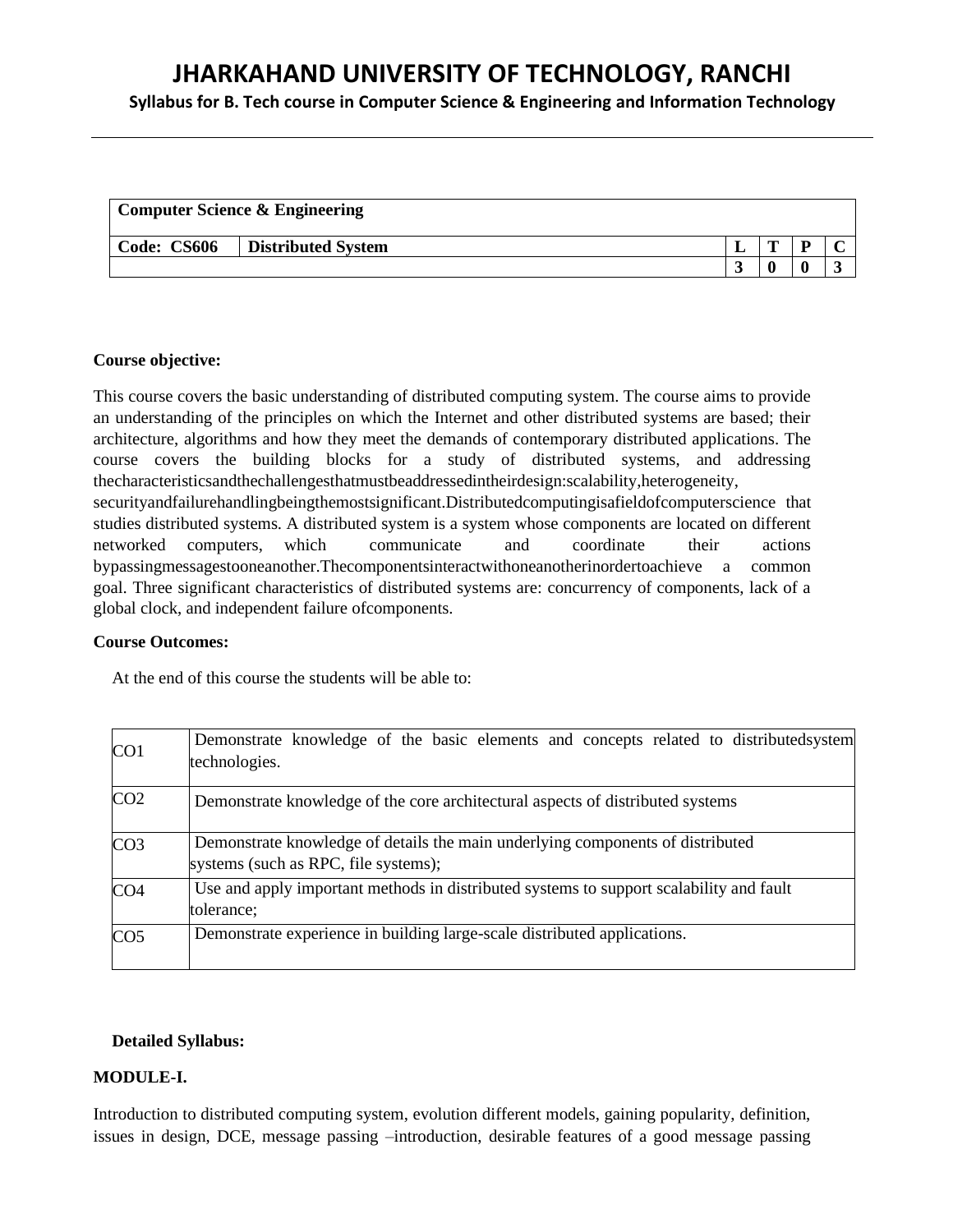# JHARKAHAND UNIVERSITY OF TECHNOLOGY, RANCHI

**Syllabus for B. Tech course in Computer Science & Engineering and Information Technology**

| **Computer Science & Engineering** | | | | | |
|---|---|---|---|---|---|
| **Code: CS606** | **Distributed System** | **L** | **T** | **P** | **C** |
| | | **3** | **0** | **0** | **3** |

**Course objective:**

This course covers the basic understanding of distributed computing system. The course aims to provide an understanding of the principles on which the Internet and other distributed systems are based; their architecture, algorithms and how they meet the demands of contemporary distributed applications. The course covers the building blocks for a study of distributed systems, and addressing thecharacteristicsandthechallengesthatmustbeaddressedintheirdesign:scalability,heterogeneity, securityandfailurehandlingbeingthemostsignificant.Distributedcomputingisafieldofcomputerscience that studies distributed systems. A distributed system is a system whose components are located on different networked computers, which communicate and coordinate their actions bypassingmessagestooneanother.Thecomponentsinteractwithoneanotherinordertoachieve a common goal. Three significant characteristics of distributed systems are: concurrency of components, lack of a global clock, and independent failure ofcomponents.

**Course Outcomes:**

At the end of this course the students will be able to:

| | |
|---|---|
| CO1 | Demonstrate knowledge of the basic elements and concepts related to distributedsystem technologies. |
| CO2 | Demonstrate knowledge of the core architectural aspects of distributed systems |
| CO3 | Demonstrate knowledge of details the main underlying components of distributed systems (such as RPC, file systems); |
| CO4 | Use and apply important methods in distributed systems to support scalability and fault tolerance; |
| CO5 | Demonstrate experience in building large-scale distributed applications. |

**Detailed Syllabus:**

**MODULE-I.**

Introduction to distributed computing system, evolution different models, gaining popularity, definition, issues in design, DCE, message passing –introduction, desirable features of a good message passing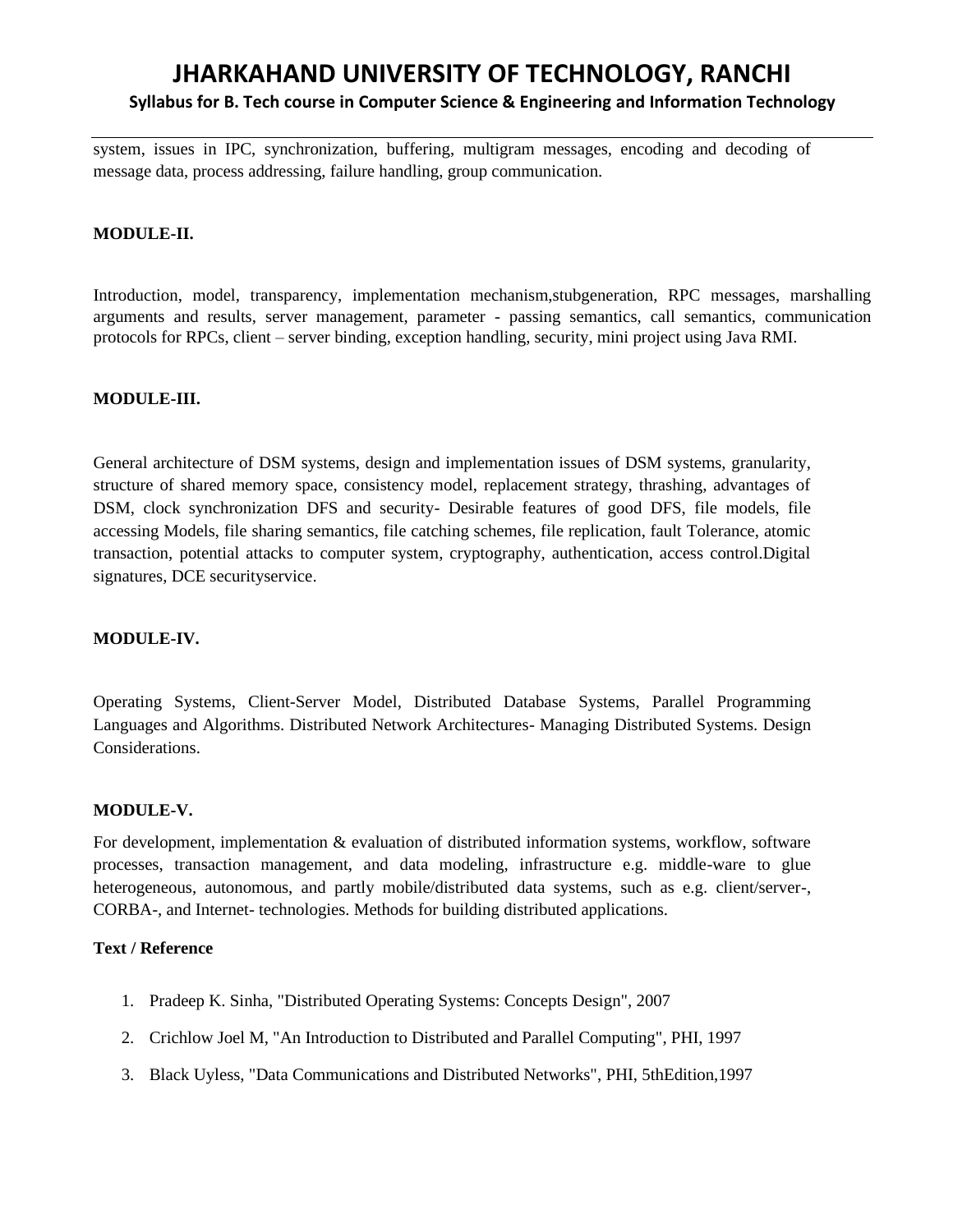system, issues in IPC, synchronization, buffering, multigram messages, encoding and decoding of message data, process addressing, failure handling, group communication.

**MODULE-II.**

Introduction, model, transparency, implementation mechanism,stubgeneration, RPC messages, marshalling arguments and results, server management, parameter - passing semantics, call semantics, communication protocols for RPCs, client – server binding, exception handling, security, mini project using Java RMI.

**MODULE-III.**

General architecture of DSM systems, design and implementation issues of DSM systems, granularity, structure of shared memory space, consistency model, replacement strategy, thrashing, advantages of DSM, clock synchronization DFS and security- Desirable features of good DFS, file models, file accessing Models, file sharing semantics, file catching schemes, file replication, fault Tolerance, atomic transaction, potential attacks to computer system, cryptography, authentication, access control.Digital signatures, DCE securityservice.

**MODULE-IV.**

Operating Systems, Client-Server Model, Distributed Database Systems, Parallel Programming Languages and Algorithms. Distributed Network Architectures- Managing Distributed Systems. Design Considerations.

**MODULE-V.**

For development, implementation & evaluation of distributed information systems, workflow, software processes, transaction management, and data modeling, infrastructure e.g. middle-ware to glue heterogeneous, autonomous, and partly mobile/distributed data systems, such as e.g. client/server-, CORBA-, and Internet- technologies. Methods for building distributed applications.

**Text / Reference**

1. Pradeep K. Sinha, "Distributed Operating Systems: Concepts Design", 2007
2. Crichlow Joel M, "An Introduction to Distributed and Parallel Computing", PHI, 1997
3. Black Uyless, "Data Communications and Distributed Networks", PHI, 5thEdition,1997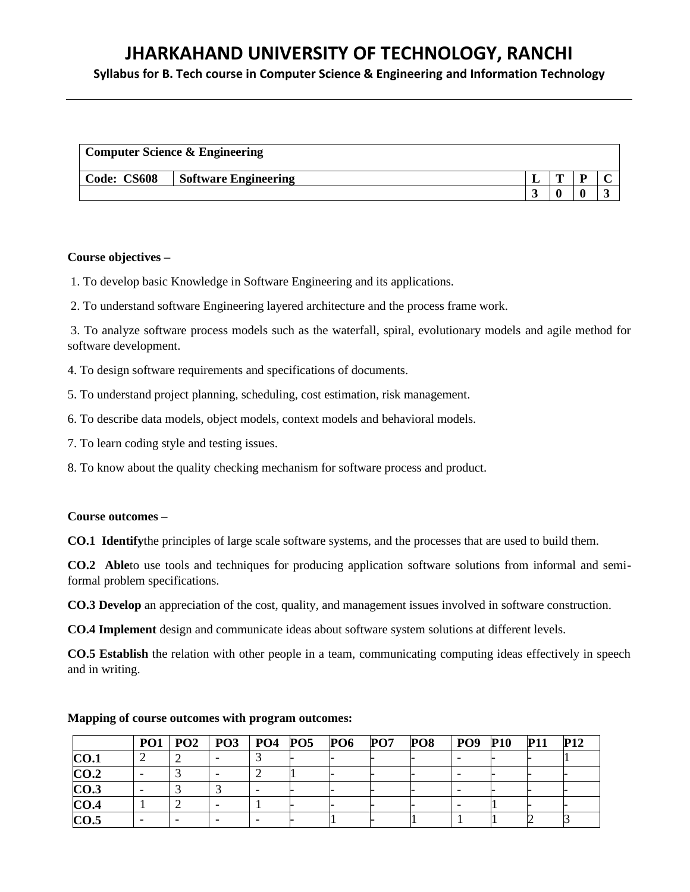# JHARKAHAND UNIVERSITY OF TECHNOLOGY, RANCHI

**Syllabus for B. Tech course in Computer Science & Engineering and Information Technology**

| **Computer Science & Engineering** | | | | | |
|---|---|---|---|---|---|
| **Code: CS608** | **Software Engineering** | **L** | **T** | **P** | **C** |
| | | **3** | **0** | **0** | **3** |

**Course objectives –**

1. To develop basic Knowledge in Software Engineering and its applications.
2. To understand software Engineering layered architecture and the process frame work.
3. To analyze software process models such as the waterfall, spiral, evolutionary models and agile method for software development.
4. To design software requirements and specifications of documents.
5. To understand project planning, scheduling, cost estimation, risk management.
6. To describe data models, object models, context models and behavioral models.
7. To learn coding style and testing issues.
8. To know about the quality checking mechanism for software process and product.

**Course outcomes –**

**CO.1 Identify**the principles of large scale software systems, and the processes that are used to build them.

**CO.2 Able**to use tools and techniques for producing application software solutions from informal and semi-formal problem specifications.

**CO.3 Develop** an appreciation of the cost, quality, and management issues involved in software construction.

**CO.4 Implement** design and communicate ideas about software system solutions at different levels.

**CO.5 Establish** the relation with other people in a team, communicating computing ideas effectively in speech and in writing.

**Mapping of course outcomes with program outcomes:**

| | PO1 | PO2 | PO3 | PO4 | PO5 | PO6 | PO7 | PO8 | PO9 | P10 | P11 | P12 |
|---|---|---|---|---|---|---|---|---|---|---|---|---|
| **CO.1** | 2 | 2 | - | 3 | - | - | - | - | - | - | - | 1 |
| **CO.2** | - | 3 | - | 2 | 1 | - | - | - | - | - | - | - |
| **CO.3** | - | 3 | 3 | - | - | - | - | - | - | - | - | - |
| **CO.4** | 1 | 2 | - | 1 | - | - | - | - | - | 1 | - | - |
| **CO.5** | - | - | - | - | - | 1 | - | 1 | 1 | 1 | 2 | 3 |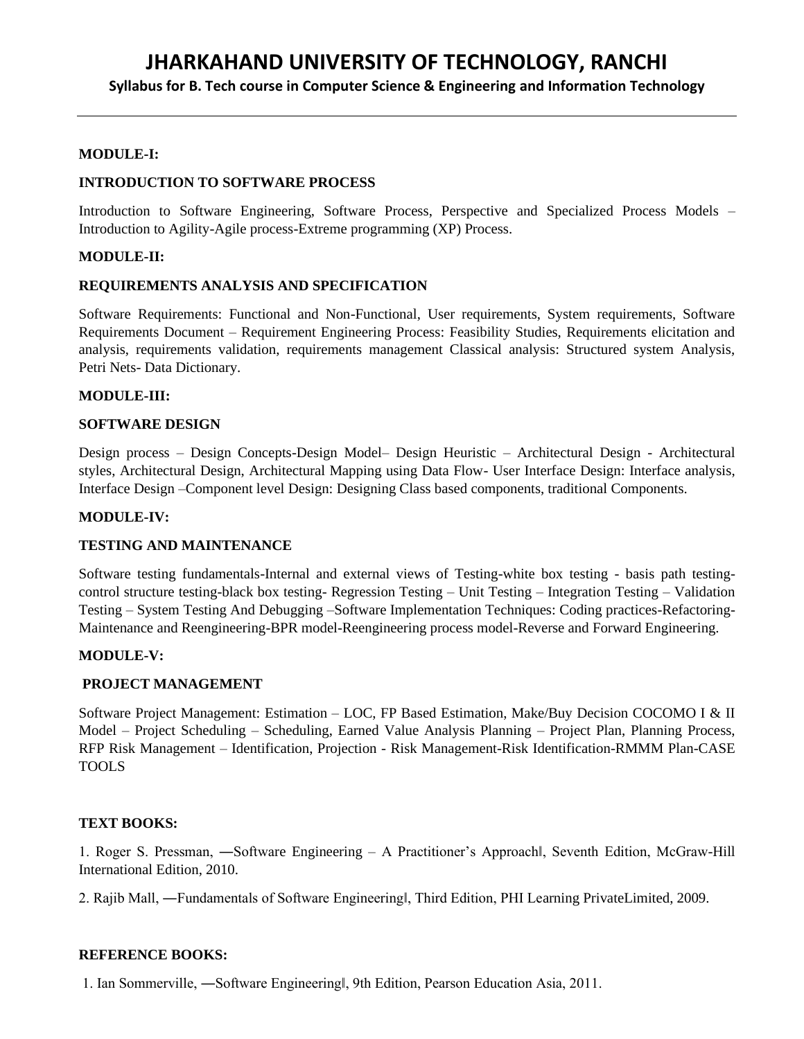**MODULE-I:**

**INTRODUCTION TO SOFTWARE PROCESS**

Introduction to Software Engineering, Software Process, Perspective and Specialized Process Models – Introduction to Agility-Agile process-Extreme programming (XP) Process.

**MODULE-II:**

**REQUIREMENTS ANALYSIS AND SPECIFICATION**

Software Requirements: Functional and Non-Functional, User requirements, System requirements, Software Requirements Document – Requirement Engineering Process: Feasibility Studies, Requirements elicitation and analysis, requirements validation, requirements management Classical analysis: Structured system Analysis, Petri Nets- Data Dictionary.

**MODULE-III:**

**SOFTWARE DESIGN**

Design process – Design Concepts-Design Model– Design Heuristic – Architectural Design - Architectural styles, Architectural Design, Architectural Mapping using Data Flow- User Interface Design: Interface analysis, Interface Design –Component level Design: Designing Class based components, traditional Components.

**MODULE-IV:**

**TESTING AND MAINTENANCE**

Software testing fundamentals-Internal and external views of Testing-white box testing - basis path testing-control structure testing-black box testing- Regression Testing – Unit Testing – Integration Testing – Validation Testing – System Testing And Debugging –Software Implementation Techniques: Coding practices-Refactoring-Maintenance and Reengineering-BPR model-Reengineering process model-Reverse and Forward Engineering.

**MODULE-V:**

**PROJECT MANAGEMENT**

Software Project Management: Estimation – LOC, FP Based Estimation, Make/Buy Decision COCOMO I & II Model – Project Scheduling – Scheduling, Earned Value Analysis Planning – Project Plan, Planning Process, RFP Risk Management – Identification, Projection - Risk Management-Risk Identification-RMMM Plan-CASE TOOLS

**TEXT BOOKS:**

1. Roger S. Pressman, ―Software Engineering – A Practitioner's Approach‖, Seventh Edition, McGraw-Hill International Edition, 2010.

2. Rajib Mall, ―Fundamentals of Software Engineering‖, Third Edition, PHI Learning PrivateLimited, 2009.

**REFERENCE BOOKS:**

1. Ian Sommerville, ―Software Engineering‖, 9th Edition, Pearson Education Asia, 2011.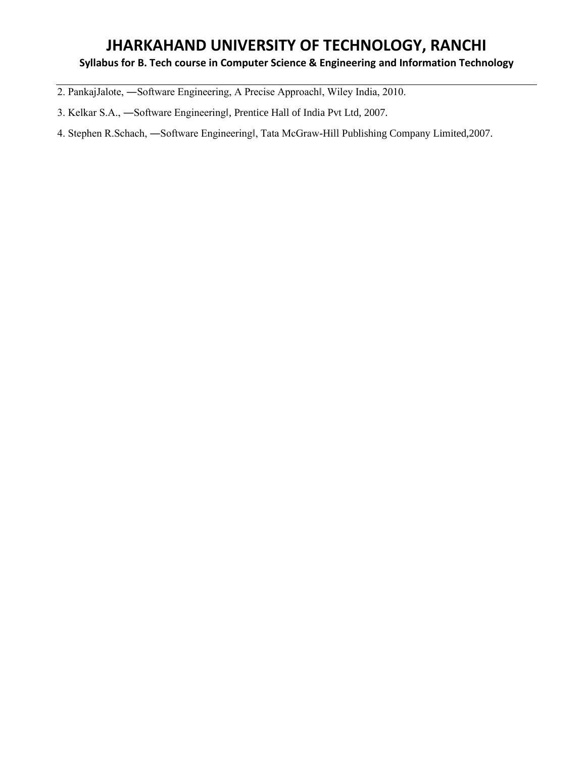2. PankajJalote, ―Software Engineering, A Precise Approach‖, Wiley India, 2010.

3. Kelkar S.A., ―Software Engineering‖, Prentice Hall of India Pvt Ltd, 2007.

4. Stephen R.Schach, ―Software Engineering‖, Tata McGraw-Hill Publishing Company Limited,2007.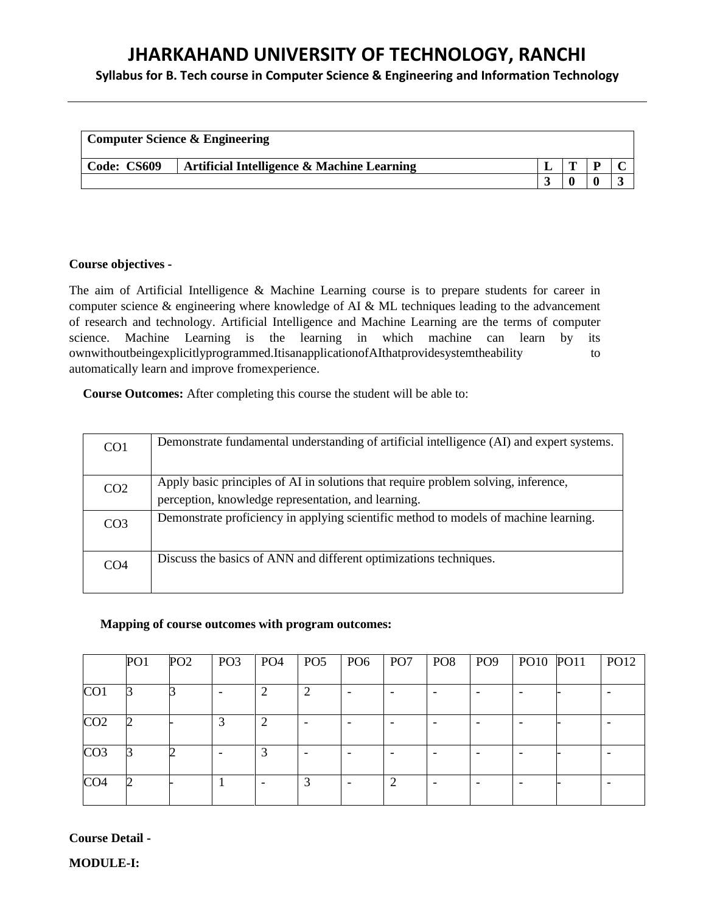# JHARKAHAND UNIVERSITY OF TECHNOLOGY, RANCHI

**Syllabus for B. Tech course in Computer Science & Engineering and Information Technology**

| **Computer Science & Engineering** | | | | | |
|---|---|---|---|---|---|
| **Code: CS609** | **Artificial Intelligence & Machine Learning** | **L** | **T** | **P** | **C** |
| | | **3** | **0** | **0** | **3** |

**Course objectives -**

The aim of Artificial Intelligence & Machine Learning course is to prepare students for career in computer science & engineering where knowledge of AI & ML techniques leading to the advancement of research and technology. Artificial Intelligence and Machine Learning are the terms of computer science. Machine Learning is the learning in which machine can learn by its ownwithoutbeingexplicitlyprogrammed.ItisanapplicationofAIthatprovidesystemtheability to automatically learn and improve fromexperience.

**Course Outcomes:** After completing this course the student will be able to:

| | |
|---|---|
| CO1 | Demonstrate fundamental understanding of artificial intelligence (AI) and expert systems. |
| CO2 | Apply basic principles of AI in solutions that require problem solving, inference, perception, knowledge representation, and learning. |
| CO3 | Demonstrate proficiency in applying scientific method to models of machine learning. |
| CO4 | Discuss the basics of ANN and different optimizations techniques. |

**Mapping of course outcomes with program outcomes:**

| | PO1 | PO2 | PO3 | PO4 | PO5 | PO6 | PO7 | PO8 | PO9 | PO10 | PO11 | PO12 |
|---|---|---|---|---|---|---|---|---|---|---|---|---|
| CO1 | 3 | 3 | - | 2 | 2 | - | - | - | - | - | - | - |
| CO2 | 2 | - | 3 | 2 | - | - | - | - | - | - | - | - |
| CO3 | 3 | 2 | - | 3 | - | - | - | - | - | - | - | - |
| CO4 | 2 | - | 1 | - | 3 | - | 2 | - | - | - | - | - |

**Course Detail -**

**MODULE-I:**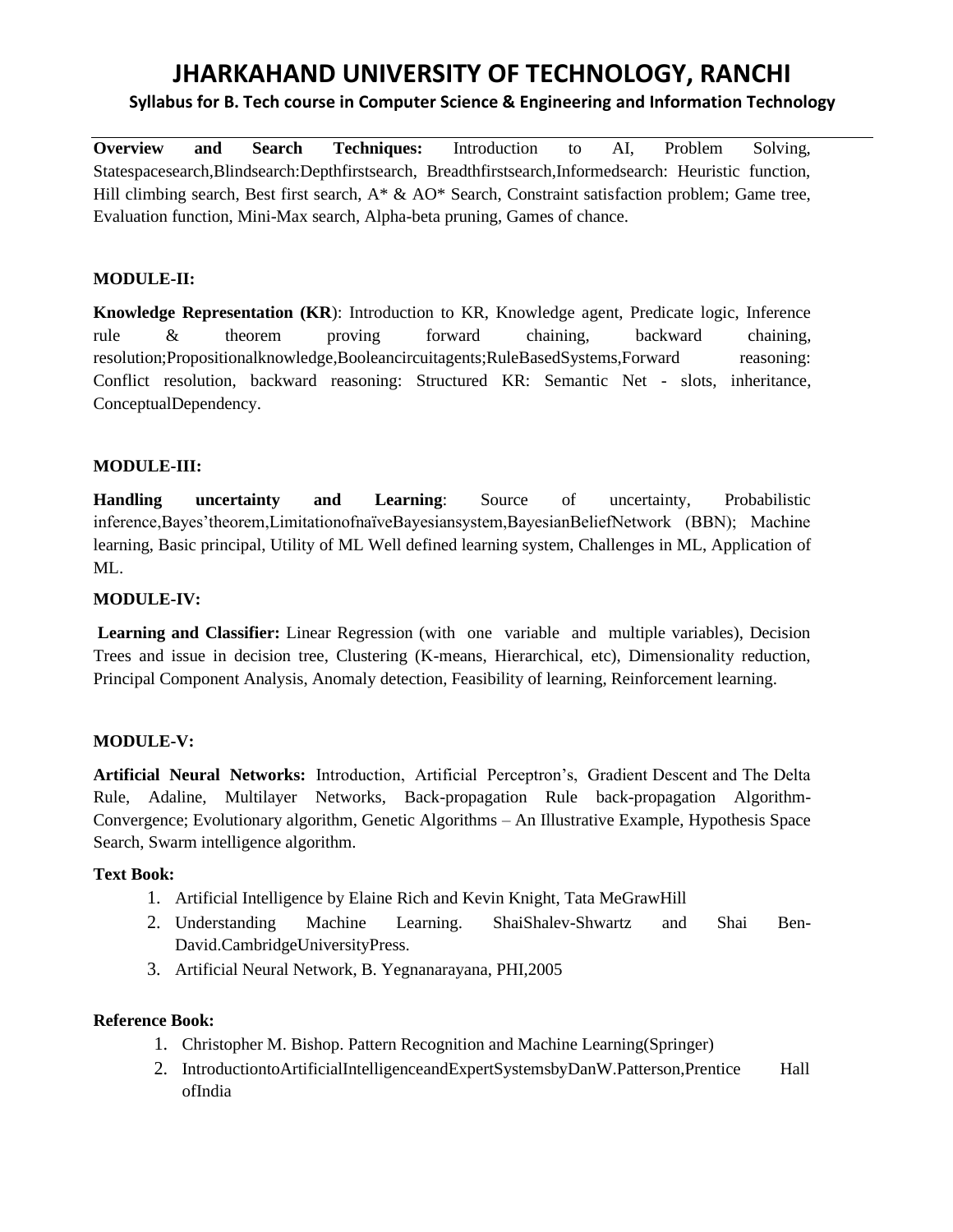**Overview and Search Techniques:** Introduction to AI, Problem Solving, Statespacesearch,Blindsearch:Depthfirstsearch, Breadthfirstsearch,Informedsearch: Heuristic function, Hill climbing search, Best first search, A* & AO* Search, Constraint satisfaction problem; Game tree, Evaluation function, Mini-Max search, Alpha-beta pruning, Games of chance.

**MODULE-II:**

**Knowledge Representation (KR**): Introduction to KR, Knowledge agent, Predicate logic, Inference rule & theorem proving forward chaining, backward chaining, resolution;Propositionalknowledge,Booleancircuitagents;RuleBasedSystems,Forward reasoning: Conflict resolution, backward reasoning: Structured KR: Semantic Net - slots, inheritance, ConceptualDependency.

**MODULE-III:**

**Handling uncertainty and Learning**: Source of uncertainty, Probabilistic inference,Bayes'theorem,LimitationofnaïveBayesiansystem,BayesianBeliefNetwork (BBN); Machine learning, Basic principal, Utility of ML Well defined learning system, Challenges in ML, Application of ML.

**MODULE-IV:**

**Learning and Classifier:** Linear Regression (with one variable and multiple variables), Decision Trees and issue in decision tree, Clustering (K-means, Hierarchical, etc), Dimensionality reduction, Principal Component Analysis, Anomaly detection, Feasibility of learning, Reinforcement learning.

**MODULE-V:**

**Artificial Neural Networks:** Introduction, Artificial Perceptron's, Gradient Descent and The Delta Rule, Adaline, Multilayer Networks, Back-propagation Rule back-propagation Algorithm-Convergence; Evolutionary algorithm, Genetic Algorithms – An Illustrative Example, Hypothesis Space Search, Swarm intelligence algorithm.

**Text Book:**

1. Artificial Intelligence by Elaine Rich and Kevin Knight, Tata MeGrawHill
2. Understanding Machine Learning. ShaiShalev-Shwartz and Shai Ben-David.CambridgeUniversityPress.
3. Artificial Neural Network, B. Yegnanarayana, PHI,2005

**Reference Book:**

1. Christopher M. Bishop. Pattern Recognition and Machine Learning(Springer)
2. IntroductiontoArtificialIntelligenceandExpertSystemsbyDanW.Patterson,Prentice Hall ofIndia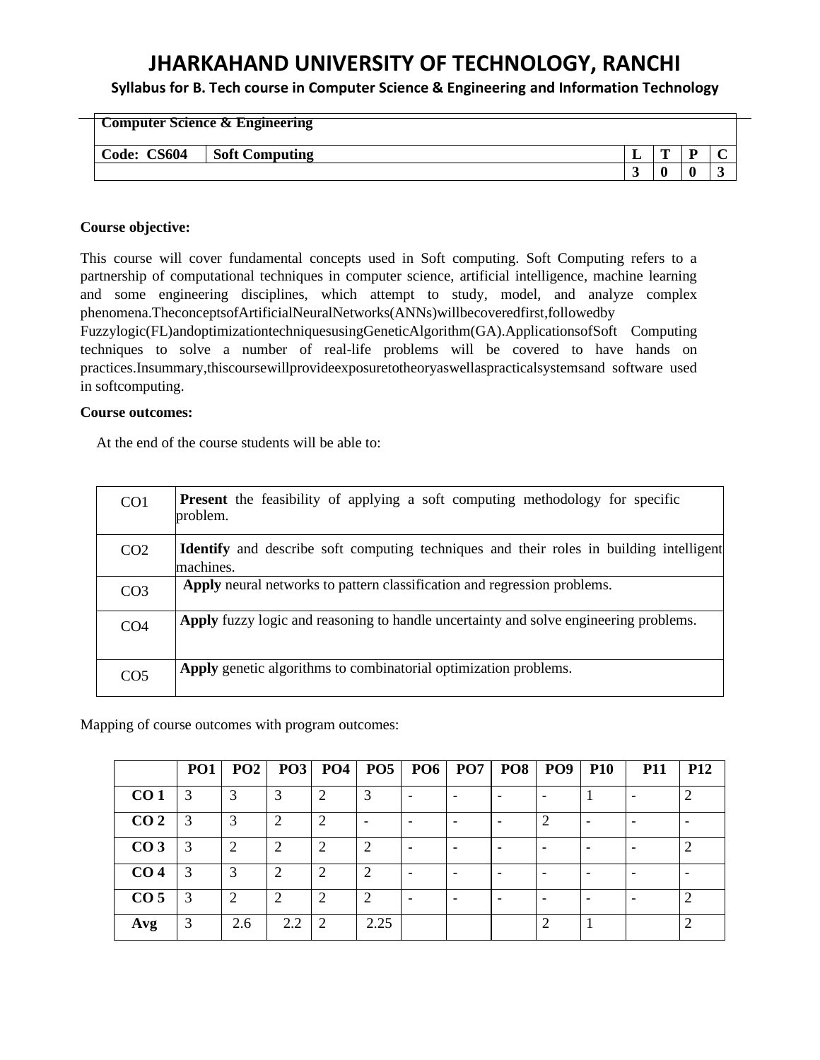# JHARKAHAND UNIVERSITY OF TECHNOLOGY, RANCHI

## Syllabus for B. Tech course in Computer Science & Engineering and Information Technology

| Computer Science & Engineering | | | | | |
|---|---|---|---|---|---|
| **Code: CS604** | **Soft Computing** | **L** | **T** | **P** | **C** |
| | | **3** | **0** | **0** | **3** |

**Course objective:**

This course will cover fundamental concepts used in Soft computing. Soft Computing refers to a partnership of computational techniques in computer science, artificial intelligence, machine learning and some engineering disciplines, which attempt to study, model, and analyze complex phenomena.TheconceptsofArtificialNeuralNetworks(ANNs)willbecoveredfirst,followedby Fuzzylogic(FL)andoptimizationtechniquesusingGeneticAlgorithm(GA).ApplicationsofSoft Computing techniques to solve a number of real-life problems will be covered to have hands on practices.Insummary,thiscoursewillprovideexposuretotheoryaswellaspracticalsystemsand software used in softcomputing.

**Course outcomes:**

At the end of the course students will be able to:

| | |
|---|---|
| CO1 | **Present** the feasibility of applying a soft computing methodology for specific problem. |
| CO2 | **Identify** and describe soft computing techniques and their roles in building intelligent machines. |
| CO3 | **Apply** neural networks to pattern classification and regression problems. |
| CO4 | **Apply** fuzzy logic and reasoning to handle uncertainty and solve engineering problems. |
| CO5 | **Apply** genetic algorithms to combinatorial optimization problems. |

Mapping of course outcomes with program outcomes:

| | **PO1** | **PO2** | **PO3** | **PO4** | **PO5** | **PO6** | **PO7** | **PO8** | **PO9** | **P10** | **P11** | **P12** |
|---|---|---|---|---|---|---|---|---|---|---|---|---|
| **CO 1** | 3 | 3 | 3 | 2 | 3 | - | - | - | - | 1 | - | 2 |
| **CO 2** | 3 | 3 | 2 | 2 | - | - | - | - | 2 | - | - | - |
| **CO 3** | 3 | 2 | 2 | 2 | 2 | - | - | - | - | - | - | 2 |
| **CO 4** | 3 | 3 | 2 | 2 | 2 | - | - | - | - | - | - | - |
| **CO 5** | 3 | 2 | 2 | 2 | 2 | - | - | - | - | - | - | 2 |
| **Avg** | 3 | 2.6 | 2.2 | 2 | 2.25 | | | | 2 | 1 | | 2 |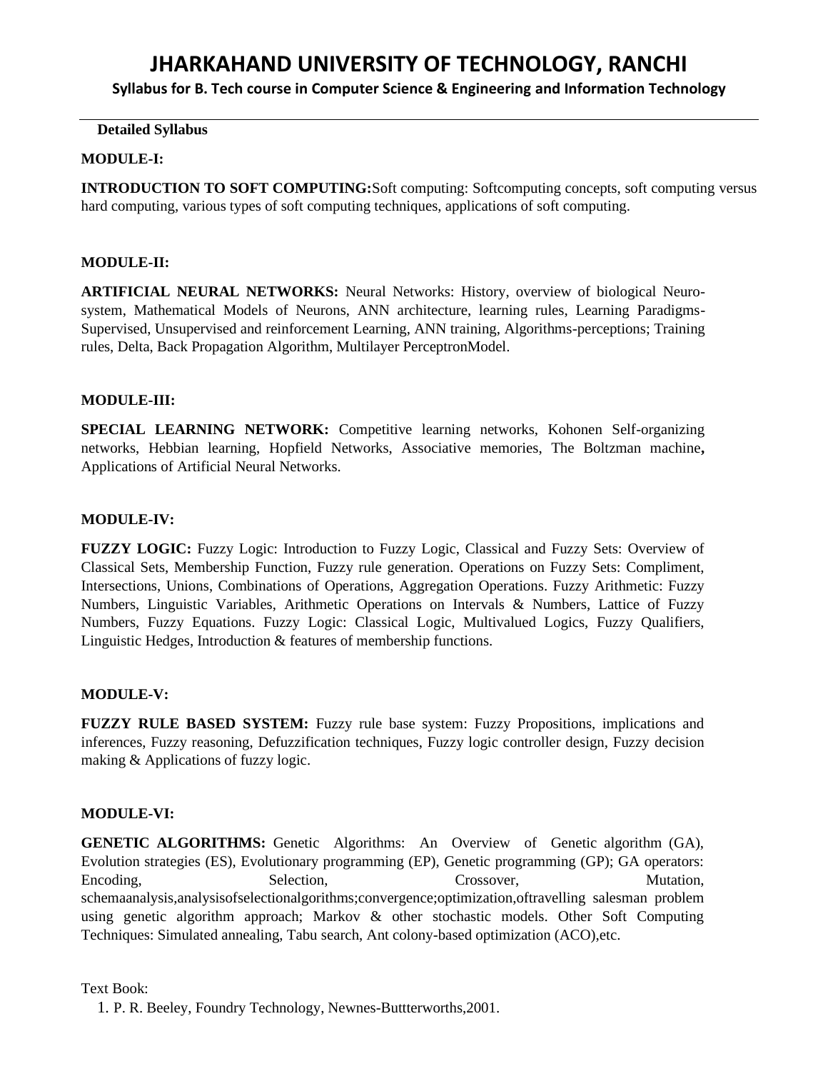**Detailed Syllabus**

**MODULE-I:**

**INTRODUCTION TO SOFT COMPUTING:**Soft computing: Softcomputing concepts, soft computing versus hard computing, various types of soft computing techniques, applications of soft computing.

**MODULE-II:**

**ARTIFICIAL NEURAL NETWORKS:** Neural Networks: History, overview of biological Neuro-system, Mathematical Models of Neurons, ANN architecture, learning rules, Learning Paradigms-Supervised, Unsupervised and reinforcement Learning, ANN training, Algorithms-perceptions; Training rules, Delta, Back Propagation Algorithm, Multilayer PerceptronModel.

**MODULE-III:**

**SPECIAL LEARNING NETWORK:** Competitive learning networks, Kohonen Self-organizing networks, Hebbian learning, Hopfield Networks, Associative memories, The Boltzman machine**,** Applications of Artificial Neural Networks.

**MODULE-IV:**

**FUZZY LOGIC:** Fuzzy Logic: Introduction to Fuzzy Logic, Classical and Fuzzy Sets: Overview of Classical Sets, Membership Function, Fuzzy rule generation. Operations on Fuzzy Sets: Compliment, Intersections, Unions, Combinations of Operations, Aggregation Operations. Fuzzy Arithmetic: Fuzzy Numbers, Linguistic Variables, Arithmetic Operations on Intervals & Numbers, Lattice of Fuzzy Numbers, Fuzzy Equations. Fuzzy Logic: Classical Logic, Multivalued Logics, Fuzzy Qualifiers, Linguistic Hedges, Introduction & features of membership functions.

**MODULE-V:**

**FUZZY RULE BASED SYSTEM:** Fuzzy rule base system: Fuzzy Propositions, implications and inferences, Fuzzy reasoning, Defuzzification techniques, Fuzzy logic controller design, Fuzzy decision making & Applications of fuzzy logic.

**MODULE-VI:**

**GENETIC ALGORITHMS:** Genetic Algorithms: An Overview of Genetic algorithm (GA), Evolution strategies (ES), Evolutionary programming (EP), Genetic programming (GP); GA operators: Encoding, Selection, Crossover, Mutation, schemaanalysis,analysisofselectionalgorithms;convergence;optimization,oftravelling salesman problem using genetic algorithm approach; Markov & other stochastic models. Other Soft Computing Techniques: Simulated annealing, Tabu search, Ant colony-based optimization (ACO),etc.

Text Book:

1. P. R. Beeley, Foundry Technology, Newnes-Buttterworths,2001.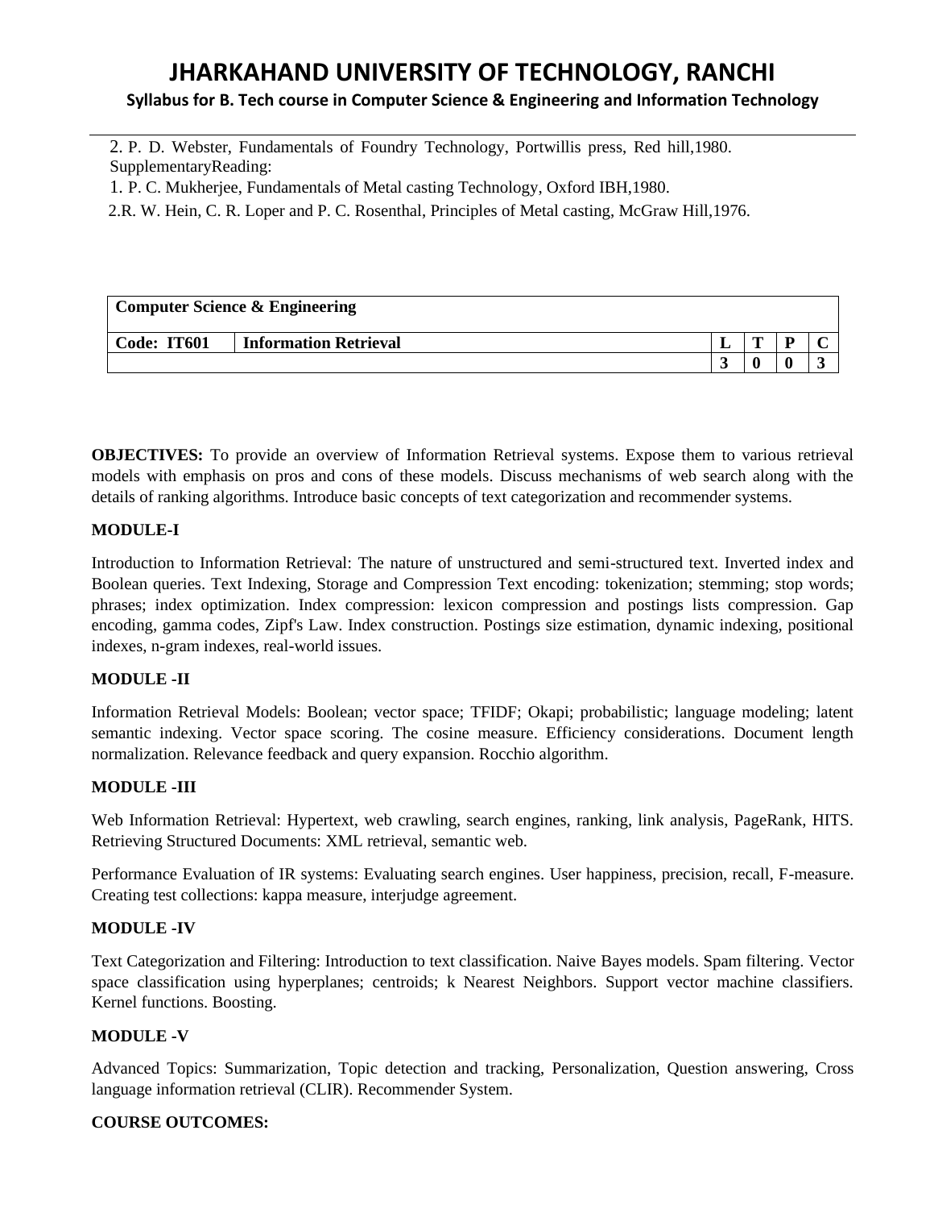2. P. D. Webster, Fundamentals of Foundry Technology, Portwillis press, Red hill,1980.
SupplementaryReading:
1. P. C. Mukherjee, Fundamentals of Metal casting Technology, Oxford IBH,1980.
2.R. W. Hein, C. R. Loper and P. C. Rosenthal, Principles of Metal casting, McGraw Hill,1976.

| **Computer Science & Engineering** | | | | | |
|---|---|---|---|---|---|
| **Code: IT601** | **Information Retrieval** | **L** | **T** | **P** | **C** |
| | | **3** | **0** | **0** | **3** |

**OBJECTIVES:** To provide an overview of Information Retrieval systems. Expose them to various retrieval models with emphasis on pros and cons of these models. Discuss mechanisms of web search along with the details of ranking algorithms. Introduce basic concepts of text categorization and recommender systems.

**MODULE-I**

Introduction to Information Retrieval: The nature of unstructured and semi-structured text. Inverted index and Boolean queries. Text Indexing, Storage and Compression Text encoding: tokenization; stemming; stop words; phrases; index optimization. Index compression: lexicon compression and postings lists compression. Gap encoding, gamma codes, Zipf's Law. Index construction. Postings size estimation, dynamic indexing, positional indexes, n-gram indexes, real-world issues.

**MODULE -II**

Information Retrieval Models: Boolean; vector space; TFIDF; Okapi; probabilistic; language modeling; latent semantic indexing. Vector space scoring. The cosine measure. Efficiency considerations. Document length normalization. Relevance feedback and query expansion. Rocchio algorithm.

**MODULE -III**

Web Information Retrieval: Hypertext, web crawling, search engines, ranking, link analysis, PageRank, HITS. Retrieving Structured Documents: XML retrieval, semantic web.

Performance Evaluation of IR systems: Evaluating search engines. User happiness, precision, recall, F-measure. Creating test collections: kappa measure, interjudge agreement.

**MODULE -IV**

Text Categorization and Filtering: Introduction to text classification. Naive Bayes models. Spam filtering. Vector space classification using hyperplanes; centroids; k Nearest Neighbors. Support vector machine classifiers. Kernel functions. Boosting.

**MODULE -V**

Advanced Topics: Summarization, Topic detection and tracking, Personalization, Question answering, Cross language information retrieval (CLIR). Recommender System.

**COURSE OUTCOMES:**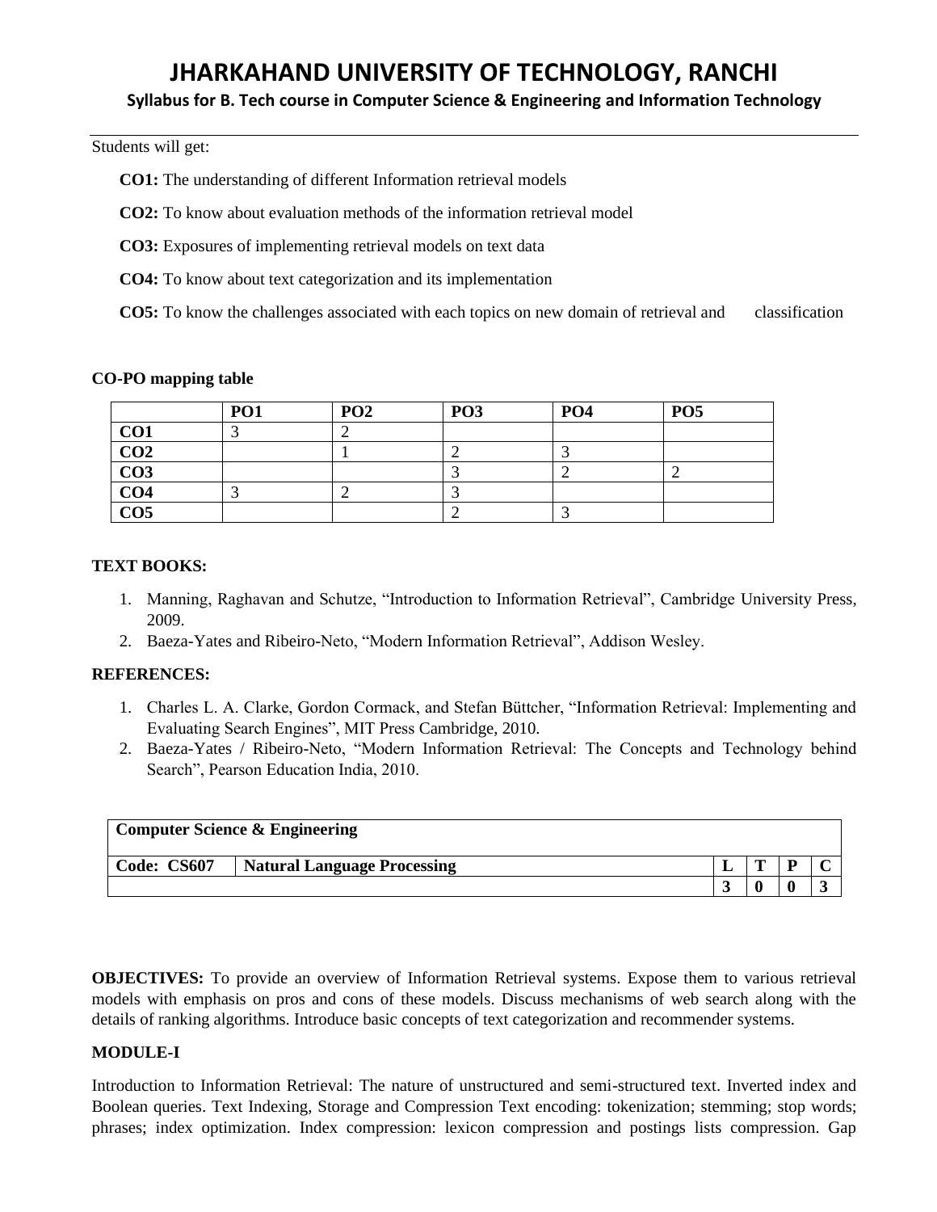Students will get:

**CO1:** The understanding of different Information retrieval models

**CO2:** To know about evaluation methods of the information retrieval model

**CO3:** Exposures of implementing retrieval models on text data

**CO4:** To know about text categorization and its implementation

**CO5:** To know the challenges associated with each topics on new domain of retrieval and classification

**CO-PO mapping table**

| | PO1 | PO2 | PO3 | PO4 | PO5 |
|---|---|---|---|---|---|
| **CO1** | 3 | 2 | | | |
| **CO2** | | 1 | 2 | 3 | |
| **CO3** | | | 3 | 2 | 2 |
| **CO4** | 3 | 2 | 3 | | |
| **CO5** | | | 2 | 3 | |

**TEXT BOOKS:**

1. Manning, Raghavan and Schutze, "Introduction to Information Retrieval", Cambridge University Press, 2009.
2. Baeza-Yates and Ribeiro-Neto, "Modern Information Retrieval", Addison Wesley.

**REFERENCES:**

1. Charles L. A. Clarke, Gordon Cormack, and Stefan Büttcher, "Information Retrieval: Implementing and Evaluating Search Engines", MIT Press Cambridge, 2010.
2. Baeza-Yates / Ribeiro-Neto, "Modern Information Retrieval: The Concepts and Technology behind Search", Pearson Education India, 2010.

| **Computer Science & Engineering** | | | | | |
|---|---|---|---|---|---|
| **Code: CS607** | **Natural Language Processing** | **L** | **T** | **P** | **C** |
| | | **3** | **0** | **0** | **3** |

**OBJECTIVES:** To provide an overview of Information Retrieval systems. Expose them to various retrieval models with emphasis on pros and cons of these models. Discuss mechanisms of web search along with the details of ranking algorithms. Introduce basic concepts of text categorization and recommender systems.

**MODULE-I**

Introduction to Information Retrieval: The nature of unstructured and semi-structured text. Inverted index and Boolean queries. Text Indexing, Storage and Compression Text encoding: tokenization; stemming; stop words; phrases; index optimization. Index compression: lexicon compression and postings lists compression. Gap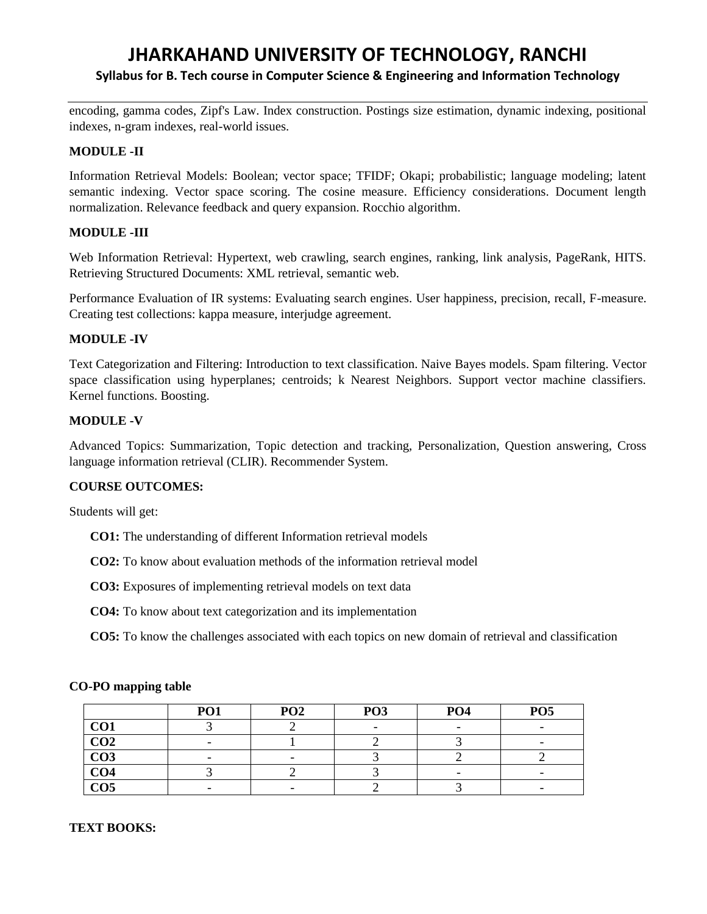encoding, gamma codes, Zipf's Law. Index construction. Postings size estimation, dynamic indexing, positional indexes, n-gram indexes, real-world issues.

**MODULE -II**

Information Retrieval Models: Boolean; vector space; TFIDF; Okapi; probabilistic; language modeling; latent semantic indexing. Vector space scoring. The cosine measure. Efficiency considerations. Document length normalization. Relevance feedback and query expansion. Rocchio algorithm.

**MODULE -III**

Web Information Retrieval: Hypertext, web crawling, search engines, ranking, link analysis, PageRank, HITS. Retrieving Structured Documents: XML retrieval, semantic web.

Performance Evaluation of IR systems: Evaluating search engines. User happiness, precision, recall, F-measure. Creating test collections: kappa measure, interjudge agreement.

**MODULE -IV**

Text Categorization and Filtering: Introduction to text classification. Naive Bayes models. Spam filtering. Vector space classification using hyperplanes; centroids; k Nearest Neighbors. Support vector machine classifiers. Kernel functions. Boosting.

**MODULE -V**

Advanced Topics: Summarization, Topic detection and tracking, Personalization, Question answering, Cross language information retrieval (CLIR). Recommender System.

**COURSE OUTCOMES:**

Students will get:

**CO1:** The understanding of different Information retrieval models

**CO2:** To know about evaluation methods of the information retrieval model

**CO3:** Exposures of implementing retrieval models on text data

**CO4:** To know about text categorization and its implementation

**CO5:** To know the challenges associated with each topics on new domain of retrieval and classification

**CO-PO mapping table**

| | PO1 | PO2 | PO3 | PO4 | PO5 |
|---|---|---|---|---|---|
| **CO1** | 3 | 2 | - | - | - |
| **CO2** | - | 1 | 2 | 3 | - |
| **CO3** | - | - | 3 | 2 | 2 |
| **CO4** | 3 | 2 | 3 | - | - |
| **CO5** | - | - | 2 | 3 | - |

**TEXT BOOKS:**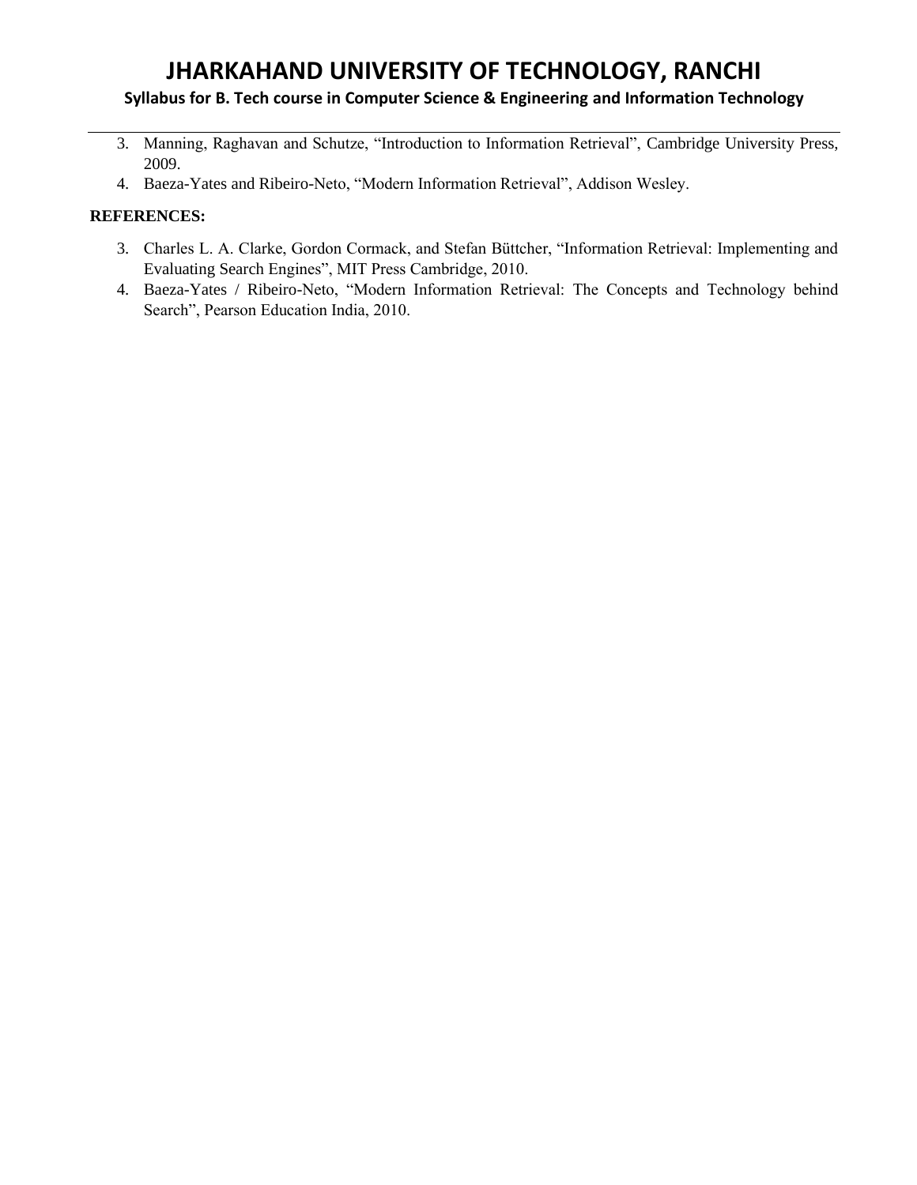3. Manning, Raghavan and Schutze, "Introduction to Information Retrieval", Cambridge University Press, 2009.
4. Baeza-Yates and Ribeiro-Neto, "Modern Information Retrieval", Addison Wesley.

**REFERENCES:**

3. Charles L. A. Clarke, Gordon Cormack, and Stefan Büttcher, "Information Retrieval: Implementing and Evaluating Search Engines", MIT Press Cambridge, 2010.
4. Baeza-Yates / Ribeiro-Neto, "Modern Information Retrieval: The Concepts and Technology behind Search", Pearson Education India, 2010.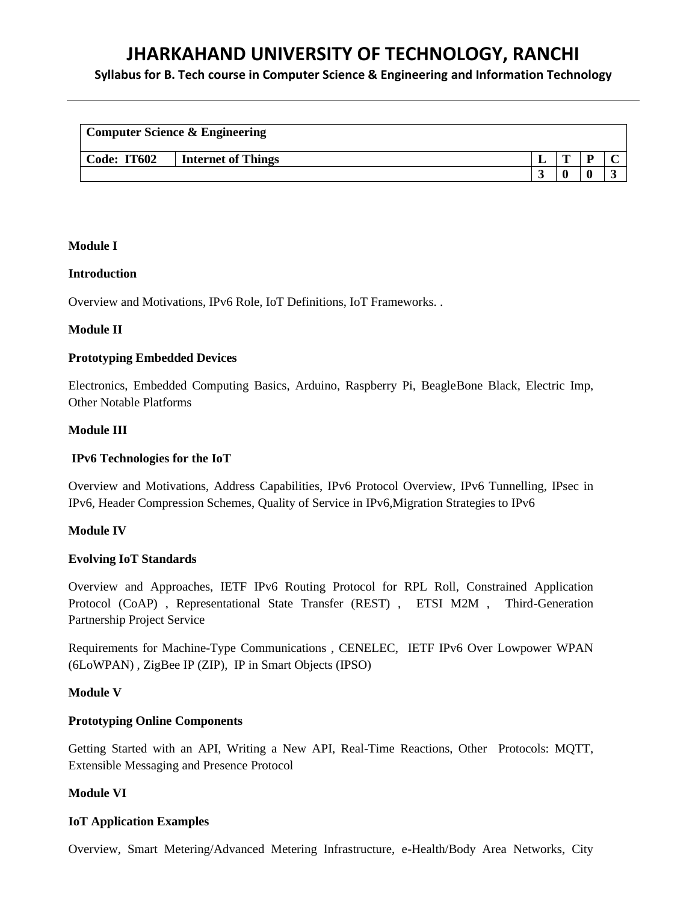# JHARKAHAND UNIVERSITY OF TECHNOLOGY, RANCHI

**Syllabus for B. Tech course in Computer Science & Engineering and Information Technology**

| **Computer Science & Engineering** | | | | | |
|---|---|---|---|---|---|
| **Code: IT602** | **Internet of Things** | **L** | **T** | **P** | **C** |
| | | **3** | **0** | **0** | **3** |

**Module I**

**Introduction**

Overview and Motivations, IPv6 Role, IoT Definitions, IoT Frameworks. .

**Module II**

**Prototyping Embedded Devices**

Electronics, Embedded Computing Basics, Arduino, Raspberry Pi, BeagleBone Black, Electric Imp, Other Notable Platforms

**Module III**

**IPv6 Technologies for the IoT**

Overview and Motivations, Address Capabilities, IPv6 Protocol Overview, IPv6 Tunnelling, IPsec in IPv6, Header Compression Schemes, Quality of Service in IPv6,Migration Strategies to IPv6

**Module IV**

**Evolving IoT Standards**

Overview and Approaches, IETF IPv6 Routing Protocol for RPL Roll, Constrained Application Protocol (CoAP) , Representational State Transfer (REST) , ETSI M2M , Third-Generation Partnership Project Service

Requirements for Machine-Type Communications , CENELEC, IETF IPv6 Over Lowpower WPAN (6LoWPAN) , ZigBee IP (ZIP), IP in Smart Objects (IPSO)

**Module V**

**Prototyping Online Components**

Getting Started with an API, Writing a New API, Real-Time Reactions, Other Protocols: MQTT, Extensible Messaging and Presence Protocol

**Module VI**

**IoT Application Examples**

Overview, Smart Metering/Advanced Metering Infrastructure, e-Health/Body Area Networks, City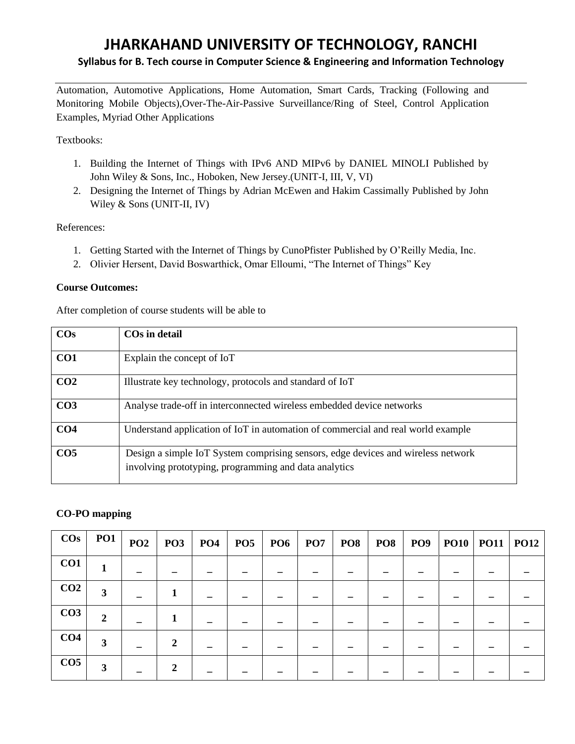Automation, Automotive Applications, Home Automation, Smart Cards, Tracking (Following and Monitoring Mobile Objects),Over-The-Air-Passive Surveillance/Ring of Steel, Control Application Examples, Myriad Other Applications

Textbooks:

1. Building the Internet of Things with IPv6 AND MIPv6 by DANIEL MINOLI Published by John Wiley & Sons, Inc., Hoboken, New Jersey.(UNIT-I, III, V, VI)
2. Designing the Internet of Things by Adrian McEwen and Hakim Cassimally Published by John Wiley & Sons (UNIT-II, IV)

References:

1. Getting Started with the Internet of Things by CunoPfister Published by O'Reilly Media, Inc.
2. Olivier Hersent, David Boswarthick, Omar Elloumi, "The Internet of Things" Key

**Course Outcomes:**

After completion of course students will be able to

| COs | COs in detail |
|---|---|
| CO1 | Explain the concept of IoT |
| CO2 | Illustrate key technology, protocols and standard of IoT |
| CO3 | Analyse trade-off in interconnected wireless embedded device networks |
| CO4 | Understand application of IoT in automation of commercial and real world example |
| CO5 | Design a simple IoT System comprising sensors, edge devices and wireless network involving prototyping, programming and data analytics |

**CO-PO mapping**

| COs | PO1 | PO2 | PO3 | PO4 | PO5 | PO6 | PO7 | PO8 | PO8 | PO9 | PO10 | PO11 | PO12 |
|---|---|---|---|---|---|---|---|---|---|---|---|---|---|
| CO1 | 1 | – | – | – | – | – | – | – | – | – | – | – | – |
| CO2 | 3 | – | 1 | – | – | – | – | – | – | – | – | – | – |
| CO3 | 2 | – | 1 | – | – | – | – | – | – | – | – | – | – |
| CO4 | 3 | – | 2 | – | – | – | – | – | – | – | – | – | – |
| CO5 | 3 | – | 2 | – | – | – | – | – | – | – | – | – | – |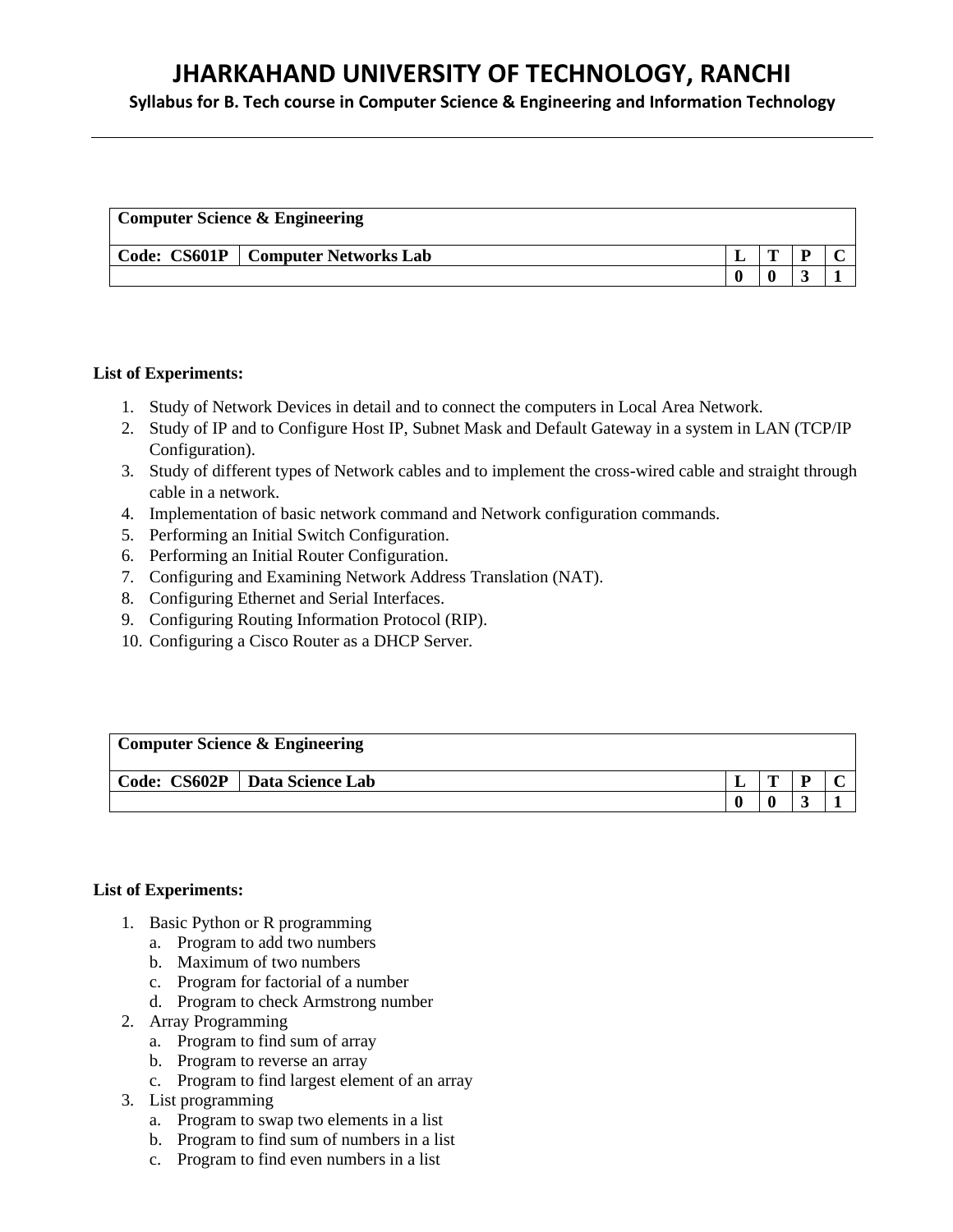| Computer Science & Engineering | | | | | |
|---|---|---|---|---|---|
| **Code: CS601P** | **Computer Networks Lab** | **L** | **T** | **P** | **C** |
| | | **0** | **0** | **3** | **1** |

**List of Experiments:**

1. Study of Network Devices in detail and to connect the computers in Local Area Network.
2. Study of IP and to Configure Host IP, Subnet Mask and Default Gateway in a system in LAN (TCP/IP Configuration).
3. Study of different types of Network cables and to implement the cross-wired cable and straight through cable in a network.
4. Implementation of basic network command and Network configuration commands.
5. Performing an Initial Switch Configuration.
6. Performing an Initial Router Configuration.
7. Configuring and Examining Network Address Translation (NAT).
8. Configuring Ethernet and Serial Interfaces.
9. Configuring Routing Information Protocol (RIP).
10. Configuring a Cisco Router as a DHCP Server.

| Computer Science & Engineering | | | | | |
|---|---|---|---|---|---|
| **Code: CS602P** | **Data Science Lab** | **L** | **T** | **P** | **C** |
| | | **0** | **0** | **3** | **1** |

**List of Experiments:**

1. Basic Python or R programming
   a. Program to add two numbers
   b. Maximum of two numbers
   c. Program for factorial of a number
   d. Program to check Armstrong number
2. Array Programming
   a. Program to find sum of array
   b. Program to reverse an array
   c. Program to find largest element of an array
3. List programming
   a. Program to swap two elements in a list
   b. Program to find sum of numbers in a list
   c. Program to find even numbers in a list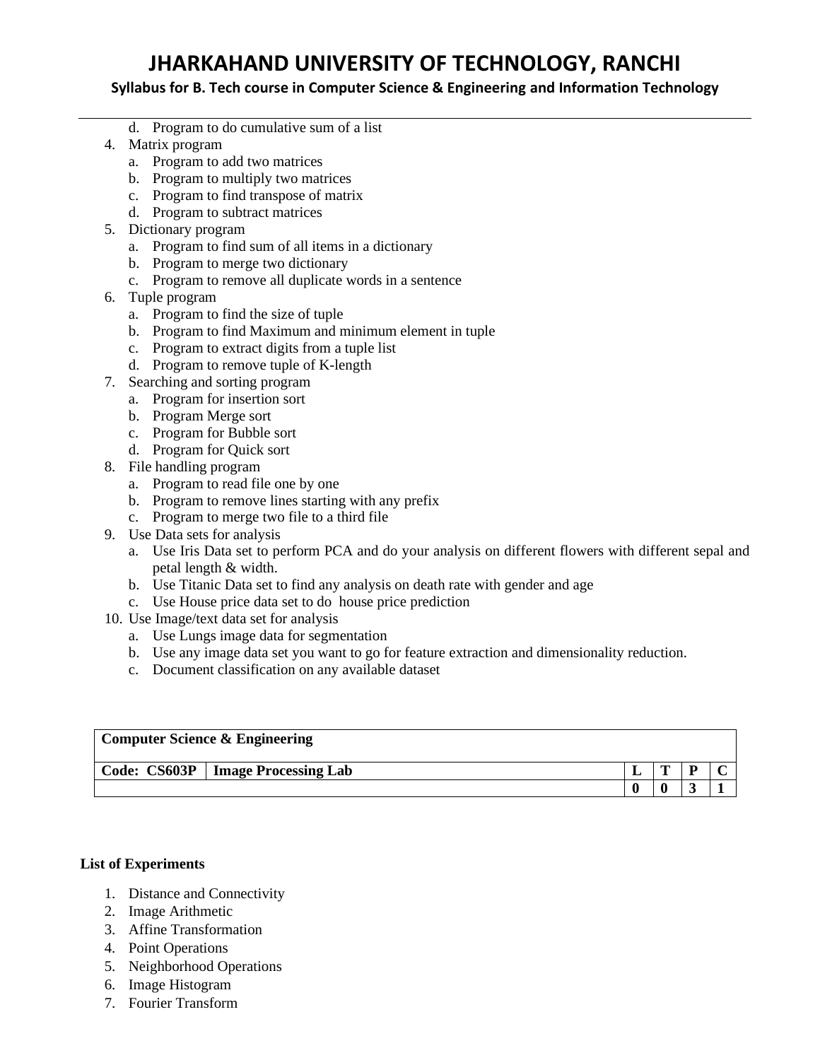d. Program to do cumulative sum of a list
4. Matrix program
   a. Program to add two matrices
   b. Program to multiply two matrices
   c. Program to find transpose of matrix
   d. Program to subtract matrices
5. Dictionary program
   a. Program to find sum of all items in a dictionary
   b. Program to merge two dictionary
   c. Program to remove all duplicate words in a sentence
6. Tuple program
   a. Program to find the size of tuple
   b. Program to find Maximum and minimum element in tuple
   c. Program to extract digits from a tuple list
   d. Program to remove tuple of K-length
7. Searching and sorting program
   a. Program for insertion sort
   b. Program Merge sort
   c. Program for Bubble sort
   d. Program for Quick sort
8. File handling program
   a. Program to read file one by one
   b. Program to remove lines starting with any prefix
   c. Program to merge two file to a third file
9. Use Data sets for analysis
   a. Use Iris Data set to perform PCA and do your analysis on different flowers with different sepal and petal length & width.
   b. Use Titanic Data set to find any analysis on death rate with gender and age
   c. Use House price data set to do house price prediction
10. Use Image/text data set for analysis
    a. Use Lungs image data for segmentation
    b. Use any image data set you want to go for feature extraction and dimensionality reduction.
    c. Document classification on any available dataset

| **Computer Science & Engineering** | | | | | |
|---|---|---|---|---|---|
| **Code: CS603P** | **Image Processing Lab** | **L** | **T** | **P** | **C** |
| | | **0** | **0** | **3** | **1** |

**List of Experiments**

1. Distance and Connectivity
2. Image Arithmetic
3. Affine Transformation
4. Point Operations
5. Neighborhood Operations
6. Image Histogram
7. Fourier Transform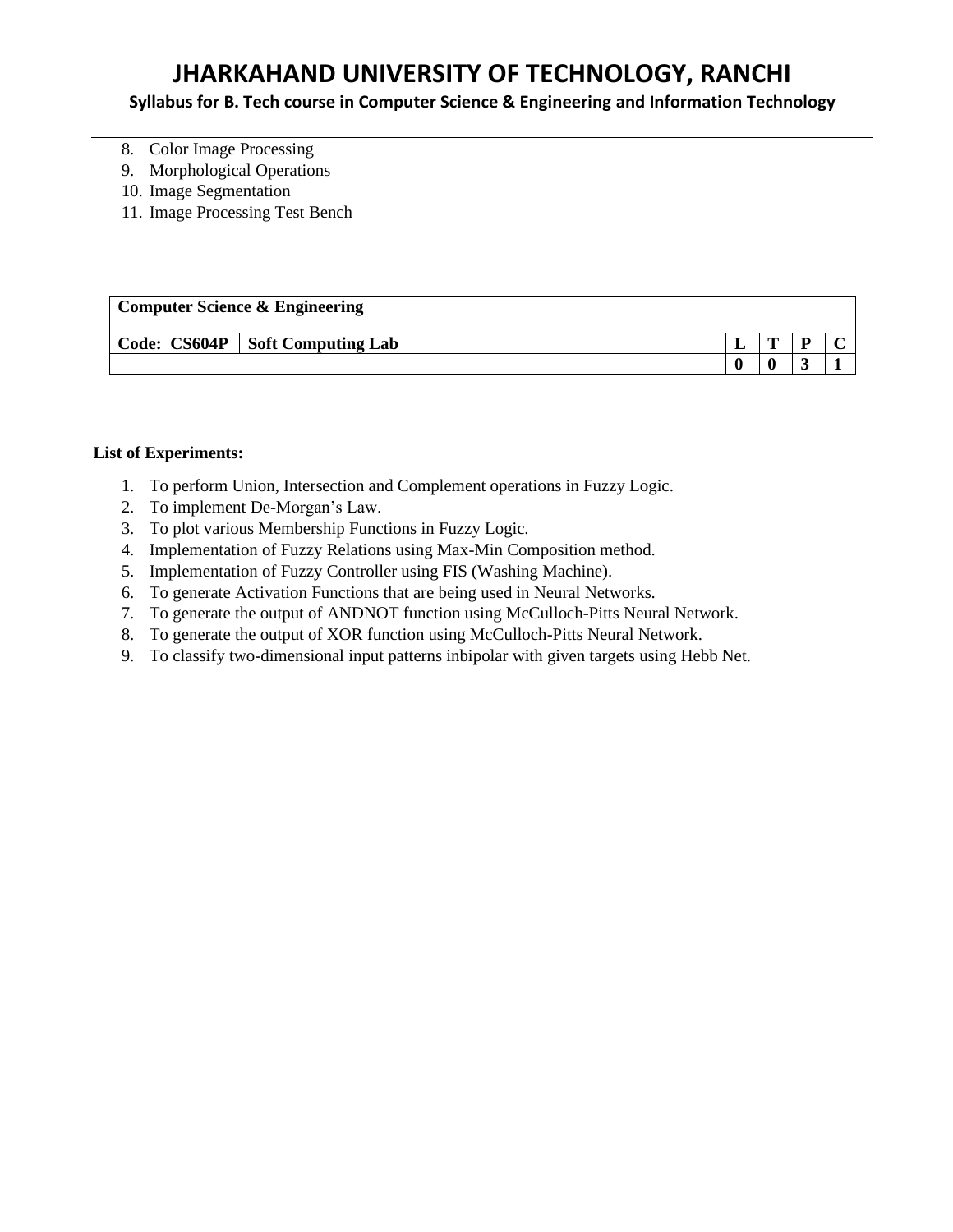8. Color Image Processing
9. Morphological Operations
10. Image Segmentation
11. Image Processing Test Bench

| **Computer Science & Engineering** | | | | | |
|---|---|---|---|---|---|
| **Code: CS604P** | **Soft Computing Lab** | **L** | **T** | **P** | **C** |
| | | **0** | **0** | **3** | **1** |

**List of Experiments:**

1. To perform Union, Intersection and Complement operations in Fuzzy Logic.
2. To implement De-Morgan's Law.
3. To plot various Membership Functions in Fuzzy Logic.
4. Implementation of Fuzzy Relations using Max-Min Composition method.
5. Implementation of Fuzzy Controller using FIS (Washing Machine).
6. To generate Activation Functions that are being used in Neural Networks.
7. To generate the output of ANDNOT function using McCulloch-Pitts Neural Network.
8. To generate the output of XOR function using McCulloch-Pitts Neural Network.
9. To classify two-dimensional input patterns inbipolar with given targets using Hebb Net.